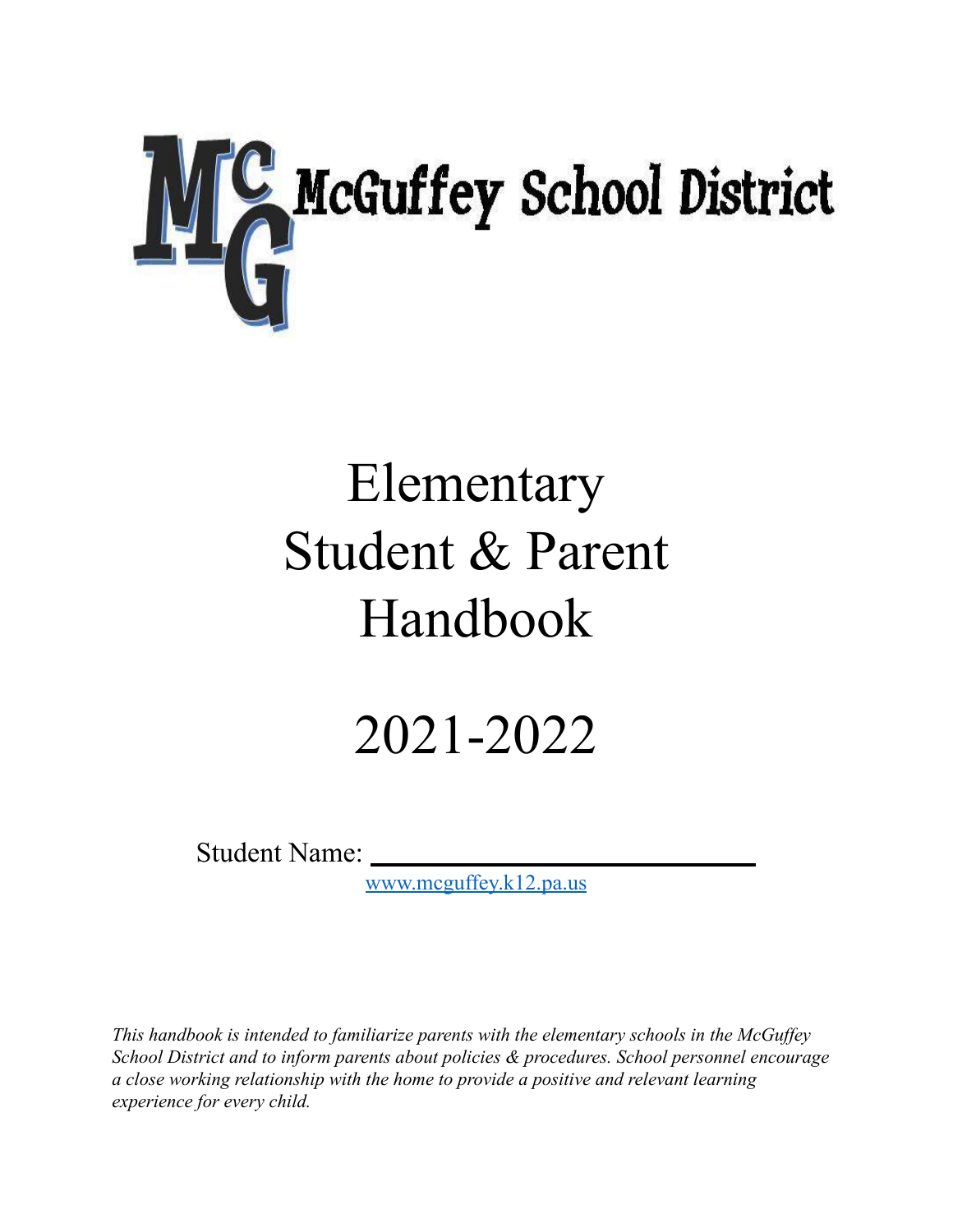# McGuffey School District

# Elementary Student & Parent Handbook

# 2021-2022

Student Name: ____________________________

[www.mcguffey.k12.pa.us](http://www.mcguffey.k12.pa.us)

*This handbook is intended to familiarize parents with the elementary schools in the McGuffey School District and to inform parents about policies & procedures. School personnel encourage a close working relationship with the home to provide a positive and relevant learning experience for every child.*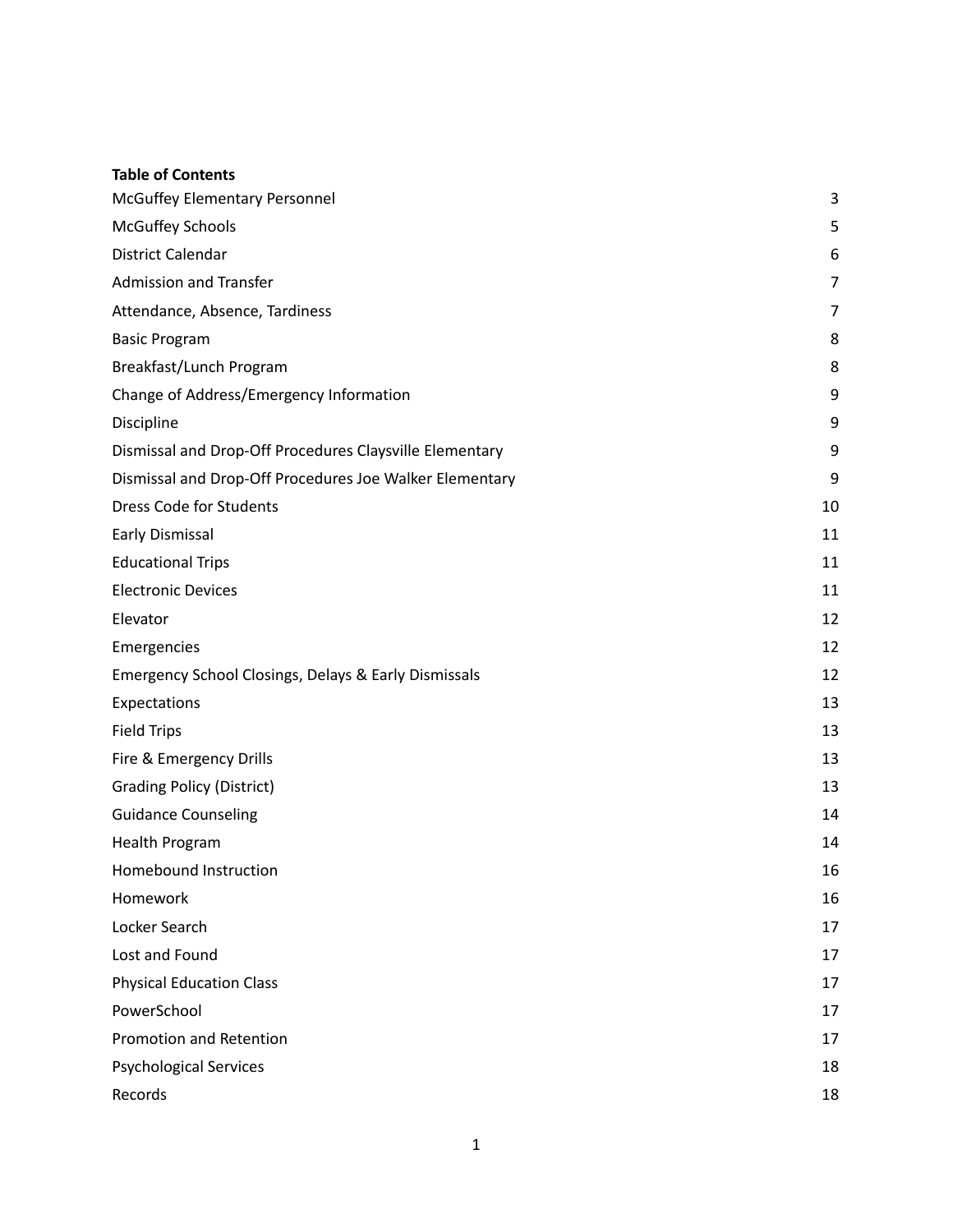**Table of Contents**

| | |
|---|---|
| McGuffey Elementary Personnel | 3 |
| McGuffey Schools | 5 |
| District Calendar | 6 |
| Admission and Transfer | 7 |
| Attendance, Absence, Tardiness | 7 |
| Basic Program | 8 |
| Breakfast/Lunch Program | 8 |
| Change of Address/Emergency Information | 9 |
| Discipline | 9 |
| Dismissal and Drop-Off Procedures Claysville Elementary | 9 |
| Dismissal and Drop-Off Procedures Joe Walker Elementary | 9 |
| Dress Code for Students | 10 |
| Early Dismissal | 11 |
| Educational Trips | 11 |
| Electronic Devices | 11 |
| Elevator | 12 |
| Emergencies | 12 |
| Emergency School Closings, Delays & Early Dismissals | 12 |
| Expectations | 13 |
| Field Trips | 13 |
| Fire & Emergency Drills | 13 |
| Grading Policy (District) | 13 |
| Guidance Counseling | 14 |
| Health Program | 14 |
| Homebound Instruction | 16 |
| Homework | 16 |
| Locker Search | 17 |
| Lost and Found | 17 |
| Physical Education Class | 17 |
| PowerSchool | 17 |
| Promotion and Retention | 17 |
| Psychological Services | 18 |
| Records | 18 |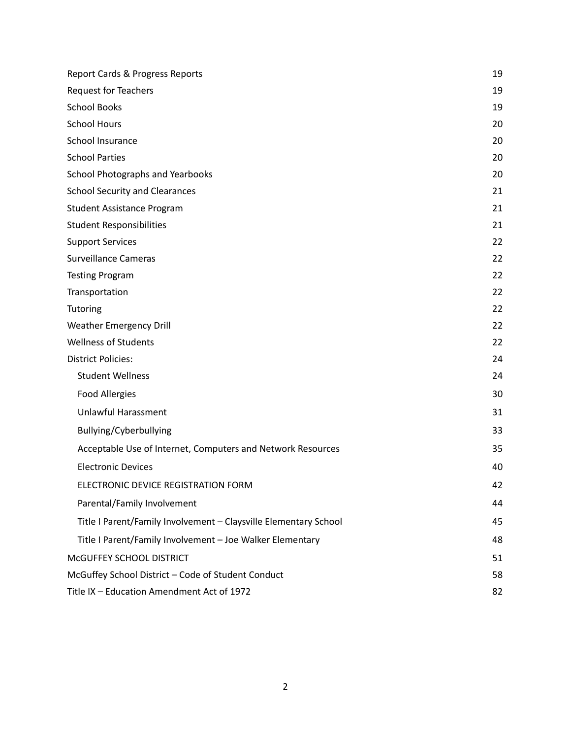| | |
|---|---|
| Report Cards & Progress Reports | 19 |
| Request for Teachers | 19 |
| School Books | 19 |
| School Hours | 20 |
| School Insurance | 20 |
| School Parties | 20 |
| School Photographs and Yearbooks | 20 |
| School Security and Clearances | 21 |
| Student Assistance Program | 21 |
| Student Responsibilities | 21 |
| Support Services | 22 |
| Surveillance Cameras | 22 |
| Testing Program | 22 |
| Transportation | 22 |
| Tutoring | 22 |
| Weather Emergency Drill | 22 |
| Wellness of Students | 22 |
| District Policies: | 24 |
| Student Wellness | 24 |
| Food Allergies | 30 |
| Unlawful Harassment | 31 |
| Bullying/Cyberbullying | 33 |
| Acceptable Use of Internet, Computers and Network Resources | 35 |
| Electronic Devices | 40 |
| ELECTRONIC DEVICE REGISTRATION FORM | 42 |
| Parental/Family Involvement | 44 |
| Title I Parent/Family Involvement – Claysville Elementary School | 45 |
| Title I Parent/Family Involvement – Joe Walker Elementary | 48 |
| McGUFFEY SCHOOL DISTRICT | 51 |
| McGuffey School District – Code of Student Conduct | 58 |
| Title IX – Education Amendment Act of 1972 | 82 |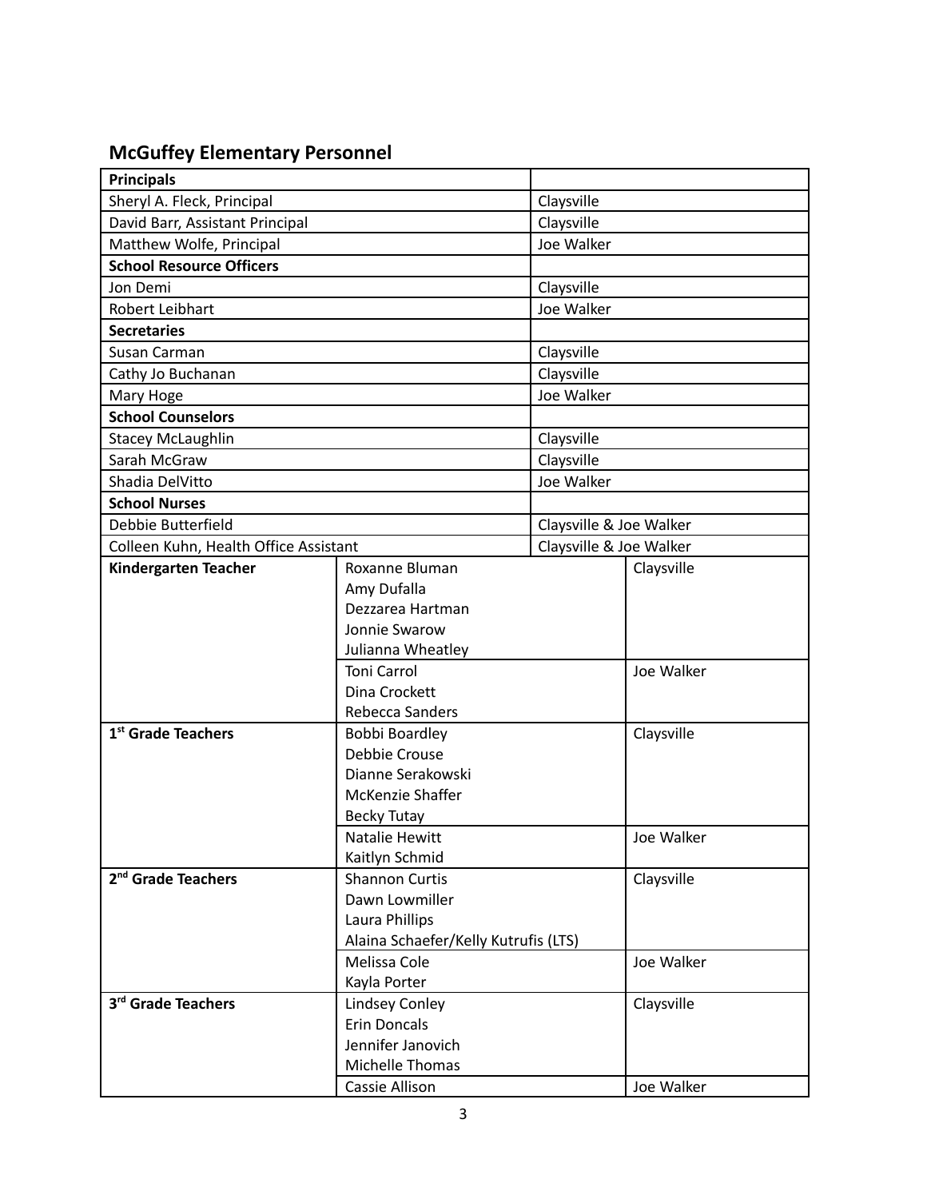## McGuffey Elementary Personnel

| **Principals** | |
|---|---|
| Sheryl A. Fleck, Principal | Claysville |
| David Barr, Assistant Principal | Claysville |
| Matthew Wolfe, Principal | Joe Walker |
| **School Resource Officers** | |
| Jon Demi | Claysville |
| Robert Leibhart | Joe Walker |
| **Secretaries** | |
| Susan Carman | Claysville |
| Cathy Jo Buchanan | Claysville |
| Mary Hoge | Joe Walker |
| **School Counselors** | |
| Stacey McLaughlin | Claysville |
| Sarah McGraw | Claysville |
| Shadia DelVitto | Joe Walker |
| **School Nurses** | |
| Debbie Butterfield | Claysville & Joe Walker |
| Colleen Kuhn, Health Office Assistant | Claysville & Joe Walker |

| | | |
|---|---|---|
| **Kindergarten Teacher** | Roxanne Bluman<br>Amy Dufalla<br>Dezzarea Hartman<br>Jonnie Swarow<br>Julianna Wheatley | Claysville |
| | Toni Carrol<br>Dina Crockett<br>Rebecca Sanders | Joe Walker |
| **1st Grade Teachers** | Bobbi Boardley<br>Debbie Crouse<br>Dianne Serakowski<br>McKenzie Shaffer<br>Becky Tutay | Claysville |
| | Natalie Hewitt<br>Kaitlyn Schmid | Joe Walker |
| **2nd Grade Teachers** | Shannon Curtis<br>Dawn Lowmiller<br>Laura Phillips<br>Alaina Schaefer/Kelly Kutrufis (LTS) | Claysville |
| | Melissa Cole<br>Kayla Porter | Joe Walker |
| **3rd Grade Teachers** | Lindsey Conley<br>Erin Doncals<br>Jennifer Janovich<br>Michelle Thomas | Claysville |
| | Cassie Allison | Joe Walker |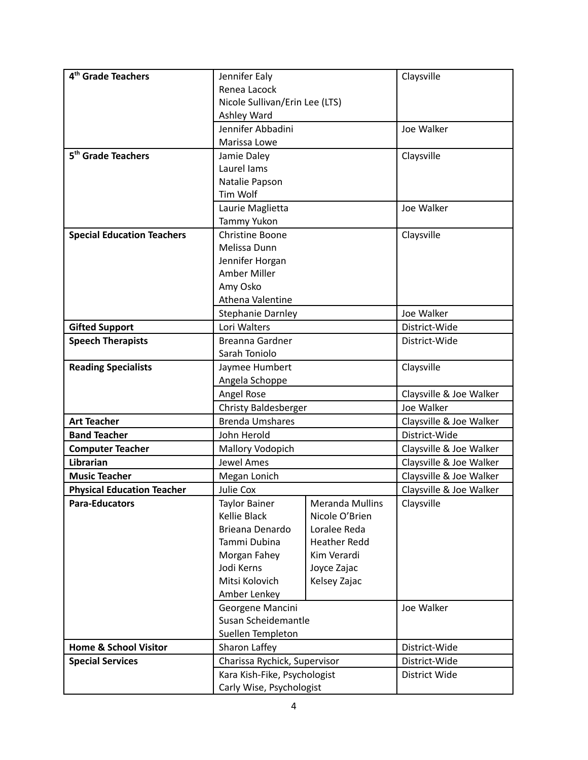| 4th Grade Teachers | Jennifer Ealy<br>Renea Lacock<br>Nicole Sullivan/Erin Lee (LTS)<br>Ashley Ward | Claysville |
|---|---|---|
| | Jennifer Abbadini<br>Marissa Lowe | Joe Walker |
| **5th Grade Teachers** | Jamie Daley<br>Laurel Iams<br>Natalie Papson<br>Tim Wolf | Claysville |
| | Laurie Maglietta<br>Tammy Yukon | Joe Walker |
| **Special Education Teachers** | Christine Boone<br>Melissa Dunn<br>Jennifer Horgan<br>Amber Miller<br>Amy Osko<br>Athena Valentine | Claysville |
| | Stephanie Darnley | Joe Walker |
| **Gifted Support** | Lori Walters | District-Wide |
| **Speech Therapists** | Breanna Gardner<br>Sarah Toniolo | District-Wide |
| **Reading Specialists** | Jaymee Humbert<br>Angela Schoppe | Claysville |
| | Angel Rose | Claysville & Joe Walker |
| | Christy Baldesberger | Joe Walker |
| **Art Teacher** | Brenda Umshares | Claysville & Joe Walker |
| **Band Teacher** | John Herold | District-Wide |
| **Computer Teacher** | Mallory Vodopich | Claysville & Joe Walker |
| **Librarian** | Jewel Ames | Claysville & Joe Walker |
| **Music Teacher** | Megan Lonich | Claysville & Joe Walker |
| **Physical Education Teacher** | Julie Cox | Claysville & Joe Walker |
| **Para-Educators** | Taylor Bainer<br>Kellie Black<br>Brieana Denardo<br>Tammi Dubina<br>Morgan Fahey<br>Jodi Kerns<br>Mitsi Kolovich<br>Amber Lenkey<br>Meranda Mullins<br>Nicole O'Brien<br>Loralee Reda<br>Heather Redd<br>Kim Verardi<br>Joyce Zajac<br>Kelsey Zajac | Claysville |
| | Georgene Mancini<br>Susan Scheidemantle<br>Suellen Templeton | Joe Walker |
| **Home & School Visitor** | Sharon Laffey | District-Wide |
| **Special Services** | Charissa Rychick, Supervisor | District-Wide |
| | Kara Kish-Fike, Psychologist<br>Carly Wise, Psychologist | District Wide |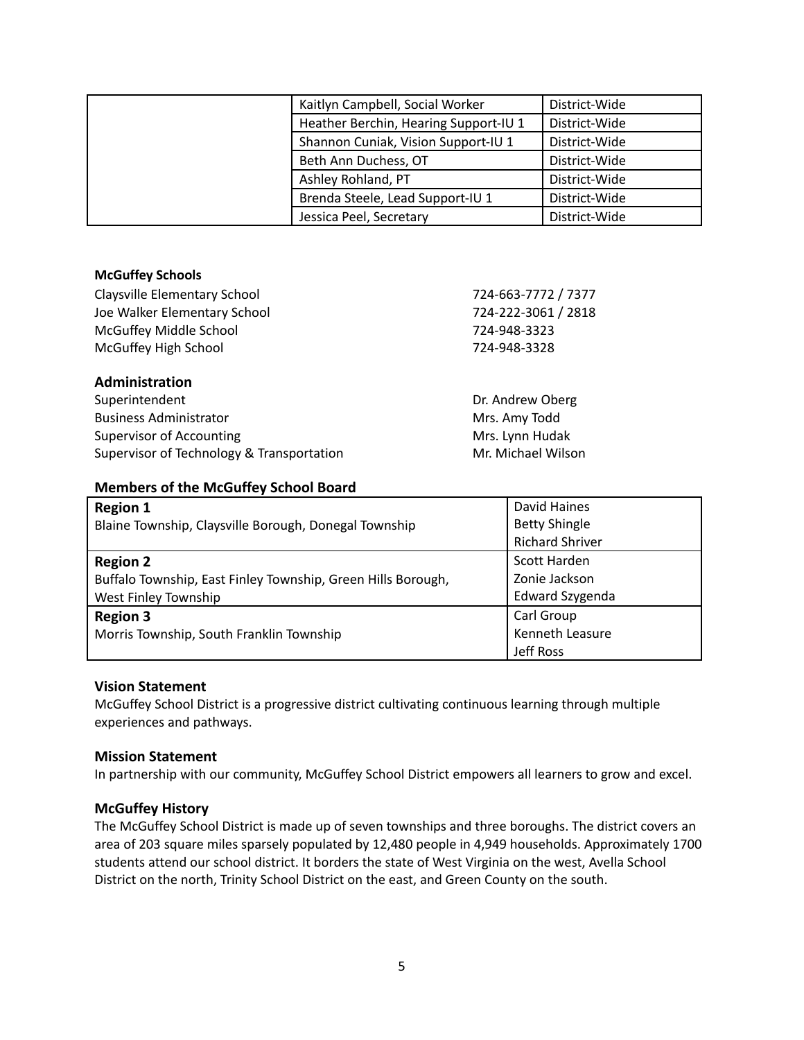| | | |
|---|---|---|
| | Kaitlyn Campbell, Social Worker | District-Wide |
| | Heather Berchin, Hearing Support-IU 1 | District-Wide |
| | Shannon Cuniak, Vision Support-IU 1 | District-Wide |
| | Beth Ann Duchess, OT | District-Wide |
| | Ashley Rohland, PT | District-Wide |
| | Brenda Steele, Lead Support-IU 1 | District-Wide |
| | Jessica Peel, Secretary | District-Wide |

**McGuffey Schools**

| | |
|---|---|
| Claysville Elementary School | 724-663-7772 / 7377 |
| Joe Walker Elementary School | 724-222-3061 / 2818 |
| McGuffey Middle School | 724-948-3323 |
| McGuffey High School | 724-948-3328 |

### Administration

| | |
|---|---|
| Superintendent | Dr. Andrew Oberg |
| Business Administrator | Mrs. Amy Todd |
| Supervisor of Accounting | Mrs. Lynn Hudak |
| Supervisor of Technology & Transportation | Mr. Michael Wilson |

### Members of the McGuffey School Board

| | |
|---|---|
| **Region 1**<br>Blaine Township, Claysville Borough, Donegal Township | David Haines<br>Betty Shingle<br>Richard Shriver |
| **Region 2**<br>Buffalo Township, East Finley Township, Green Hills Borough, West Finley Township | Scott Harden<br>Zonie Jackson<br>Edward Szygenda |
| **Region 3**<br>Morris Township, South Franklin Township | Carl Group<br>Kenneth Leasure<br>Jeff Ross |

### Vision Statement

McGuffey School District is a progressive district cultivating continuous learning through multiple experiences and pathways.

### Mission Statement

In partnership with our community, McGuffey School District empowers all learners to grow and excel.

### McGuffey History

The McGuffey School District is made up of seven townships and three boroughs. The district covers an area of 203 square miles sparsely populated by 12,480 people in 4,949 households. Approximately 1700 students attend our school district. It borders the state of West Virginia on the west, Avella School District on the north, Trinity School District on the east, and Green County on the south.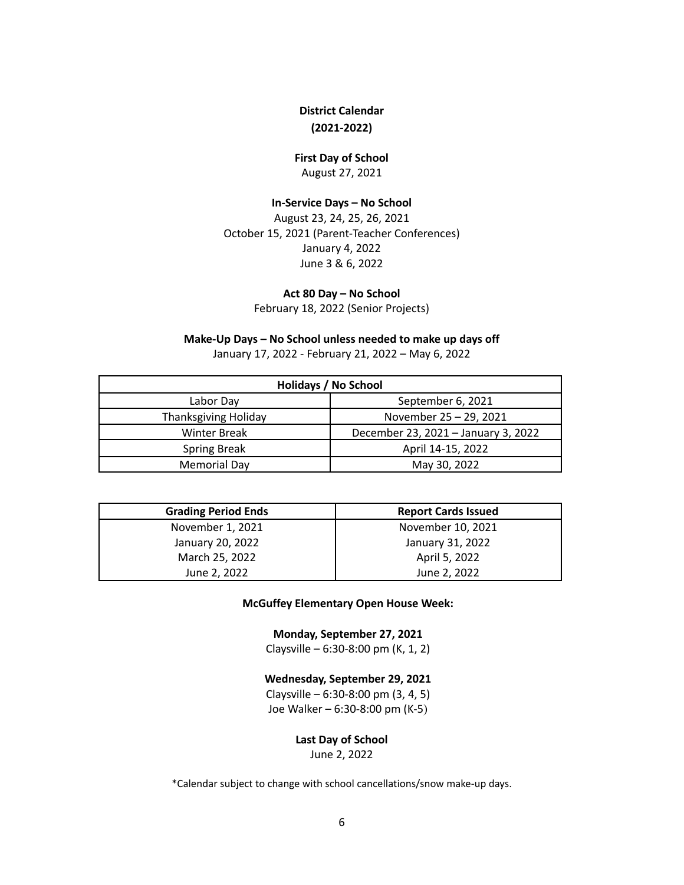## District Calendar
## (2021-2022)

**First Day of School**

August 27, 2021

**In-Service Days – No School**

August 23, 24, 25, 26, 2021
October 15, 2021 (Parent-Teacher Conferences)
January 4, 2022
June 3 & 6, 2022

**Act 80 Day – No School**

February 18, 2022 (Senior Projects)

**Make-Up Days – No School unless needed to make up days off**

January 17, 2022 - February 21, 2022 – May 6, 2022

| Holidays / No School | |
|---|---|
| Labor Day | September 6, 2021 |
| Thanksgiving Holiday | November 25 – 29, 2021 |
| Winter Break | December 23, 2021 – January 3, 2022 |
| Spring Break | April 14-15, 2022 |
| Memorial Day | May 30, 2022 |

| Grading Period Ends | Report Cards Issued |
|---|---|
| November 1, 2021 | November 10, 2021 |
| January 20, 2022 | January 31, 2022 |
| March 25, 2022 | April 5, 2022 |
| June 2, 2022 | June 2, 2022 |

**McGuffey Elementary Open House Week:**

**Monday, September 27, 2021**

Claysville – 6:30-8:00 pm (K, 1, 2)

**Wednesday, September 29, 2021**

Claysville – 6:30-8:00 pm (3, 4, 5)
Joe Walker – 6:30-8:00 pm (K-5)

**Last Day of School**

June 2, 2022

*Calendar subject to change with school cancellations/snow make-up days.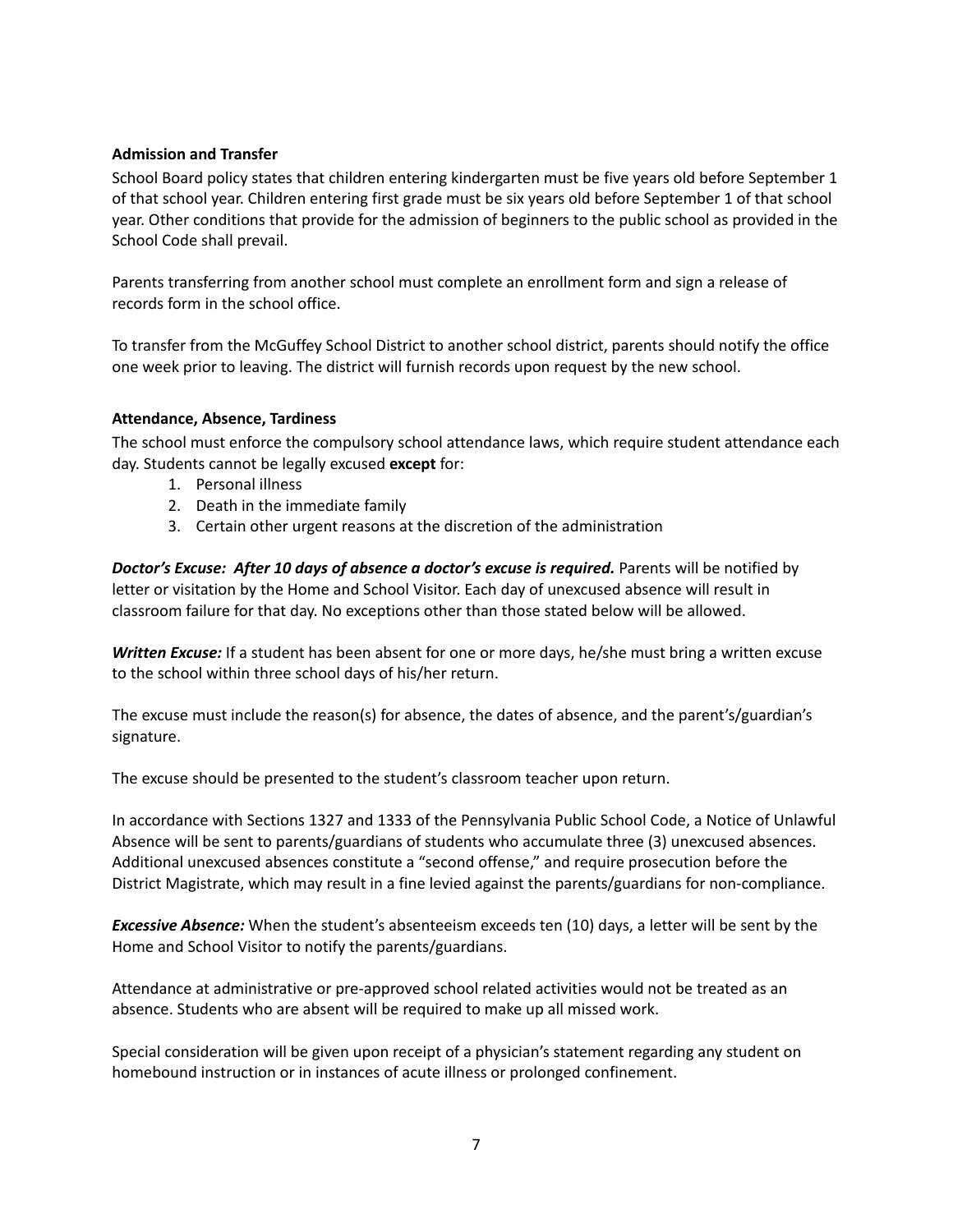**Admission and Transfer**

School Board policy states that children entering kindergarten must be five years old before September 1 of that school year. Children entering first grade must be six years old before September 1 of that school year. Other conditions that provide for the admission of beginners to the public school as provided in the School Code shall prevail.

Parents transferring from another school must complete an enrollment form and sign a release of records form in the school office.

To transfer from the McGuffey School District to another school district, parents should notify the office one week prior to leaving. The district will furnish records upon request by the new school.

**Attendance, Absence, Tardiness**

The school must enforce the compulsory school attendance laws, which require student attendance each day. Students cannot be legally excused **except** for:

1. Personal illness
2. Death in the immediate family
3. Certain other urgent reasons at the discretion of the administration

***Doctor's Excuse: After 10 days of absence a doctor's excuse is required.*** Parents will be notified by letter or visitation by the Home and School Visitor. Each day of unexcused absence will result in classroom failure for that day. No exceptions other than those stated below will be allowed.

***Written Excuse:*** If a student has been absent for one or more days, he/she must bring a written excuse to the school within three school days of his/her return.

The excuse must include the reason(s) for absence, the dates of absence, and the parent's/guardian's signature.

The excuse should be presented to the student's classroom teacher upon return.

In accordance with Sections 1327 and 1333 of the Pennsylvania Public School Code, a Notice of Unlawful Absence will be sent to parents/guardians of students who accumulate three (3) unexcused absences. Additional unexcused absences constitute a "second offense," and require prosecution before the District Magistrate, which may result in a fine levied against the parents/guardians for non-compliance.

***Excessive Absence:*** When the student's absenteeism exceeds ten (10) days, a letter will be sent by the Home and School Visitor to notify the parents/guardians.

Attendance at administrative or pre-approved school related activities would not be treated as an absence. Students who are absent will be required to make up all missed work.

Special consideration will be given upon receipt of a physician's statement regarding any student on homebound instruction or in instances of acute illness or prolonged confinement.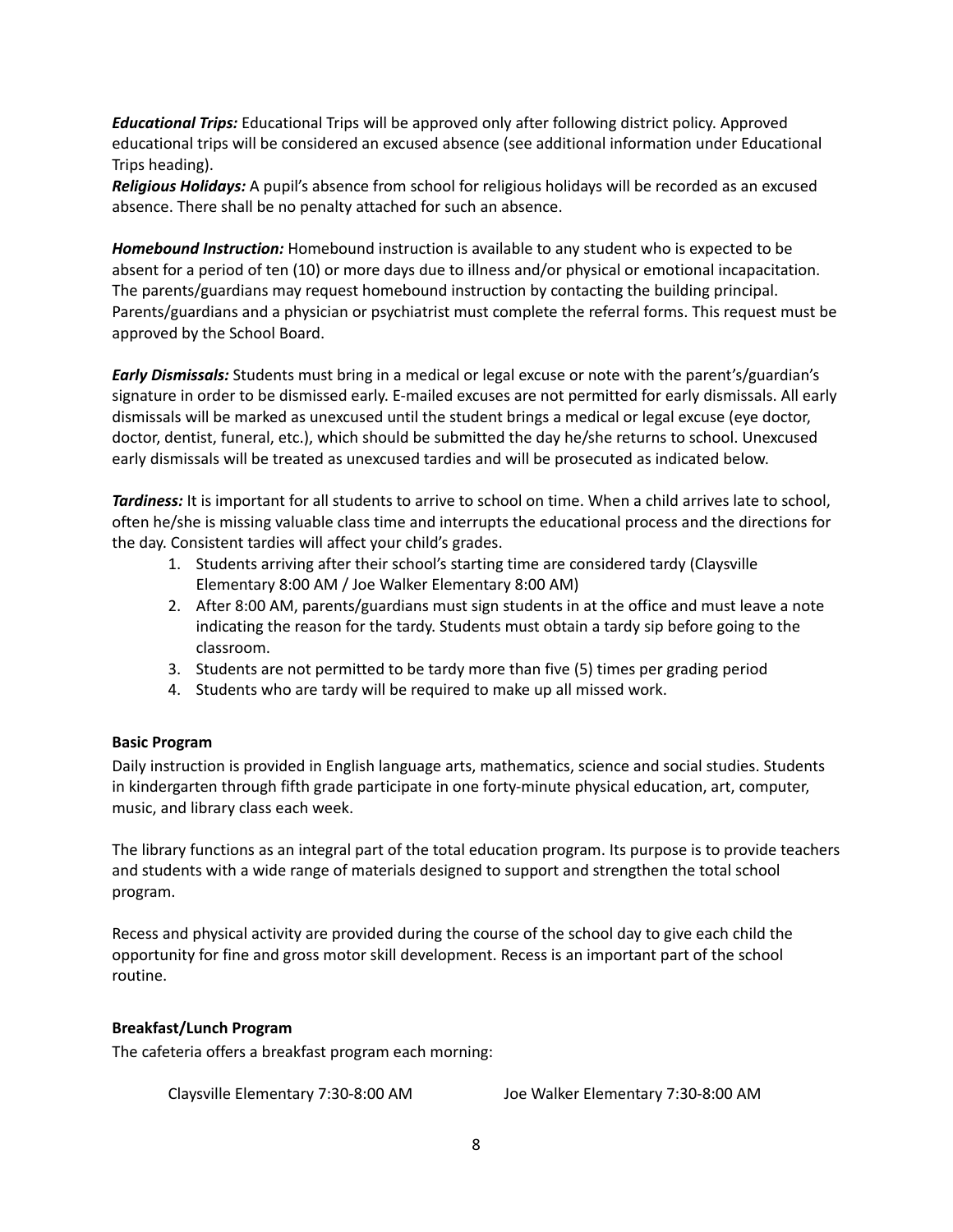***Educational Trips:*** Educational Trips will be approved only after following district policy. Approved educational trips will be considered an excused absence (see additional information under Educational Trips heading).

***Religious Holidays:*** A pupil's absence from school for religious holidays will be recorded as an excused absence. There shall be no penalty attached for such an absence.

***Homebound Instruction:*** Homebound instruction is available to any student who is expected to be absent for a period of ten (10) or more days due to illness and/or physical or emotional incapacitation. The parents/guardians may request homebound instruction by contacting the building principal. Parents/guardians and a physician or psychiatrist must complete the referral forms. This request must be approved by the School Board.

***Early Dismissals:*** Students must bring in a medical or legal excuse or note with the parent's/guardian's signature in order to be dismissed early. E-mailed excuses are not permitted for early dismissals. All early dismissals will be marked as unexcused until the student brings a medical or legal excuse (eye doctor, doctor, dentist, funeral, etc.), which should be submitted the day he/she returns to school. Unexcused early dismissals will be treated as unexcused tardies and will be prosecuted as indicated below.

***Tardiness:*** It is important for all students to arrive to school on time. When a child arrives late to school, often he/she is missing valuable class time and interrupts the educational process and the directions for the day. Consistent tardies will affect your child's grades.

1. Students arriving after their school's starting time are considered tardy (Claysville Elementary 8:00 AM / Joe Walker Elementary 8:00 AM)
2. After 8:00 AM, parents/guardians must sign students in at the office and must leave a note indicating the reason for the tardy. Students must obtain a tardy sip before going to the classroom.
3. Students are not permitted to be tardy more than five (5) times per grading period
4. Students who are tardy will be required to make up all missed work.

**Basic Program**

Daily instruction is provided in English language arts, mathematics, science and social studies. Students in kindergarten through fifth grade participate in one forty-minute physical education, art, computer, music, and library class each week.

The library functions as an integral part of the total education program. Its purpose is to provide teachers and students with a wide range of materials designed to support and strengthen the total school program.

Recess and physical activity are provided during the course of the school day to give each child the opportunity for fine and gross motor skill development. Recess is an important part of the school routine.

**Breakfast/Lunch Program**

The cafeteria offers a breakfast program each morning:

Claysville Elementary 7:30-8:00 AM　　　Joe Walker Elementary 7:30-8:00 AM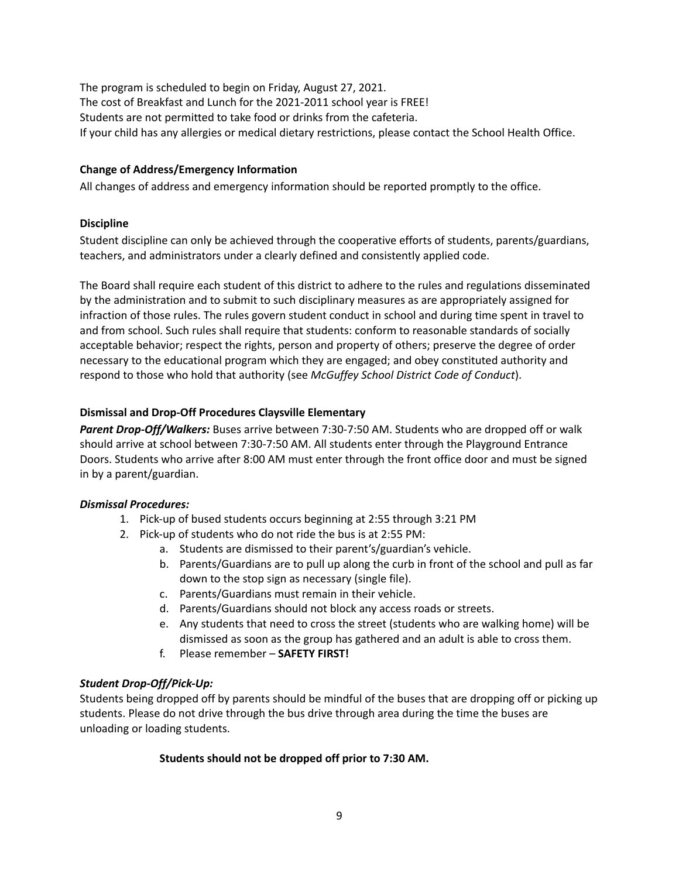The program is scheduled to begin on Friday, August 27, 2021.
The cost of Breakfast and Lunch for the 2021-2011 school year is FREE!
Students are not permitted to take food or drinks from the cafeteria.
If your child has any allergies or medical dietary restrictions, please contact the School Health Office.

**Change of Address/Emergency Information**

All changes of address and emergency information should be reported promptly to the office.

**Discipline**

Student discipline can only be achieved through the cooperative efforts of students, parents/guardians, teachers, and administrators under a clearly defined and consistently applied code.

The Board shall require each student of this district to adhere to the rules and regulations disseminated by the administration and to submit to such disciplinary measures as are appropriately assigned for infraction of those rules. The rules govern student conduct in school and during time spent in travel to and from school. Such rules shall require that students: conform to reasonable standards of socially acceptable behavior; respect the rights, person and property of others; preserve the degree of order necessary to the educational program which they are engaged; and obey constituted authority and respond to those who hold that authority (see *McGuffey School District Code of Conduct*).

**Dismissal and Drop-Off Procedures Claysville Elementary**

***Parent Drop-Off/Walkers:*** Buses arrive between 7:30-7:50 AM. Students who are dropped off or walk should arrive at school between 7:30-7:50 AM. All students enter through the Playground Entrance Doors. Students who arrive after 8:00 AM must enter through the front office door and must be signed in by a parent/guardian.

***Dismissal Procedures:***

1. Pick-up of bused students occurs beginning at 2:55 through 3:21 PM
2. Pick-up of students who do not ride the bus is at 2:55 PM:
   a. Students are dismissed to their parent's/guardian's vehicle.
   b. Parents/Guardians are to pull up along the curb in front of the school and pull as far down to the stop sign as necessary (single file).
   c. Parents/Guardians must remain in their vehicle.
   d. Parents/Guardians should not block any access roads or streets.
   e. Any students that need to cross the street (students who are walking home) will be dismissed as soon as the group has gathered and an adult is able to cross them.
   f. Please remember – **SAFETY FIRST!**

***Student Drop-Off/Pick-Up:***

Students being dropped off by parents should be mindful of the buses that are dropping off or picking up students. Please do not drive through the bus drive through area during the time the buses are unloading or loading students.

**Students should not be dropped off prior to 7:30 AM.**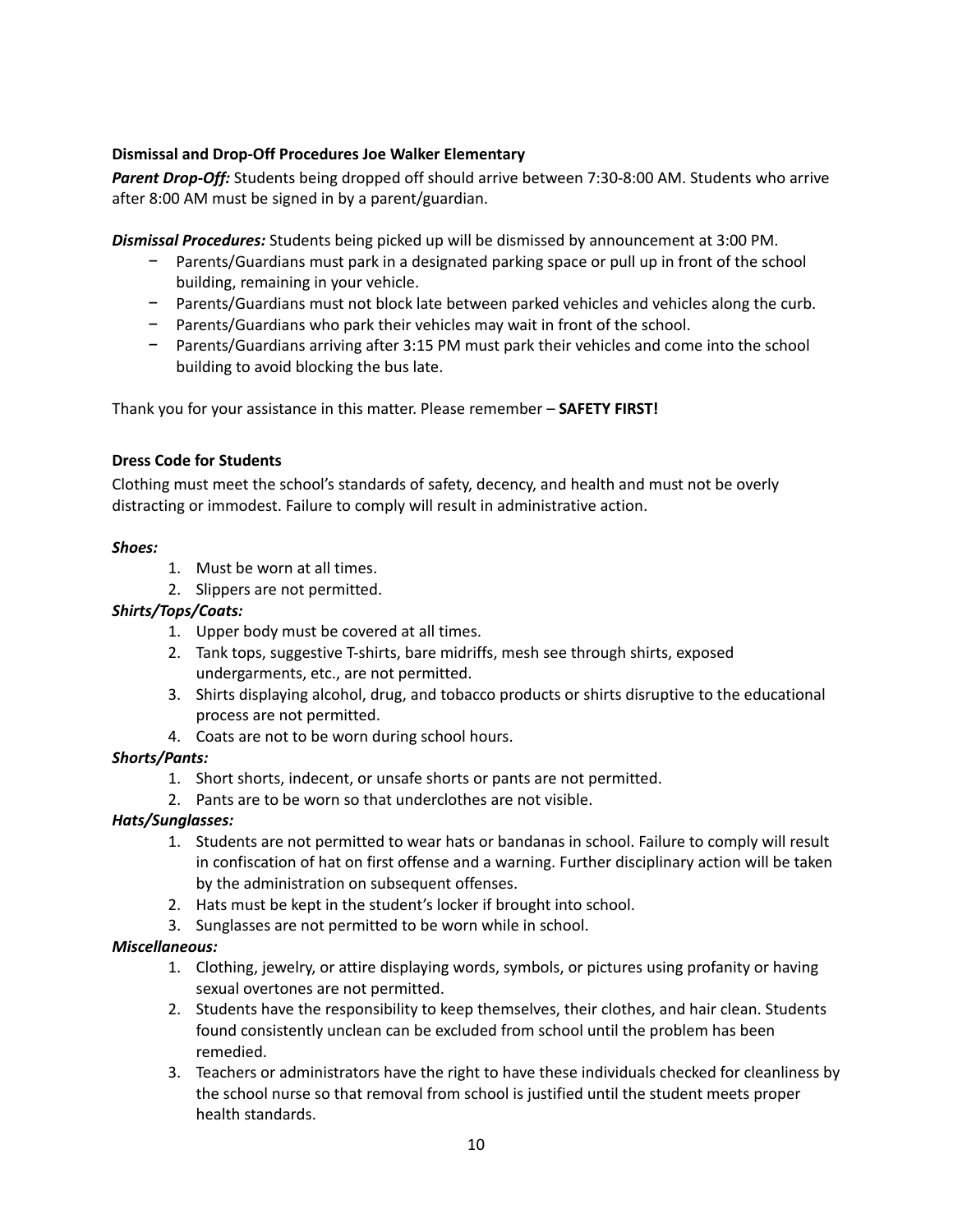**Dismissal and Drop-Off Procedures Joe Walker Elementary**

***Parent Drop-Off:*** Students being dropped off should arrive between 7:30-8:00 AM. Students who arrive after 8:00 AM must be signed in by a parent/guardian.

***Dismissal Procedures:*** Students being picked up will be dismissed by announcement at 3:00 PM.

- Parents/Guardians must park in a designated parking space or pull up in front of the school building, remaining in your vehicle.
- Parents/Guardians must not block late between parked vehicles and vehicles along the curb.
- Parents/Guardians who park their vehicles may wait in front of the school.
- Parents/Guardians arriving after 3:15 PM must park their vehicles and come into the school building to avoid blocking the bus late.

Thank you for your assistance in this matter. Please remember – **SAFETY FIRST!**

**Dress Code for Students**

Clothing must meet the school's standards of safety, decency, and health and must not be overly distracting or immodest. Failure to comply will result in administrative action.

***Shoes:***

1. Must be worn at all times.
2. Slippers are not permitted.

***Shirts/Tops/Coats:***

1. Upper body must be covered at all times.
2. Tank tops, suggestive T-shirts, bare midriffs, mesh see through shirts, exposed undergarments, etc., are not permitted.
3. Shirts displaying alcohol, drug, and tobacco products or shirts disruptive to the educational process are not permitted.
4. Coats are not to be worn during school hours.

***Shorts/Pants:***

1. Short shorts, indecent, or unsafe shorts or pants are not permitted.
2. Pants are to be worn so that underclothes are not visible.

***Hats/Sunglasses:***

1. Students are not permitted to wear hats or bandanas in school. Failure to comply will result in confiscation of hat on first offense and a warning. Further disciplinary action will be taken by the administration on subsequent offenses.
2. Hats must be kept in the student's locker if brought into school.
3. Sunglasses are not permitted to be worn while in school.

***Miscellaneous:***

1. Clothing, jewelry, or attire displaying words, symbols, or pictures using profanity or having sexual overtones are not permitted.
2. Students have the responsibility to keep themselves, their clothes, and hair clean. Students found consistently unclean can be excluded from school until the problem has been remedied.
3. Teachers or administrators have the right to have these individuals checked for cleanliness by the school nurse so that removal from school is justified until the student meets proper health standards.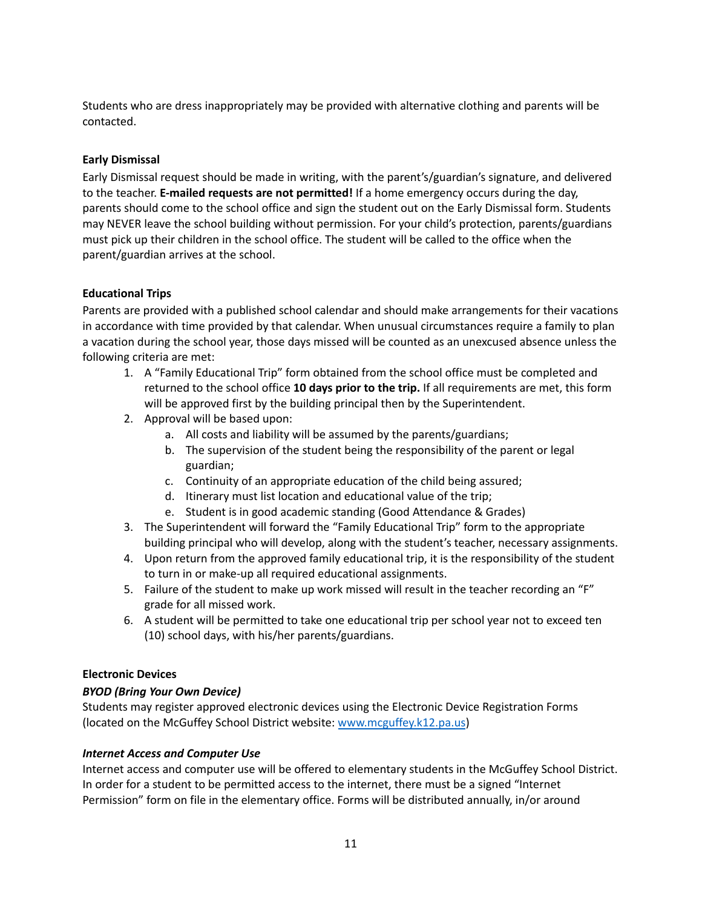Students who are dress inappropriately may be provided with alternative clothing and parents will be contacted.

**Early Dismissal**

Early Dismissal request should be made in writing, with the parent's/guardian's signature, and delivered to the teacher. **E-mailed requests are not permitted!** If a home emergency occurs during the day, parents should come to the school office and sign the student out on the Early Dismissal form. Students may NEVER leave the school building without permission. For your child's protection, parents/guardians must pick up their children in the school office. The student will be called to the office when the parent/guardian arrives at the school.

**Educational Trips**

Parents are provided with a published school calendar and should make arrangements for their vacations in accordance with time provided by that calendar. When unusual circumstances require a family to plan a vacation during the school year, those days missed will be counted as an unexcused absence unless the following criteria are met:

1. A "Family Educational Trip" form obtained from the school office must be completed and returned to the school office **10 days prior to the trip.** If all requirements are met, this form will be approved first by the building principal then by the Superintendent.
2. Approval will be based upon:
   a. All costs and liability will be assumed by the parents/guardians;
   b. The supervision of the student being the responsibility of the parent or legal guardian;
   c. Continuity of an appropriate education of the child being assured;
   d. Itinerary must list location and educational value of the trip;
   e. Student is in good academic standing (Good Attendance & Grades)
3. The Superintendent will forward the "Family Educational Trip" form to the appropriate building principal who will develop, along with the student's teacher, necessary assignments.
4. Upon return from the approved family educational trip, it is the responsibility of the student to turn in or make-up all required educational assignments.
5. Failure of the student to make up work missed will result in the teacher recording an "F" grade for all missed work.
6. A student will be permitted to take one educational trip per school year not to exceed ten (10) school days, with his/her parents/guardians.

**Electronic Devices**

***BYOD (Bring Your Own Device)***

Students may register approved electronic devices using the Electronic Device Registration Forms (located on the McGuffey School District website: [www.mcguffey.k12.pa.us](www.mcguffey.k12.pa.us))

***Internet Access and Computer Use***

Internet access and computer use will be offered to elementary students in the McGuffey School District. In order for a student to be permitted access to the internet, there must be a signed "Internet Permission" form on file in the elementary office. Forms will be distributed annually, in/or around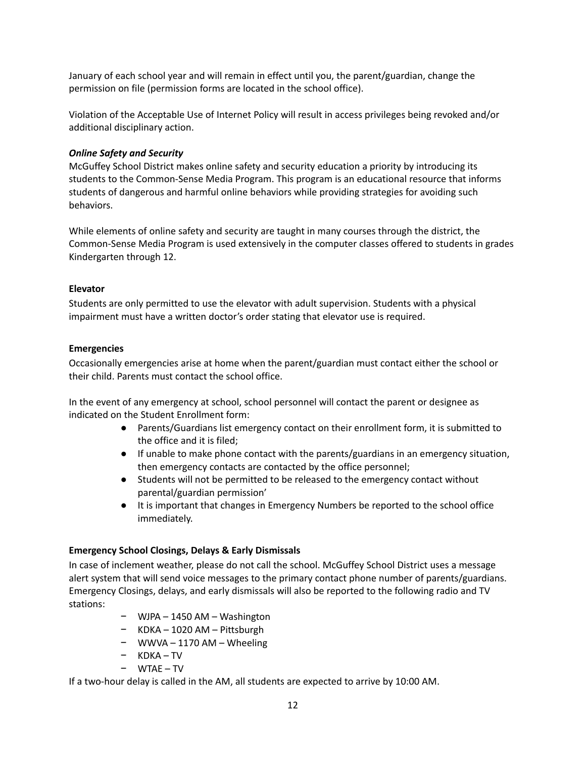January of each school year and will remain in effect until you, the parent/guardian, change the permission on file (permission forms are located in the school office).

Violation of the Acceptable Use of Internet Policy will result in access privileges being revoked and/or additional disciplinary action.

***Online Safety and Security***

McGuffey School District makes online safety and security education a priority by introducing its students to the Common-Sense Media Program. This program is an educational resource that informs students of dangerous and harmful online behaviors while providing strategies for avoiding such behaviors.

While elements of online safety and security are taught in many courses through the district, the Common-Sense Media Program is used extensively in the computer classes offered to students in grades Kindergarten through 12.

**Elevator**

Students are only permitted to use the elevator with adult supervision. Students with a physical impairment must have a written doctor's order stating that elevator use is required.

**Emergencies**

Occasionally emergencies arise at home when the parent/guardian must contact either the school or their child. Parents must contact the school office.

In the event of any emergency at school, school personnel will contact the parent or designee as indicated on the Student Enrollment form:

- Parents/Guardians list emergency contact on their enrollment form, it is submitted to the office and it is filed;
- If unable to make phone contact with the parents/guardians in an emergency situation, then emergency contacts are contacted by the office personnel;
- Students will not be permitted to be released to the emergency contact without parental/guardian permission'
- It is important that changes in Emergency Numbers be reported to the school office immediately.

**Emergency School Closings, Delays & Early Dismissals**

In case of inclement weather, please do not call the school. McGuffey School District uses a message alert system that will send voice messages to the primary contact phone number of parents/guardians. Emergency Closings, delays, and early dismissals will also be reported to the following radio and TV stations:

- WJPA – 1450 AM – Washington
- KDKA – 1020 AM – Pittsburgh
- WWVA – 1170 AM – Wheeling
- KDKA – TV
- WTAE – TV

If a two-hour delay is called in the AM, all students are expected to arrive by 10:00 AM.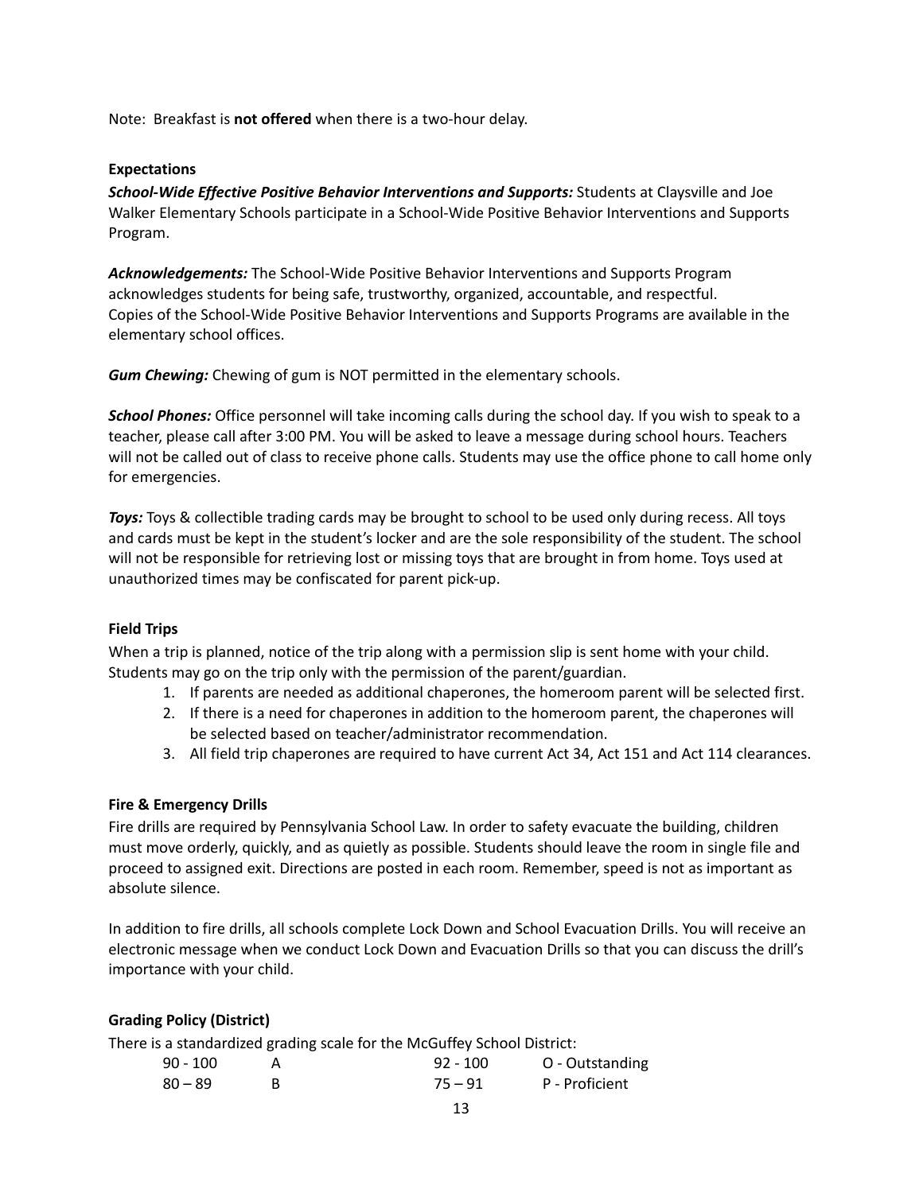Note: Breakfast is **not offered** when there is a two-hour delay.

### Expectations

***School-Wide Effective Positive Behavior Interventions and Supports:*** Students at Claysville and Joe Walker Elementary Schools participate in a School-Wide Positive Behavior Interventions and Supports Program.

***Acknowledgements:*** The School-Wide Positive Behavior Interventions and Supports Program acknowledges students for being safe, trustworthy, organized, accountable, and respectful. Copies of the School-Wide Positive Behavior Interventions and Supports Programs are available in the elementary school offices.

***Gum Chewing:*** Chewing of gum is NOT permitted in the elementary schools.

***School Phones:*** Office personnel will take incoming calls during the school day. If you wish to speak to a teacher, please call after 3:00 PM. You will be asked to leave a message during school hours. Teachers will not be called out of class to receive phone calls. Students may use the office phone to call home only for emergencies.

***Toys:*** Toys & collectible trading cards may be brought to school to be used only during recess. All toys and cards must be kept in the student's locker and are the sole responsibility of the student. The school will not be responsible for retrieving lost or missing toys that are brought in from home. Toys used at unauthorized times may be confiscated for parent pick-up.

### Field Trips

When a trip is planned, notice of the trip along with a permission slip is sent home with your child. Students may go on the trip only with the permission of the parent/guardian.

1. If parents are needed as additional chaperones, the homeroom parent will be selected first.
2. If there is a need for chaperones in addition to the homeroom parent, the chaperones will be selected based on teacher/administrator recommendation.
3. All field trip chaperones are required to have current Act 34, Act 151 and Act 114 clearances.

### Fire & Emergency Drills

Fire drills are required by Pennsylvania School Law. In order to safety evacuate the building, children must move orderly, quickly, and as quietly as possible. Students should leave the room in single file and proceed to assigned exit. Directions are posted in each room. Remember, speed is not as important as absolute silence.

In addition to fire drills, all schools complete Lock Down and School Evacuation Drills. You will receive an electronic message when we conduct Lock Down and Evacuation Drills so that you can discuss the drill's importance with your child.

### Grading Policy (District)

There is a standardized grading scale for the McGuffey School District:

| | | | |
|---|---|---|---|
| 90 - 100 | A | 92 - 100 | O - Outstanding |
| 80 – 89 | B | 75 – 91 | P - Proficient |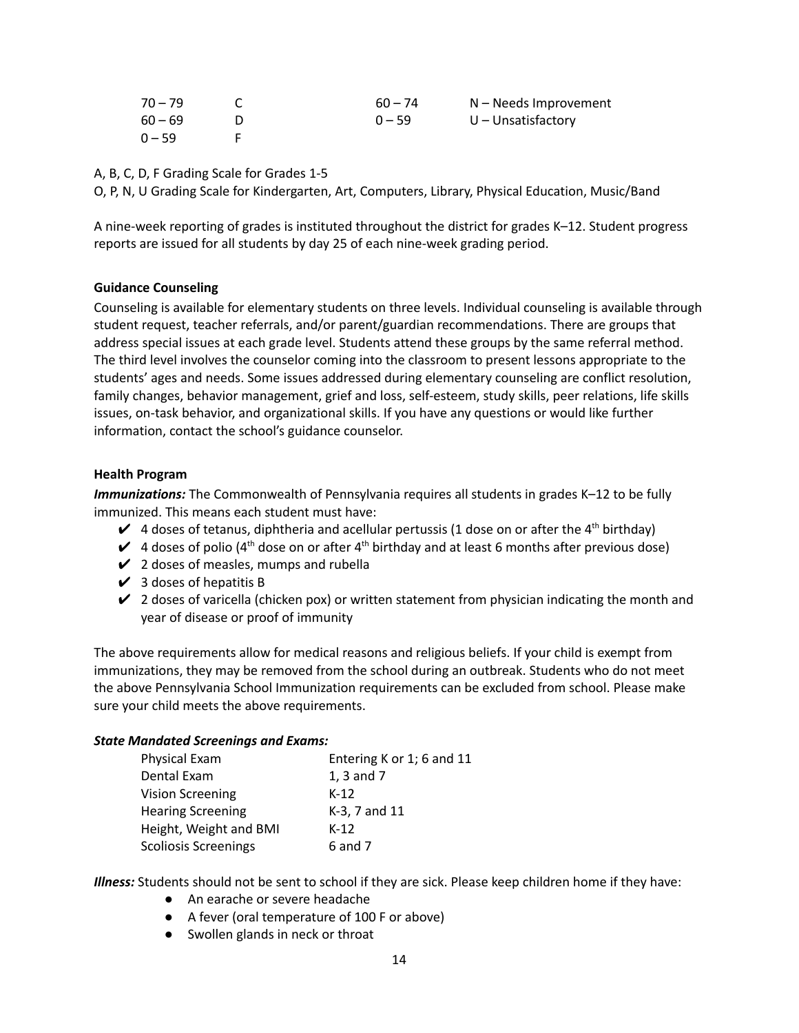| | | | |
|---|---|---|---|
| 70 – 79 | C | 60 – 74 | N – Needs Improvement |
| 60 – 69 | D | 0 – 59 | U – Unsatisfactory |
| 0 – 59 | F | | |

A, B, C, D, F Grading Scale for Grades 1-5

O, P, N, U Grading Scale for Kindergarten, Art, Computers, Library, Physical Education, Music/Band

A nine-week reporting of grades is instituted throughout the district for grades K–12. Student progress reports are issued for all students by day 25 of each nine-week grading period.

**Guidance Counseling**

Counseling is available for elementary students on three levels. Individual counseling is available through student request, teacher referrals, and/or parent/guardian recommendations. There are groups that address special issues at each grade level. Students attend these groups by the same referral method. The third level involves the counselor coming into the classroom to present lessons appropriate to the students' ages and needs. Some issues addressed during elementary counseling are conflict resolution, family changes, behavior management, grief and loss, self-esteem, study skills, peer relations, life skills issues, on-task behavior, and organizational skills. If you have any questions or would like further information, contact the school's guidance counselor.

**Health Program**

***Immunizations:*** The Commonwealth of Pennsylvania requires all students in grades K–12 to be fully immunized. This means each student must have:

- ✔ 4 doses of tetanus, diphtheria and acellular pertussis (1 dose on or after the 4th birthday)
- ✔ 4 doses of polio (4th dose on or after 4th birthday and at least 6 months after previous dose)
- ✔ 2 doses of measles, mumps and rubella
- ✔ 3 doses of hepatitis B
- ✔ 2 doses of varicella (chicken pox) or written statement from physician indicating the month and year of disease or proof of immunity

The above requirements allow for medical reasons and religious beliefs. If your child is exempt from immunizations, they may be removed from the school during an outbreak. Students who do not meet the above Pennsylvania School Immunization requirements can be excluded from school. Please make sure your child meets the above requirements.

***State Mandated Screenings and Exams:***

| | |
|---|---|
| Physical Exam | Entering K or 1; 6 and 11 |
| Dental Exam | 1, 3 and 7 |
| Vision Screening | K-12 |
| Hearing Screening | K-3, 7 and 11 |
| Height, Weight and BMI | K-12 |
| Scoliosis Screenings | 6 and 7 |

***Illness:*** Students should not be sent to school if they are sick. Please keep children home if they have:

- An earache or severe headache
- A fever (oral temperature of 100 F or above)
- Swollen glands in neck or throat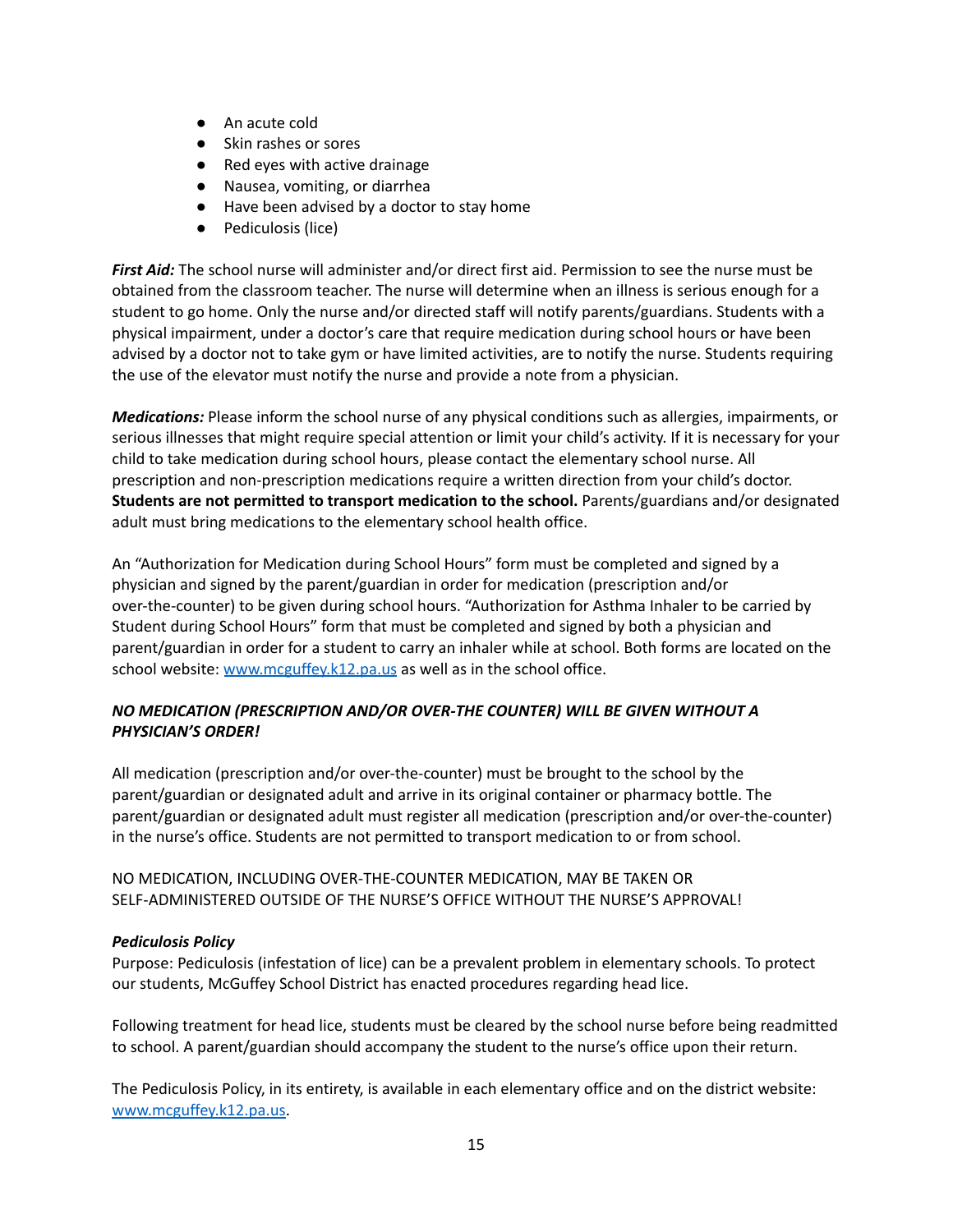- An acute cold
- Skin rashes or sores
- Red eyes with active drainage
- Nausea, vomiting, or diarrhea
- Have been advised by a doctor to stay home
- Pediculosis (lice)

***First Aid:*** The school nurse will administer and/or direct first aid. Permission to see the nurse must be obtained from the classroom teacher. The nurse will determine when an illness is serious enough for a student to go home. Only the nurse and/or directed staff will notify parents/guardians. Students with a physical impairment, under a doctor's care that require medication during school hours or have been advised by a doctor not to take gym or have limited activities, are to notify the nurse. Students requiring the use of the elevator must notify the nurse and provide a note from a physician.

***Medications:*** Please inform the school nurse of any physical conditions such as allergies, impairments, or serious illnesses that might require special attention or limit your child's activity. If it is necessary for your child to take medication during school hours, please contact the elementary school nurse. All prescription and non-prescription medications require a written direction from your child's doctor. **Students are not permitted to transport medication to the school.** Parents/guardians and/or designated adult must bring medications to the elementary school health office.

An "Authorization for Medication during School Hours" form must be completed and signed by a physician and signed by the parent/guardian in order for medication (prescription and/or over-the-counter) to be given during school hours. "Authorization for Asthma Inhaler to be carried by Student during School Hours" form that must be completed and signed by both a physician and parent/guardian in order for a student to carry an inhaler while at school. Both forms are located on the school website: [www.mcguffey.k12.pa.us](www.mcguffey.k12.pa.us) as well as in the school office.

***NO MEDICATION (PRESCRIPTION AND/OR OVER-THE COUNTER) WILL BE GIVEN WITHOUT A PHYSICIAN'S ORDER!***

All medication (prescription and/or over-the-counter) must be brought to the school by the parent/guardian or designated adult and arrive in its original container or pharmacy bottle. The parent/guardian or designated adult must register all medication (prescription and/or over-the-counter) in the nurse's office. Students are not permitted to transport medication to or from school.

NO MEDICATION, INCLUDING OVER-THE-COUNTER MEDICATION, MAY BE TAKEN OR SELF-ADMINISTERED OUTSIDE OF THE NURSE'S OFFICE WITHOUT THE NURSE'S APPROVAL!

***Pediculosis Policy***

Purpose: Pediculosis (infestation of lice) can be a prevalent problem in elementary schools. To protect our students, McGuffey School District has enacted procedures regarding head lice.

Following treatment for head lice, students must be cleared by the school nurse before being readmitted to school. A parent/guardian should accompany the student to the nurse's office upon their return.

The Pediculosis Policy, in its entirety, is available in each elementary office and on the district website: [www.mcguffey.k12.pa.us](www.mcguffey.k12.pa.us).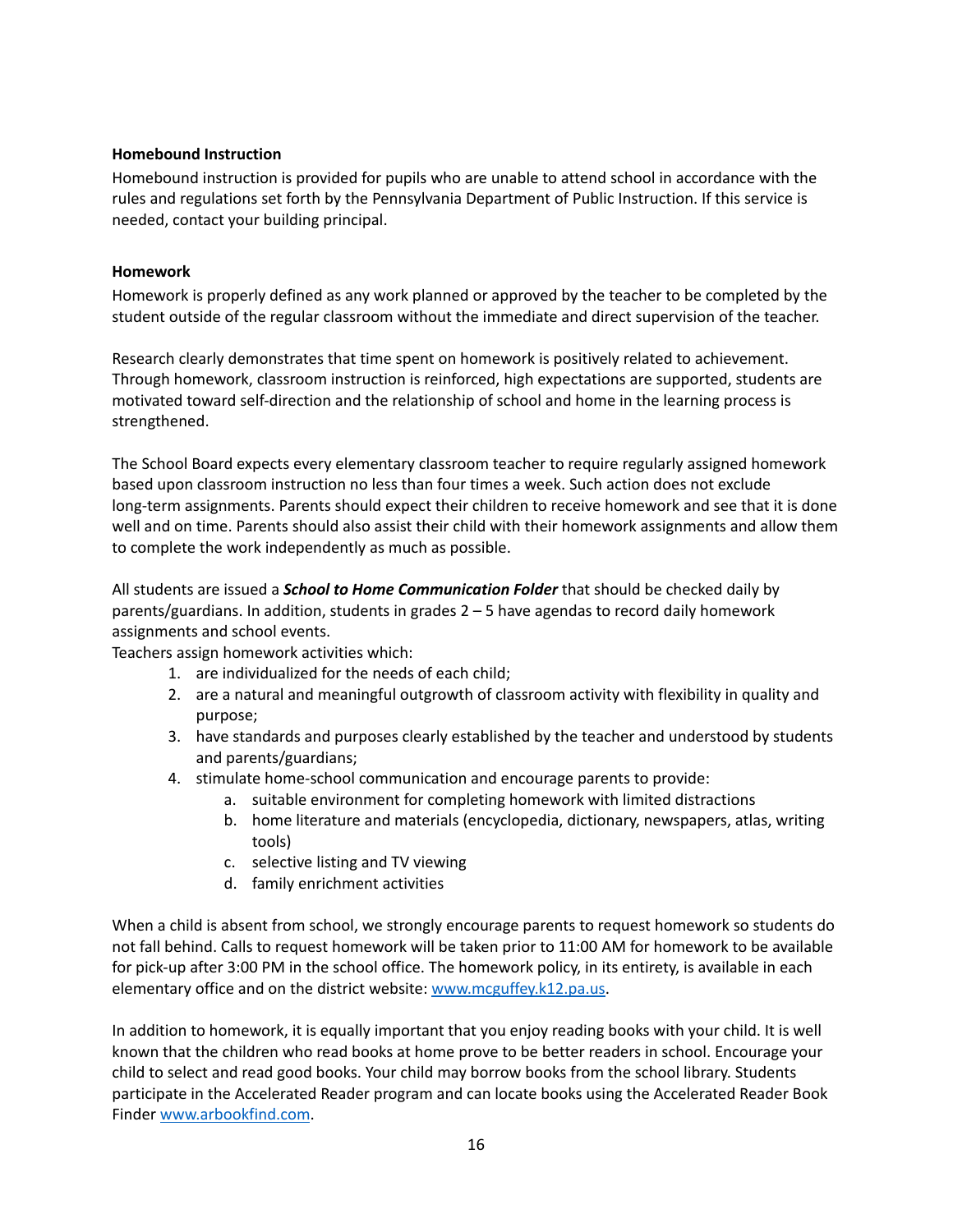**Homebound Instruction**

Homebound instruction is provided for pupils who are unable to attend school in accordance with the rules and regulations set forth by the Pennsylvania Department of Public Instruction. If this service is needed, contact your building principal.

**Homework**

Homework is properly defined as any work planned or approved by the teacher to be completed by the student outside of the regular classroom without the immediate and direct supervision of the teacher.

Research clearly demonstrates that time spent on homework is positively related to achievement. Through homework, classroom instruction is reinforced, high expectations are supported, students are motivated toward self-direction and the relationship of school and home in the learning process is strengthened.

The School Board expects every elementary classroom teacher to require regularly assigned homework based upon classroom instruction no less than four times a week. Such action does not exclude long-term assignments. Parents should expect their children to receive homework and see that it is done well and on time. Parents should also assist their child with their homework assignments and allow them to complete the work independently as much as possible.

All students are issued a ***School to Home Communication Folder*** that should be checked daily by parents/guardians. In addition, students in grades 2 – 5 have agendas to record daily homework assignments and school events.

Teachers assign homework activities which:

1. are individualized for the needs of each child;
2. are a natural and meaningful outgrowth of classroom activity with flexibility in quality and purpose;
3. have standards and purposes clearly established by the teacher and understood by students and parents/guardians;
4. stimulate home-school communication and encourage parents to provide:
   a. suitable environment for completing homework with limited distractions
   b. home literature and materials (encyclopedia, dictionary, newspapers, atlas, writing tools)
   c. selective listing and TV viewing
   d. family enrichment activities

When a child is absent from school, we strongly encourage parents to request homework so students do not fall behind. Calls to request homework will be taken prior to 11:00 AM for homework to be available for pick-up after 3:00 PM in the school office. The homework policy, in its entirety, is available in each elementary office and on the district website: [www.mcguffey.k12.pa.us](http://www.mcguffey.k12.pa.us).

In addition to homework, it is equally important that you enjoy reading books with your child. It is well known that the children who read books at home prove to be better readers in school. Encourage your child to select and read good books. Your child may borrow books from the school library. Students participate in the Accelerated Reader program and can locate books using the Accelerated Reader Book Finder [www.arbookfind.com](http://www.arbookfind.com).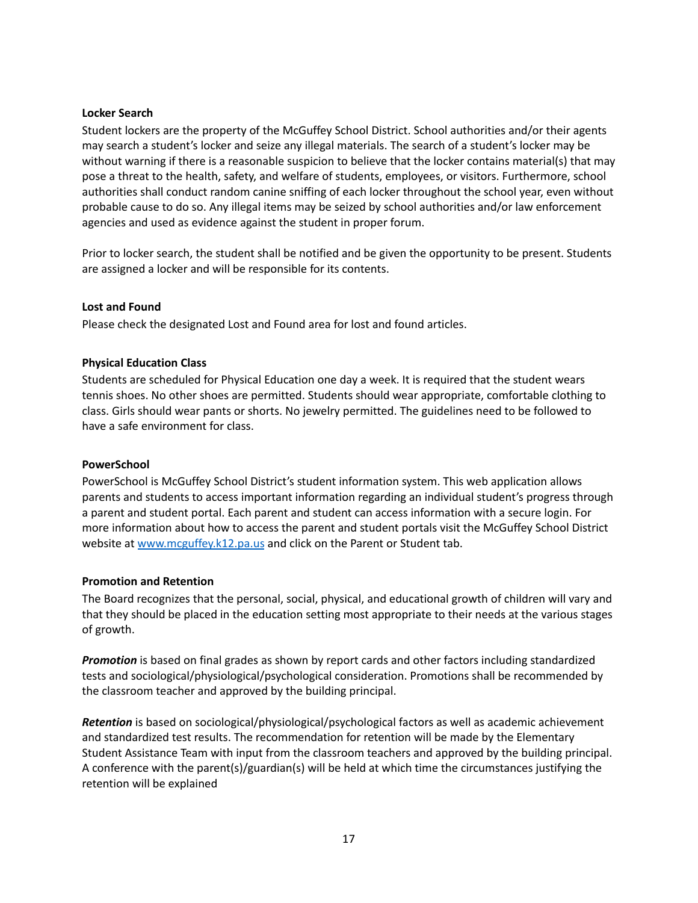**Locker Search**

Student lockers are the property of the McGuffey School District. School authorities and/or their agents may search a student's locker and seize any illegal materials. The search of a student's locker may be without warning if there is a reasonable suspicion to believe that the locker contains material(s) that may pose a threat to the health, safety, and welfare of students, employees, or visitors. Furthermore, school authorities shall conduct random canine sniffing of each locker throughout the school year, even without probable cause to do so. Any illegal items may be seized by school authorities and/or law enforcement agencies and used as evidence against the student in proper forum.

Prior to locker search, the student shall be notified and be given the opportunity to be present. Students are assigned a locker and will be responsible for its contents.

**Lost and Found**

Please check the designated Lost and Found area for lost and found articles.

**Physical Education Class**

Students are scheduled for Physical Education one day a week. It is required that the student wears tennis shoes. No other shoes are permitted. Students should wear appropriate, comfortable clothing to class. Girls should wear pants or shorts. No jewelry permitted. The guidelines need to be followed to have a safe environment for class.

**PowerSchool**

PowerSchool is McGuffey School District's student information system. This web application allows parents and students to access important information regarding an individual student's progress through a parent and student portal. Each parent and student can access information with a secure login. For more information about how to access the parent and student portals visit the McGuffey School District website at [www.mcguffey.k12.pa.us](http://www.mcguffey.k12.pa.us) and click on the Parent or Student tab.

**Promotion and Retention**

The Board recognizes that the personal, social, physical, and educational growth of children will vary and that they should be placed in the education setting most appropriate to their needs at the various stages of growth.

***Promotion*** is based on final grades as shown by report cards and other factors including standardized tests and sociological/physiological/psychological consideration. Promotions shall be recommended by the classroom teacher and approved by the building principal.

***Retention*** is based on sociological/physiological/psychological factors as well as academic achievement and standardized test results. The recommendation for retention will be made by the Elementary Student Assistance Team with input from the classroom teachers and approved by the building principal. A conference with the parent(s)/guardian(s) will be held at which time the circumstances justifying the retention will be explained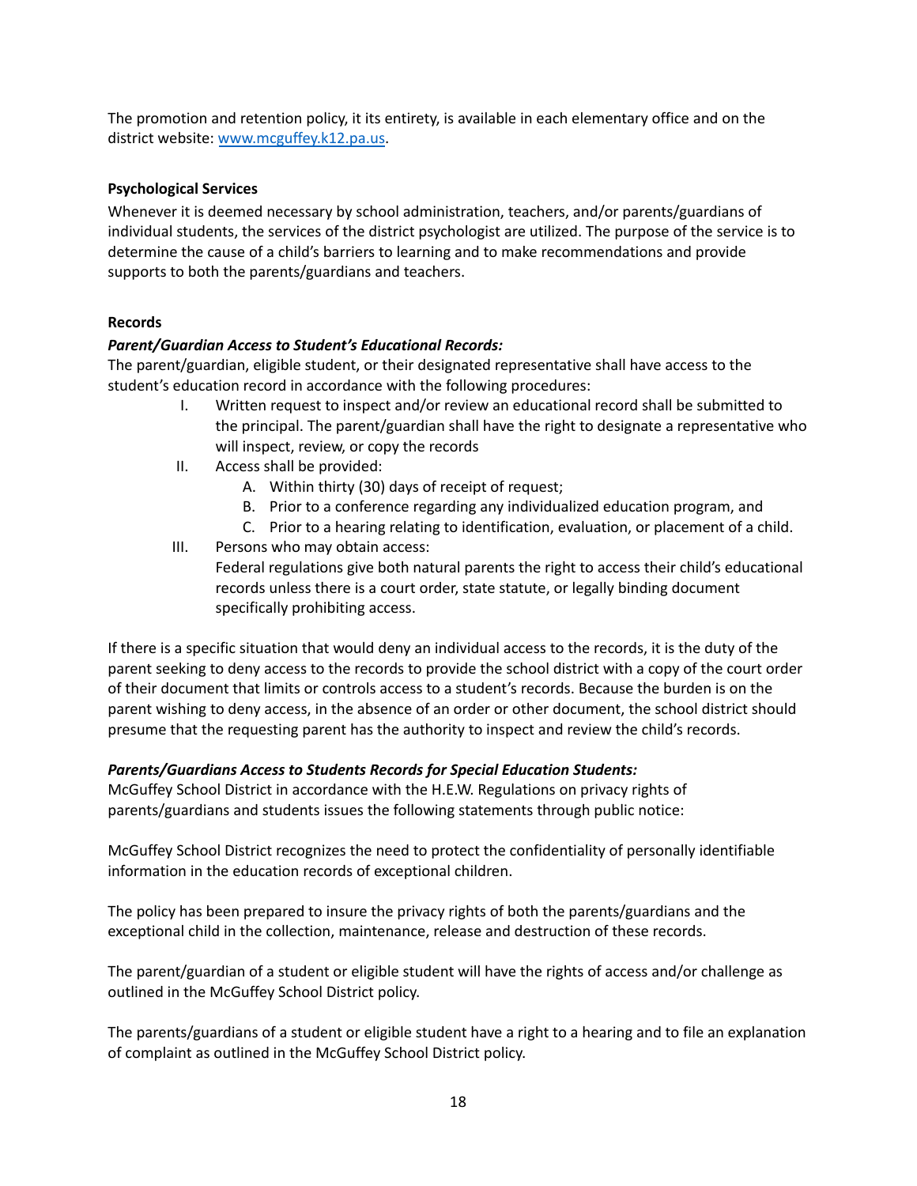The promotion and retention policy, it its entirety, is available in each elementary office and on the district website: [www.mcguffey.k12.pa.us](http://www.mcguffey.k12.pa.us).

**Psychological Services**

Whenever it is deemed necessary by school administration, teachers, and/or parents/guardians of individual students, the services of the district psychologist are utilized. The purpose of the service is to determine the cause of a child's barriers to learning and to make recommendations and provide supports to both the parents/guardians and teachers.

**Records**

***Parent/Guardian Access to Student's Educational Records:***

The parent/guardian, eligible student, or their designated representative shall have access to the student's education record in accordance with the following procedures:

I. Written request to inspect and/or review an educational record shall be submitted to the principal. The parent/guardian shall have the right to designate a representative who will inspect, review, or copy the records

II. Access shall be provided:
   A. Within thirty (30) days of receipt of request;
   B. Prior to a conference regarding any individualized education program, and
   C. Prior to a hearing relating to identification, evaluation, or placement of a child.

III. Persons who may obtain access:
   Federal regulations give both natural parents the right to access their child's educational records unless there is a court order, state statute, or legally binding document specifically prohibiting access.

If there is a specific situation that would deny an individual access to the records, it is the duty of the parent seeking to deny access to the records to provide the school district with a copy of the court order of their document that limits or controls access to a student's records. Because the burden is on the parent wishing to deny access, in the absence of an order or other document, the school district should presume that the requesting parent has the authority to inspect and review the child's records.

***Parents/Guardians Access to Students Records for Special Education Students:***

McGuffey School District in accordance with the H.E.W. Regulations on privacy rights of parents/guardians and students issues the following statements through public notice:

McGuffey School District recognizes the need to protect the confidentiality of personally identifiable information in the education records of exceptional children.

The policy has been prepared to insure the privacy rights of both the parents/guardians and the exceptional child in the collection, maintenance, release and destruction of these records.

The parent/guardian of a student or eligible student will have the rights of access and/or challenge as outlined in the McGuffey School District policy.

The parents/guardians of a student or eligible student have a right to a hearing and to file an explanation of complaint as outlined in the McGuffey School District policy.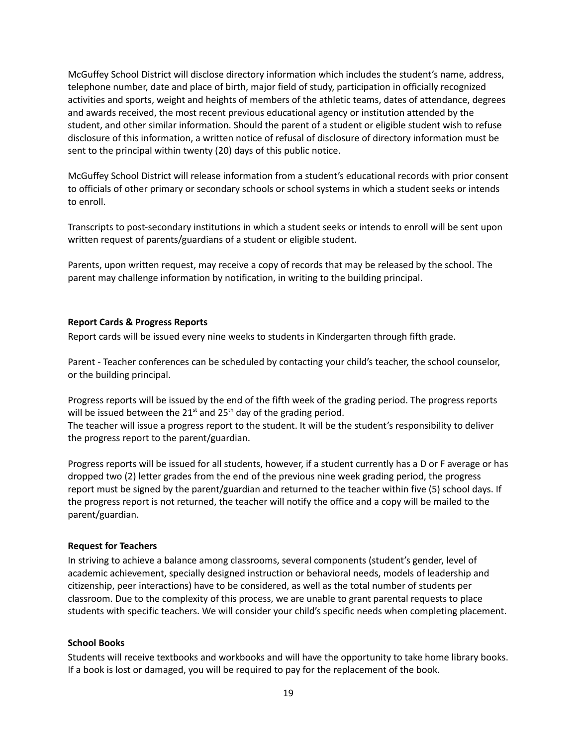McGuffey School District will disclose directory information which includes the student's name, address, telephone number, date and place of birth, major field of study, participation in officially recognized activities and sports, weight and heights of members of the athletic teams, dates of attendance, degrees and awards received, the most recent previous educational agency or institution attended by the student, and other similar information. Should the parent of a student or eligible student wish to refuse disclosure of this information, a written notice of refusal of disclosure of directory information must be sent to the principal within twenty (20) days of this public notice.

McGuffey School District will release information from a student's educational records with prior consent to officials of other primary or secondary schools or school systems in which a student seeks or intends to enroll.

Transcripts to post-secondary institutions in which a student seeks or intends to enroll will be sent upon written request of parents/guardians of a student or eligible student.

Parents, upon written request, may receive a copy of records that may be released by the school. The parent may challenge information by notification, in writing to the building principal.

**Report Cards & Progress Reports**

Report cards will be issued every nine weeks to students in Kindergarten through fifth grade.

Parent - Teacher conferences can be scheduled by contacting your child's teacher, the school counselor, or the building principal.

Progress reports will be issued by the end of the fifth week of the grading period. The progress reports will be issued between the 21st and 25th day of the grading period.
The teacher will issue a progress report to the student. It will be the student's responsibility to deliver the progress report to the parent/guardian.

Progress reports will be issued for all students, however, if a student currently has a D or F average or has dropped two (2) letter grades from the end of the previous nine week grading period, the progress report must be signed by the parent/guardian and returned to the teacher within five (5) school days. If the progress report is not returned, the teacher will notify the office and a copy will be mailed to the parent/guardian.

**Request for Teachers**

In striving to achieve a balance among classrooms, several components (student's gender, level of academic achievement, specially designed instruction or behavioral needs, models of leadership and citizenship, peer interactions) have to be considered, as well as the total number of students per classroom. Due to the complexity of this process, we are unable to grant parental requests to place students with specific teachers. We will consider your child's specific needs when completing placement.

**School Books**

Students will receive textbooks and workbooks and will have the opportunity to take home library books. If a book is lost or damaged, you will be required to pay for the replacement of the book.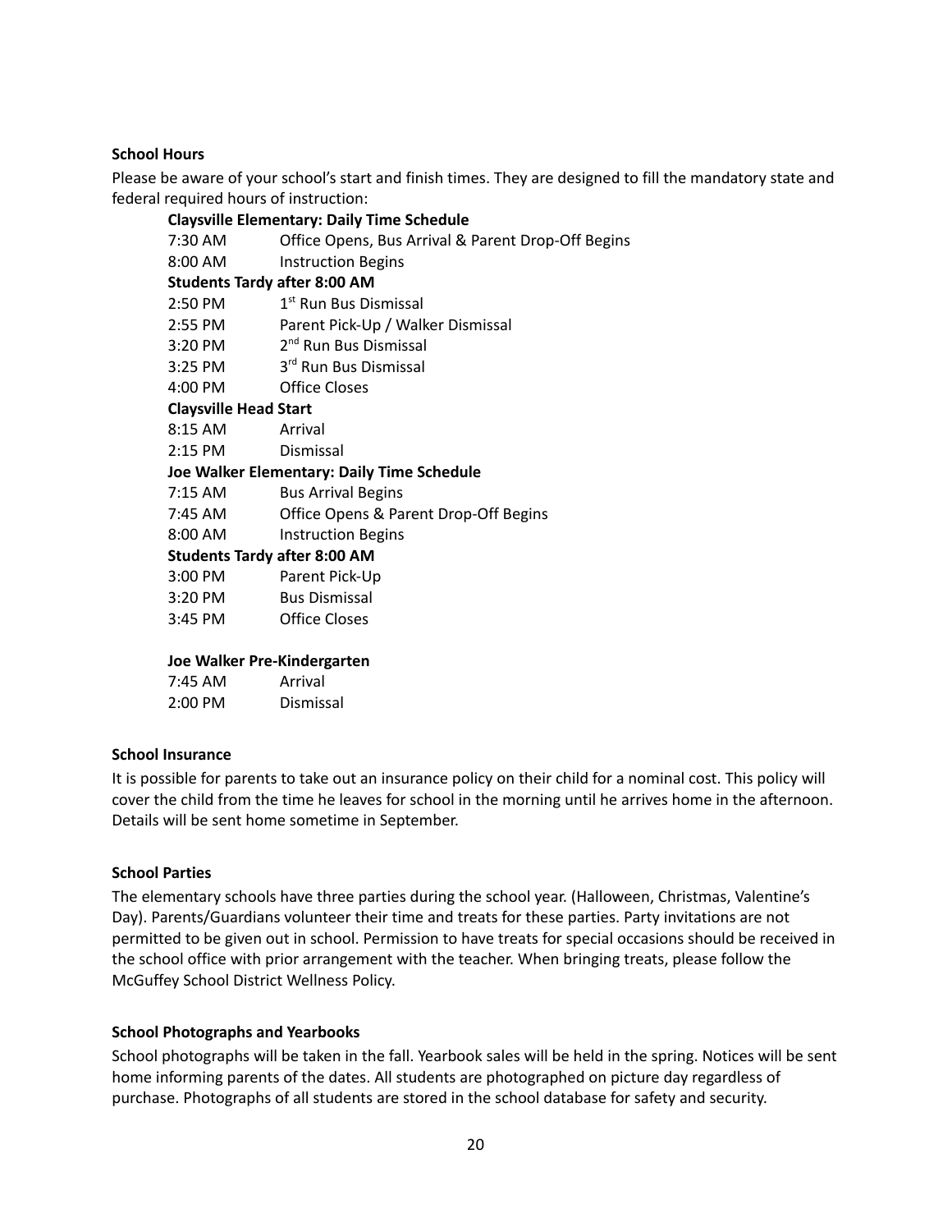**School Hours**

Please be aware of your school's start and finish times. They are designed to fill the mandatory state and federal required hours of instruction:

**Claysville Elementary: Daily Time Schedule**

| | |
|---|---|
| 7:30 AM | Office Opens, Bus Arrival & Parent Drop-Off Begins |
| 8:00 AM | Instruction Begins |
| **Students Tardy after 8:00 AM** | |
| 2:50 PM | 1st Run Bus Dismissal |
| 2:55 PM | Parent Pick-Up / Walker Dismissal |
| 3:20 PM | 2nd Run Bus Dismissal |
| 3:25 PM | 3rd Run Bus Dismissal |
| 4:00 PM | Office Closes |

**Claysville Head Start**

| | |
|---|---|
| 8:15 AM | Arrival |
| 2:15 PM | Dismissal |

**Joe Walker Elementary: Daily Time Schedule**

| | |
|---|---|
| 7:15 AM | Bus Arrival Begins |
| 7:45 AM | Office Opens & Parent Drop-Off Begins |
| 8:00 AM | Instruction Begins |
| **Students Tardy after 8:00 AM** | |
| 3:00 PM | Parent Pick-Up |
| 3:20 PM | Bus Dismissal |
| 3:45 PM | Office Closes |

**Joe Walker Pre-Kindergarten**

| | |
|---|---|
| 7:45 AM | Arrival |
| 2:00 PM | Dismissal |

**School Insurance**

It is possible for parents to take out an insurance policy on their child for a nominal cost. This policy will cover the child from the time he leaves for school in the morning until he arrives home in the afternoon. Details will be sent home sometime in September.

**School Parties**

The elementary schools have three parties during the school year. (Halloween, Christmas, Valentine's Day). Parents/Guardians volunteer their time and treats for these parties. Party invitations are not permitted to be given out in school. Permission to have treats for special occasions should be received in the school office with prior arrangement with the teacher. When bringing treats, please follow the McGuffey School District Wellness Policy.

**School Photographs and Yearbooks**

School photographs will be taken in the fall. Yearbook sales will be held in the spring. Notices will be sent home informing parents of the dates. All students are photographed on picture day regardless of purchase. Photographs of all students are stored in the school database for safety and security.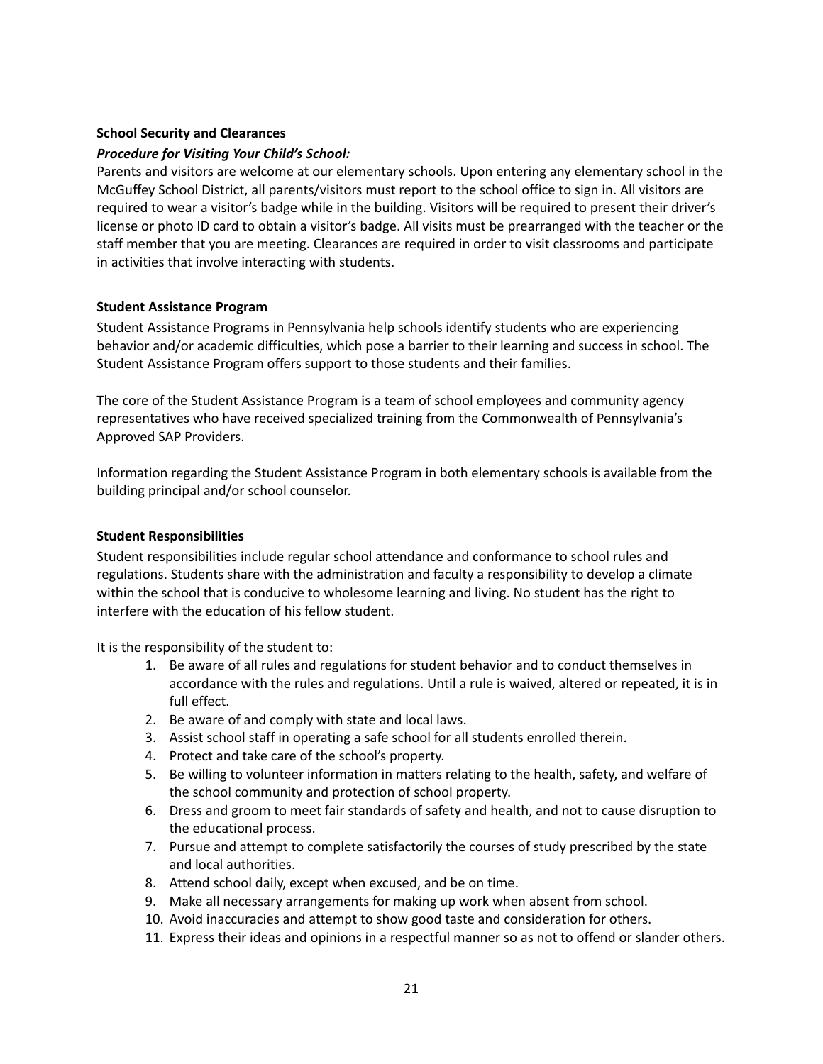**School Security and Clearances**

***Procedure for Visiting Your Child's School:***

Parents and visitors are welcome at our elementary schools. Upon entering any elementary school in the McGuffey School District, all parents/visitors must report to the school office to sign in. All visitors are required to wear a visitor's badge while in the building. Visitors will be required to present their driver's license or photo ID card to obtain a visitor's badge. All visits must be prearranged with the teacher or the staff member that you are meeting. Clearances are required in order to visit classrooms and participate in activities that involve interacting with students.

**Student Assistance Program**

Student Assistance Programs in Pennsylvania help schools identify students who are experiencing behavior and/or academic difficulties, which pose a barrier to their learning and success in school. The Student Assistance Program offers support to those students and their families.

The core of the Student Assistance Program is a team of school employees and community agency representatives who have received specialized training from the Commonwealth of Pennsylvania's Approved SAP Providers.

Information regarding the Student Assistance Program in both elementary schools is available from the building principal and/or school counselor.

**Student Responsibilities**

Student responsibilities include regular school attendance and conformance to school rules and regulations. Students share with the administration and faculty a responsibility to develop a climate within the school that is conducive to wholesome learning and living. No student has the right to interfere with the education of his fellow student.

It is the responsibility of the student to:

1. Be aware of all rules and regulations for student behavior and to conduct themselves in accordance with the rules and regulations. Until a rule is waived, altered or repeated, it is in full effect.
2. Be aware of and comply with state and local laws.
3. Assist school staff in operating a safe school for all students enrolled therein.
4. Protect and take care of the school's property.
5. Be willing to volunteer information in matters relating to the health, safety, and welfare of the school community and protection of school property.
6. Dress and groom to meet fair standards of safety and health, and not to cause disruption to the educational process.
7. Pursue and attempt to complete satisfactorily the courses of study prescribed by the state and local authorities.
8. Attend school daily, except when excused, and be on time.
9. Make all necessary arrangements for making up work when absent from school.
10. Avoid inaccuracies and attempt to show good taste and consideration for others.
11. Express their ideas and opinions in a respectful manner so as not to offend or slander others.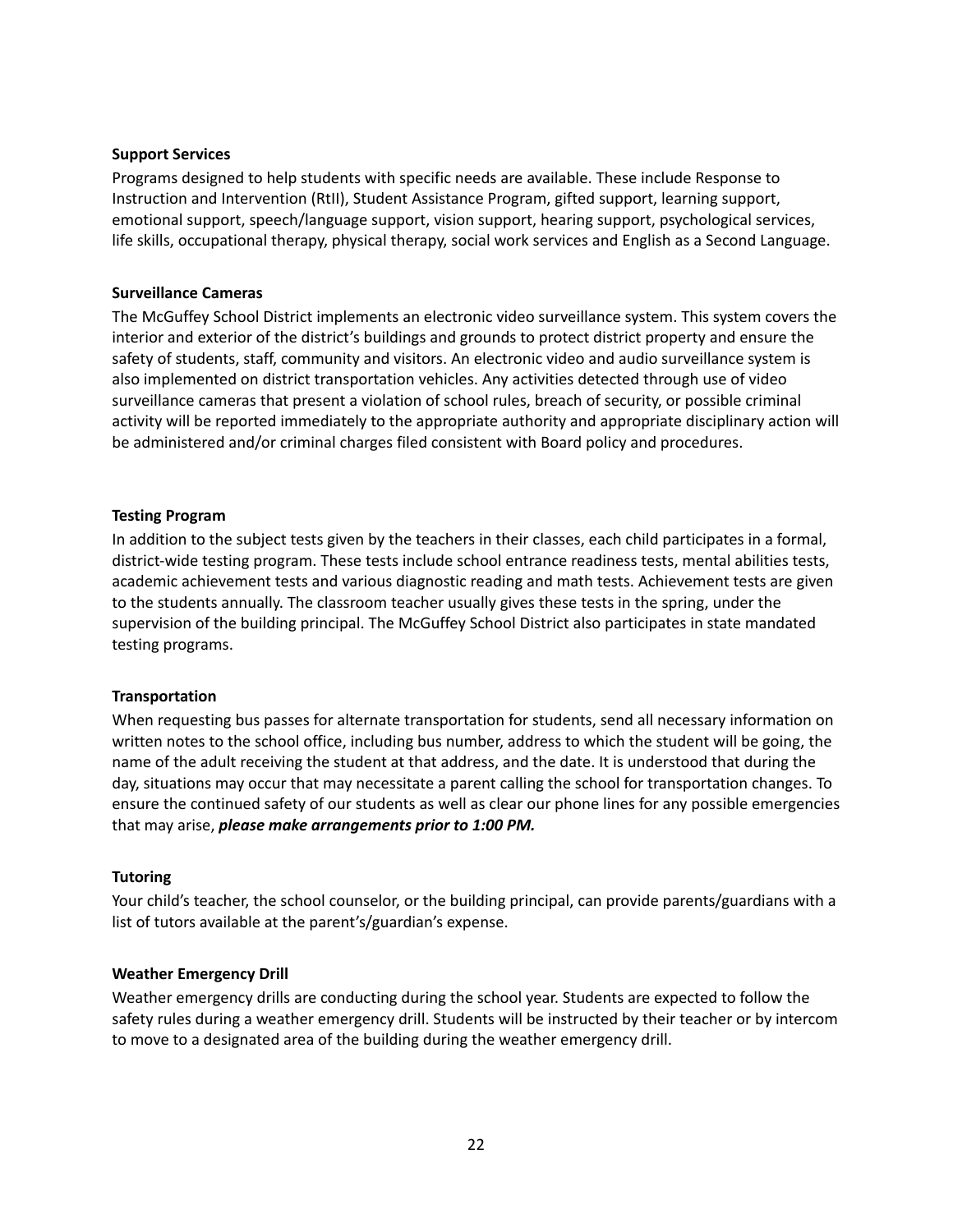**Support Services**

Programs designed to help students with specific needs are available. These include Response to Instruction and Intervention (RtII), Student Assistance Program, gifted support, learning support, emotional support, speech/language support, vision support, hearing support, psychological services, life skills, occupational therapy, physical therapy, social work services and English as a Second Language.

**Surveillance Cameras**

The McGuffey School District implements an electronic video surveillance system. This system covers the interior and exterior of the district's buildings and grounds to protect district property and ensure the safety of students, staff, community and visitors. An electronic video and audio surveillance system is also implemented on district transportation vehicles. Any activities detected through use of video surveillance cameras that present a violation of school rules, breach of security, or possible criminal activity will be reported immediately to the appropriate authority and appropriate disciplinary action will be administered and/or criminal charges filed consistent with Board policy and procedures.

**Testing Program**

In addition to the subject tests given by the teachers in their classes, each child participates in a formal, district-wide testing program. These tests include school entrance readiness tests, mental abilities tests, academic achievement tests and various diagnostic reading and math tests. Achievement tests are given to the students annually. The classroom teacher usually gives these tests in the spring, under the supervision of the building principal. The McGuffey School District also participates in state mandated testing programs.

**Transportation**

When requesting bus passes for alternate transportation for students, send all necessary information on written notes to the school office, including bus number, address to which the student will be going, the name of the adult receiving the student at that address, and the date. It is understood that during the day, situations may occur that may necessitate a parent calling the school for transportation changes. To ensure the continued safety of our students as well as clear our phone lines for any possible emergencies that may arise, ***please make arrangements prior to 1:00 PM.***

**Tutoring**

Your child's teacher, the school counselor, or the building principal, can provide parents/guardians with a list of tutors available at the parent's/guardian's expense.

**Weather Emergency Drill**

Weather emergency drills are conducting during the school year. Students are expected to follow the safety rules during a weather emergency drill. Students will be instructed by their teacher or by intercom to move to a designated area of the building during the weather emergency drill.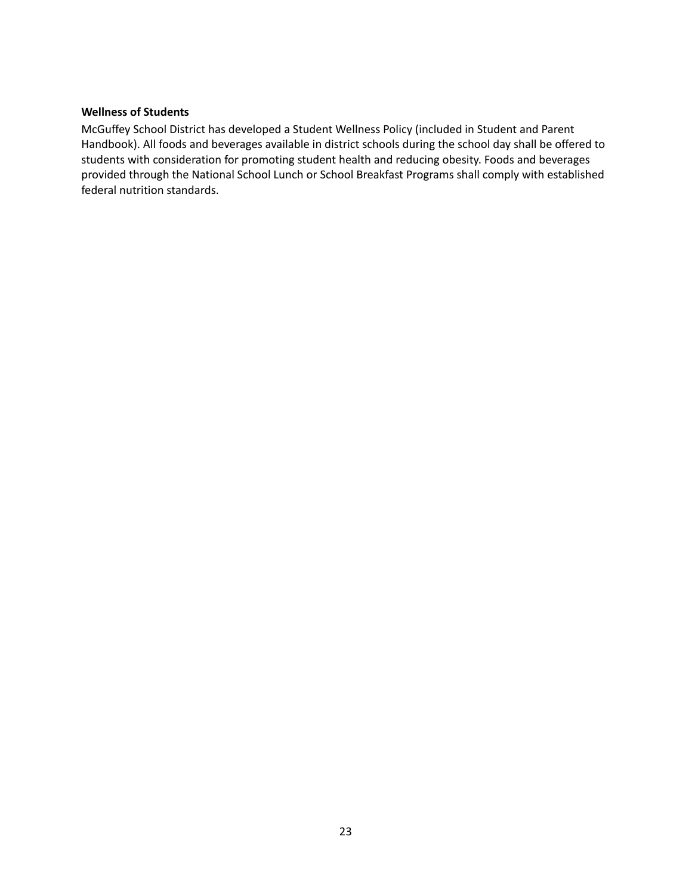**Wellness of Students**

McGuffey School District has developed a Student Wellness Policy (included in Student and Parent Handbook). All foods and beverages available in district schools during the school day shall be offered to students with consideration for promoting student health and reducing obesity. Foods and beverages provided through the National School Lunch or School Breakfast Programs shall comply with established federal nutrition standards.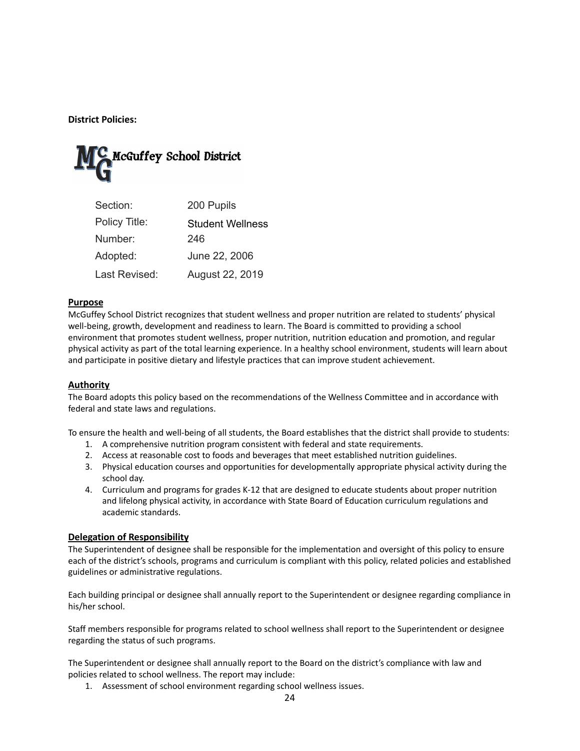**District Policies:**

McGuffey School District

| | |
|---|---|
| Section: | 200 Pupils |
| Policy Title: | Student Wellness |
| Number: | 246 |
| Adopted: | June 22, 2006 |
| Last Revised: | August 22, 2019 |

**Purpose**

McGuffey School District recognizes that student wellness and proper nutrition are related to students' physical well-being, growth, development and readiness to learn. The Board is committed to providing a school environment that promotes student wellness, proper nutrition, nutrition education and promotion, and regular physical activity as part of the total learning experience. In a healthy school environment, students will learn about and participate in positive dietary and lifestyle practices that can improve student achievement.

**Authority**

The Board adopts this policy based on the recommendations of the Wellness Committee and in accordance with federal and state laws and regulations.

To ensure the health and well-being of all students, the Board establishes that the district shall provide to students:

1. A comprehensive nutrition program consistent with federal and state requirements.
2. Access at reasonable cost to foods and beverages that meet established nutrition guidelines.
3. Physical education courses and opportunities for developmentally appropriate physical activity during the school day.
4. Curriculum and programs for grades K-12 that are designed to educate students about proper nutrition and lifelong physical activity, in accordance with State Board of Education curriculum regulations and academic standards.

**Delegation of Responsibility**

The Superintendent of designee shall be responsible for the implementation and oversight of this policy to ensure each of the district's schools, programs and curriculum is compliant with this policy, related policies and established guidelines or administrative regulations.

Each building principal or designee shall annually report to the Superintendent or designee regarding compliance in his/her school.

Staff members responsible for programs related to school wellness shall report to the Superintendent or designee regarding the status of such programs.

The Superintendent or designee shall annually report to the Board on the district's compliance with law and policies related to school wellness. The report may include:

1. Assessment of school environment regarding school wellness issues.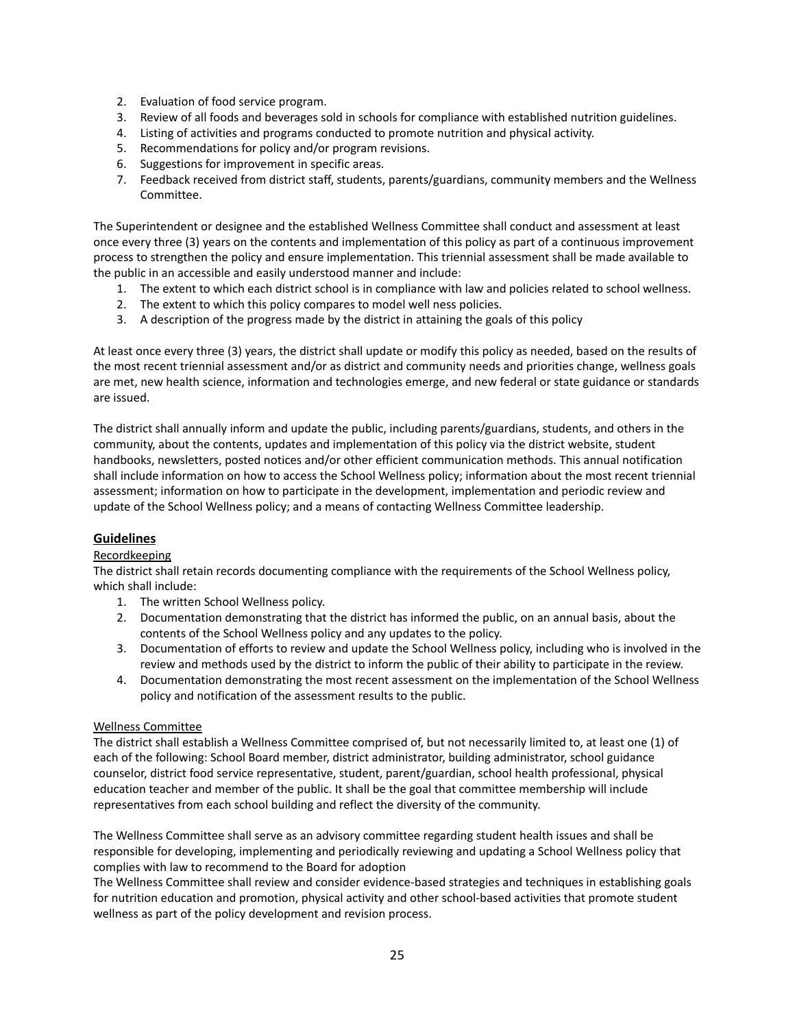2. Evaluation of food service program.
3. Review of all foods and beverages sold in schools for compliance with established nutrition guidelines.
4. Listing of activities and programs conducted to promote nutrition and physical activity.
5. Recommendations for policy and/or program revisions.
6. Suggestions for improvement in specific areas.
7. Feedback received from district staff, students, parents/guardians, community members and the Wellness Committee.

The Superintendent or designee and the established Wellness Committee shall conduct and assessment at least once every three (3) years on the contents and implementation of this policy as part of a continuous improvement process to strengthen the policy and ensure implementation. This triennial assessment shall be made available to the public in an accessible and easily understood manner and include:

1. The extent to which each district school is in compliance with law and policies related to school wellness.
2. The extent to which this policy compares to model well ness policies.
3. A description of the progress made by the district in attaining the goals of this policy

At least once every three (3) years, the district shall update or modify this policy as needed, based on the results of the most recent triennial assessment and/or as district and community needs and priorities change, wellness goals are met, new health science, information and technologies emerge, and new federal or state guidance or standards are issued.

The district shall annually inform and update the public, including parents/guardians, students, and others in the community, about the contents, updates and implementation of this policy via the district website, student handbooks, newsletters, posted notices and/or other efficient communication methods. This annual notification shall include information on how to access the School Wellness policy; information about the most recent triennial assessment; information on how to participate in the development, implementation and periodic review and update of the School Wellness policy; and a means of contacting Wellness Committee leadership.

## Guidelines

Recordkeeping

The district shall retain records documenting compliance with the requirements of the School Wellness policy, which shall include:

1. The written School Wellness policy.
2. Documentation demonstrating that the district has informed the public, on an annual basis, about the contents of the School Wellness policy and any updates to the policy.
3. Documentation of efforts to review and update the School Wellness policy, including who is involved in the review and methods used by the district to inform the public of their ability to participate in the review.
4. Documentation demonstrating the most recent assessment on the implementation of the School Wellness policy and notification of the assessment results to the public.

Wellness Committee

The district shall establish a Wellness Committee comprised of, but not necessarily limited to, at least one (1) of each of the following: School Board member, district administrator, building administrator, school guidance counselor, district food service representative, student, parent/guardian, school health professional, physical education teacher and member of the public. It shall be the goal that committee membership will include representatives from each school building and reflect the diversity of the community.

The Wellness Committee shall serve as an advisory committee regarding student health issues and shall be responsible for developing, implementing and periodically reviewing and updating a School Wellness policy that complies with law to recommend to the Board for adoption

The Wellness Committee shall review and consider evidence-based strategies and techniques in establishing goals for nutrition education and promotion, physical activity and other school-based activities that promote student wellness as part of the policy development and revision process.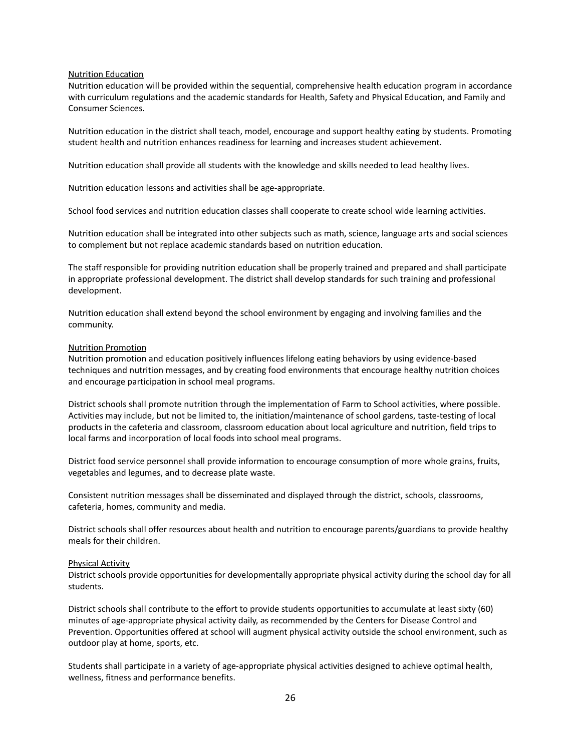<u>Nutrition Education</u>
Nutrition education will be provided within the sequential, comprehensive health education program in accordance with curriculum regulations and the academic standards for Health, Safety and Physical Education, and Family and Consumer Sciences.

Nutrition education in the district shall teach, model, encourage and support healthy eating by students. Promoting student health and nutrition enhances readiness for learning and increases student achievement.

Nutrition education shall provide all students with the knowledge and skills needed to lead healthy lives.

Nutrition education lessons and activities shall be age-appropriate.

School food services and nutrition education classes shall cooperate to create school wide learning activities.

Nutrition education shall be integrated into other subjects such as math, science, language arts and social sciences to complement but not replace academic standards based on nutrition education.

The staff responsible for providing nutrition education shall be properly trained and prepared and shall participate in appropriate professional development. The district shall develop standards for such training and professional development.

Nutrition education shall extend beyond the school environment by engaging and involving families and the community.

<u>Nutrition Promotion</u>
Nutrition promotion and education positively influences lifelong eating behaviors by using evidence-based techniques and nutrition messages, and by creating food environments that encourage healthy nutrition choices and encourage participation in school meal programs.

District schools shall promote nutrition through the implementation of Farm to School activities, where possible. Activities may include, but not be limited to, the initiation/maintenance of school gardens, taste-testing of local products in the cafeteria and classroom, classroom education about local agriculture and nutrition, field trips to local farms and incorporation of local foods into school meal programs.

District food service personnel shall provide information to encourage consumption of more whole grains, fruits, vegetables and legumes, and to decrease plate waste.

Consistent nutrition messages shall be disseminated and displayed through the district, schools, classrooms, cafeteria, homes, community and media.

District schools shall offer resources about health and nutrition to encourage parents/guardians to provide healthy meals for their children.

<u>Physical Activity</u>
District schools provide opportunities for developmentally appropriate physical activity during the school day for all students.

District schools shall contribute to the effort to provide students opportunities to accumulate at least sixty (60) minutes of age-appropriate physical activity daily, as recommended by the Centers for Disease Control and Prevention. Opportunities offered at school will augment physical activity outside the school environment, such as outdoor play at home, sports, etc.

Students shall participate in a variety of age-appropriate physical activities designed to achieve optimal health, wellness, fitness and performance benefits.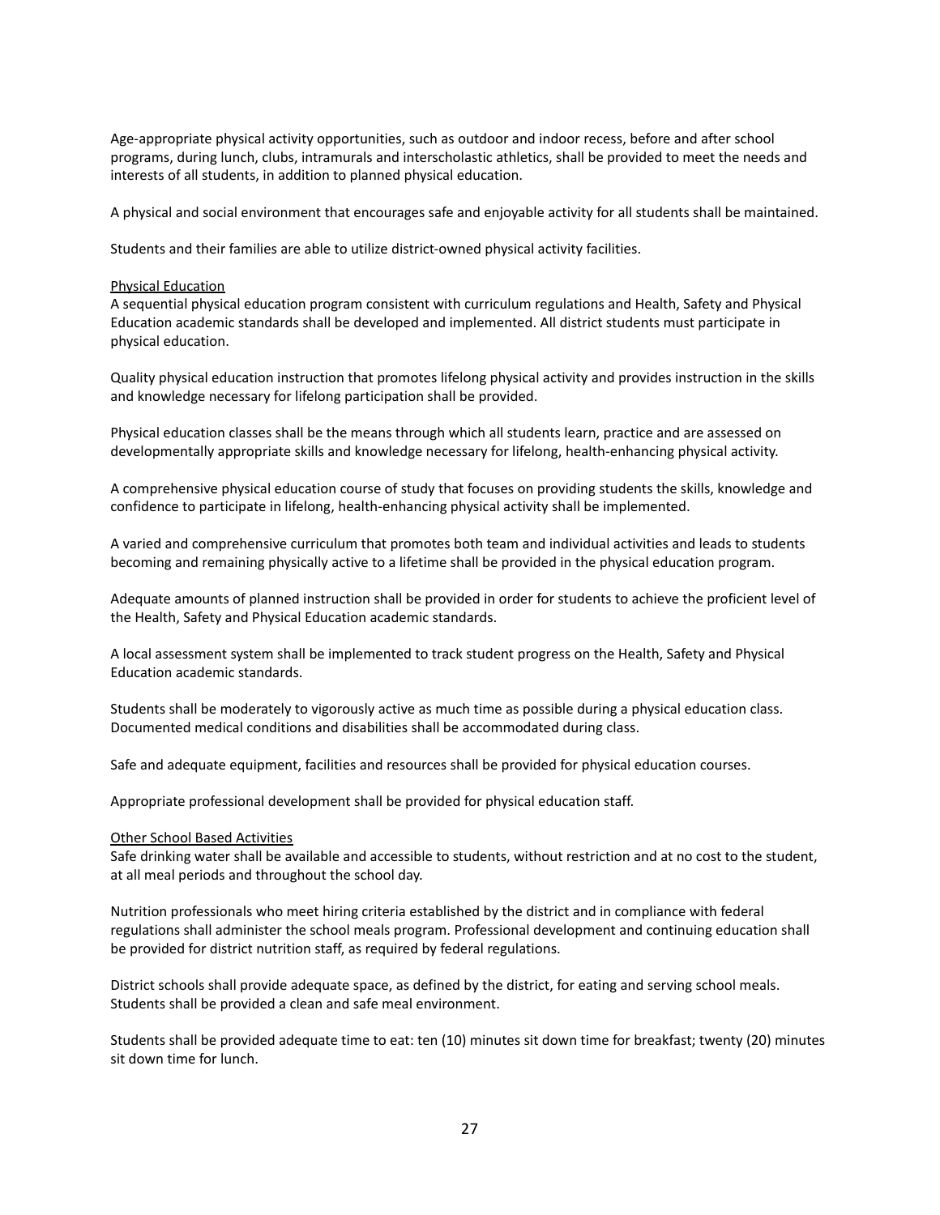Age-appropriate physical activity opportunities, such as outdoor and indoor recess, before and after school programs, during lunch, clubs, intramurals and interscholastic athletics, shall be provided to meet the needs and interests of all students, in addition to planned physical education.

A physical and social environment that encourages safe and enjoyable activity for all students shall be maintained.

Students and their families are able to utilize district-owned physical activity facilities.

<u>Physical Education</u>

A sequential physical education program consistent with curriculum regulations and Health, Safety and Physical Education academic standards shall be developed and implemented. All district students must participate in physical education.

Quality physical education instruction that promotes lifelong physical activity and provides instruction in the skills and knowledge necessary for lifelong participation shall be provided.

Physical education classes shall be the means through which all students learn, practice and are assessed on developmentally appropriate skills and knowledge necessary for lifelong, health-enhancing physical activity.

A comprehensive physical education course of study that focuses on providing students the skills, knowledge and confidence to participate in lifelong, health-enhancing physical activity shall be implemented.

A varied and comprehensive curriculum that promotes both team and individual activities and leads to students becoming and remaining physically active to a lifetime shall be provided in the physical education program.

Adequate amounts of planned instruction shall be provided in order for students to achieve the proficient level of the Health, Safety and Physical Education academic standards.

A local assessment system shall be implemented to track student progress on the Health, Safety and Physical Education academic standards.

Students shall be moderately to vigorously active as much time as possible during a physical education class. Documented medical conditions and disabilities shall be accommodated during class.

Safe and adequate equipment, facilities and resources shall be provided for physical education courses.

Appropriate professional development shall be provided for physical education staff.

<u>Other School Based Activities</u>

Safe drinking water shall be available and accessible to students, without restriction and at no cost to the student, at all meal periods and throughout the school day.

Nutrition professionals who meet hiring criteria established by the district and in compliance with federal regulations shall administer the school meals program. Professional development and continuing education shall be provided for district nutrition staff, as required by federal regulations.

District schools shall provide adequate space, as defined by the district, for eating and serving school meals. Students shall be provided a clean and safe meal environment.

Students shall be provided adequate time to eat: ten (10) minutes sit down time for breakfast; twenty (20) minutes sit down time for lunch.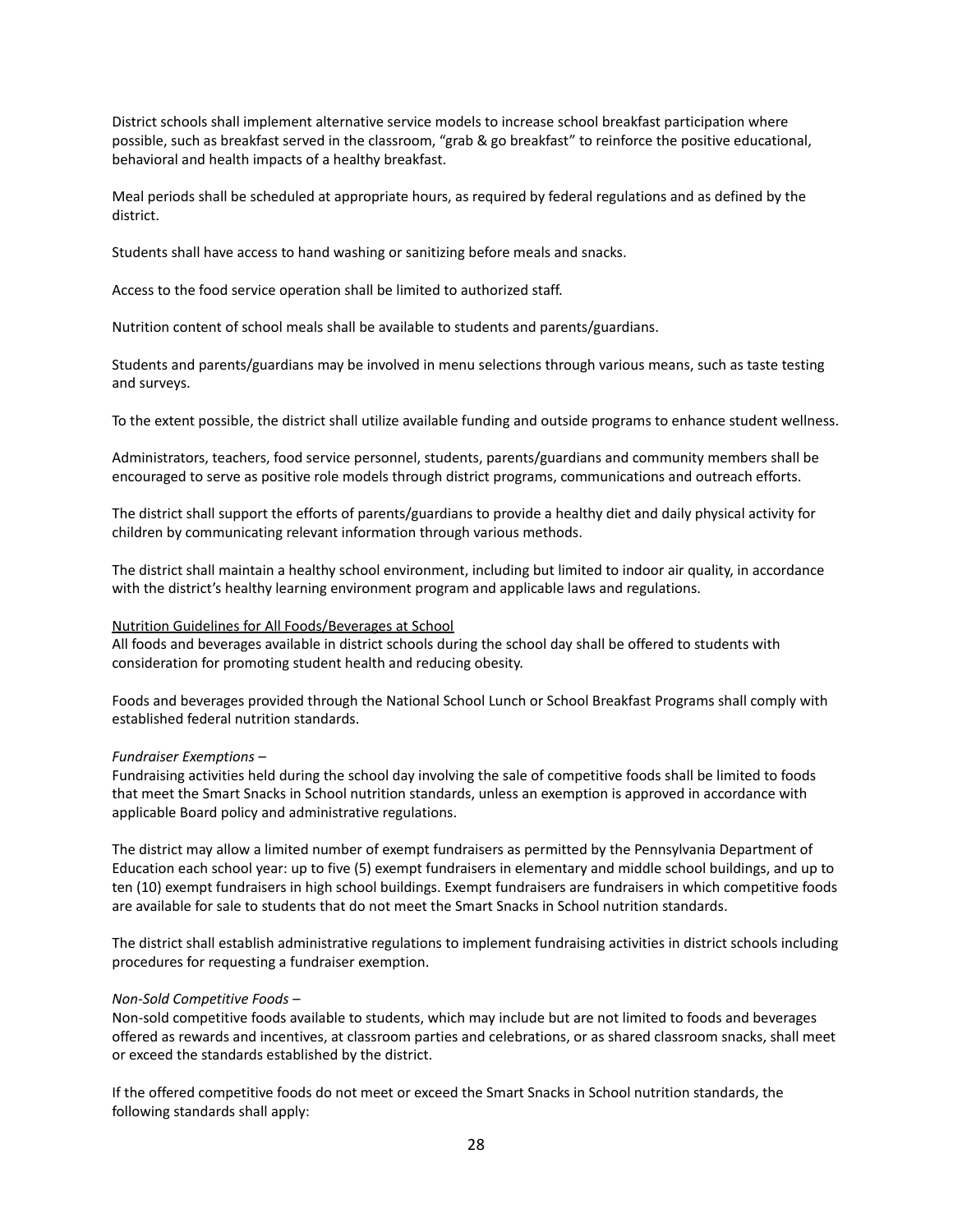District schools shall implement alternative service models to increase school breakfast participation where possible, such as breakfast served in the classroom, "grab & go breakfast" to reinforce the positive educational, behavioral and health impacts of a healthy breakfast.

Meal periods shall be scheduled at appropriate hours, as required by federal regulations and as defined by the district.

Students shall have access to hand washing or sanitizing before meals and snacks.

Access to the food service operation shall be limited to authorized staff.

Nutrition content of school meals shall be available to students and parents/guardians.

Students and parents/guardians may be involved in menu selections through various means, such as taste testing and surveys.

To the extent possible, the district shall utilize available funding and outside programs to enhance student wellness.

Administrators, teachers, food service personnel, students, parents/guardians and community members shall be encouraged to serve as positive role models through district programs, communications and outreach efforts.

The district shall support the efforts of parents/guardians to provide a healthy diet and daily physical activity for children by communicating relevant information through various methods.

The district shall maintain a healthy school environment, including but limited to indoor air quality, in accordance with the district's healthy learning environment program and applicable laws and regulations.

<u>Nutrition Guidelines for All Foods/Beverages at School</u>

All foods and beverages available in district schools during the school day shall be offered to students with consideration for promoting student health and reducing obesity.

Foods and beverages provided through the National School Lunch or School Breakfast Programs shall comply with established federal nutrition standards.

*Fundraiser Exemptions* –

Fundraising activities held during the school day involving the sale of competitive foods shall be limited to foods that meet the Smart Snacks in School nutrition standards, unless an exemption is approved in accordance with applicable Board policy and administrative regulations.

The district may allow a limited number of exempt fundraisers as permitted by the Pennsylvania Department of Education each school year: up to five (5) exempt fundraisers in elementary and middle school buildings, and up to ten (10) exempt fundraisers in high school buildings. Exempt fundraisers are fundraisers in which competitive foods are available for sale to students that do not meet the Smart Snacks in School nutrition standards.

The district shall establish administrative regulations to implement fundraising activities in district schools including procedures for requesting a fundraiser exemption.

*Non-Sold Competitive Foods* –

Non-sold competitive foods available to students, which may include but are not limited to foods and beverages offered as rewards and incentives, at classroom parties and celebrations, or as shared classroom snacks, shall meet or exceed the standards established by the district.

If the offered competitive foods do not meet or exceed the Smart Snacks in School nutrition standards, the following standards shall apply: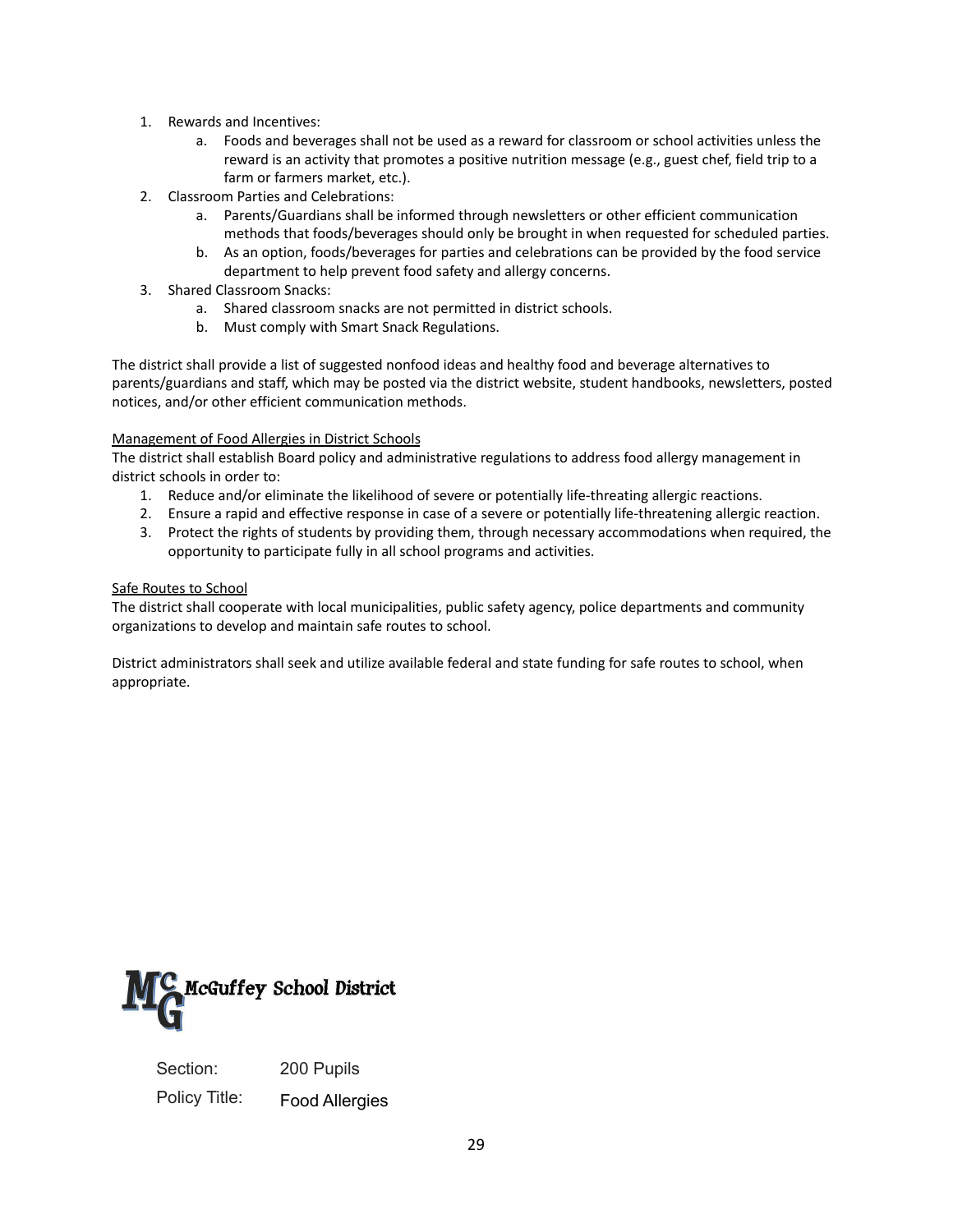1. Rewards and Incentives:
    a. Foods and beverages shall not be used as a reward for classroom or school activities unless the reward is an activity that promotes a positive nutrition message (e.g., guest chef, field trip to a farm or farmers market, etc.).
2. Classroom Parties and Celebrations:
    a. Parents/Guardians shall be informed through newsletters or other efficient communication methods that foods/beverages should only be brought in when requested for scheduled parties.
    b. As an option, foods/beverages for parties and celebrations can be provided by the food service department to help prevent food safety and allergy concerns.
3. Shared Classroom Snacks:
    a. Shared classroom snacks are not permitted in district schools.
    b. Must comply with Smart Snack Regulations.

The district shall provide a list of suggested nonfood ideas and healthy food and beverage alternatives to parents/guardians and staff, which may be posted via the district website, student handbooks, newsletters, posted notices, and/or other efficient communication methods.

<u>Management of Food Allergies in District Schools</u>

The district shall establish Board policy and administrative regulations to address food allergy management in district schools in order to:

1. Reduce and/or eliminate the likelihood of severe or potentially life-threating allergic reactions.
2. Ensure a rapid and effective response in case of a severe or potentially life-threatening allergic reaction.
3. Protect the rights of students by providing them, through necessary accommodations when required, the opportunity to participate fully in all school programs and activities.

<u>Safe Routes to School</u>

The district shall cooperate with local municipalities, public safety agency, police departments and community organizations to develop and maintain safe routes to school.

District administrators shall seek and utilize available federal and state funding for safe routes to school, when appropriate.

MCG McGuffey School District

| Section: | 200 Pupils |
|---|---|
| Policy Title: | Food Allergies |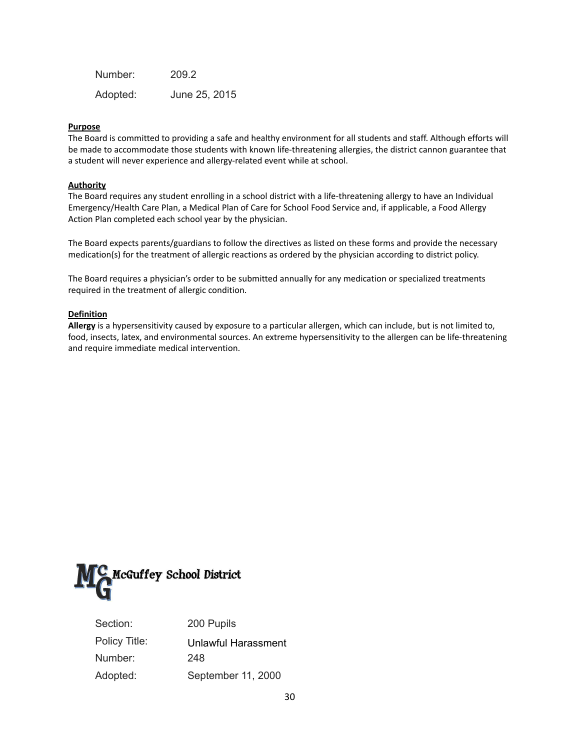Number: 209.2

Adopted: June 25, 2015

**Purpose**

The Board is committed to providing a safe and healthy environment for all students and staff. Although efforts will be made to accommodate those students with known life-threatening allergies, the district cannon guarantee that a student will never experience and allergy-related event while at school.

**Authority**

The Board requires any student enrolling in a school district with a life-threatening allergy to have an Individual Emergency/Health Care Plan, a Medical Plan of Care for School Food Service and, if applicable, a Food Allergy Action Plan completed each school year by the physician.

The Board expects parents/guardians to follow the directives as listed on these forms and provide the necessary medication(s) for the treatment of allergic reactions as ordered by the physician according to district policy.

The Board requires a physician's order to be submitted annually for any medication or specialized treatments required in the treatment of allergic condition.

**Definition**

**Allergy** is a hypersensitivity caused by exposure to a particular allergen, which can include, but is not limited to, food, insects, latex, and environmental sources. An extreme hypersensitivity to the allergen can be life-threatening and require immediate medical intervention.

McGuffey School District

Section: 200 Pupils

Policy Title: Unlawful Harassment

Number: 248

Adopted: September 11, 2000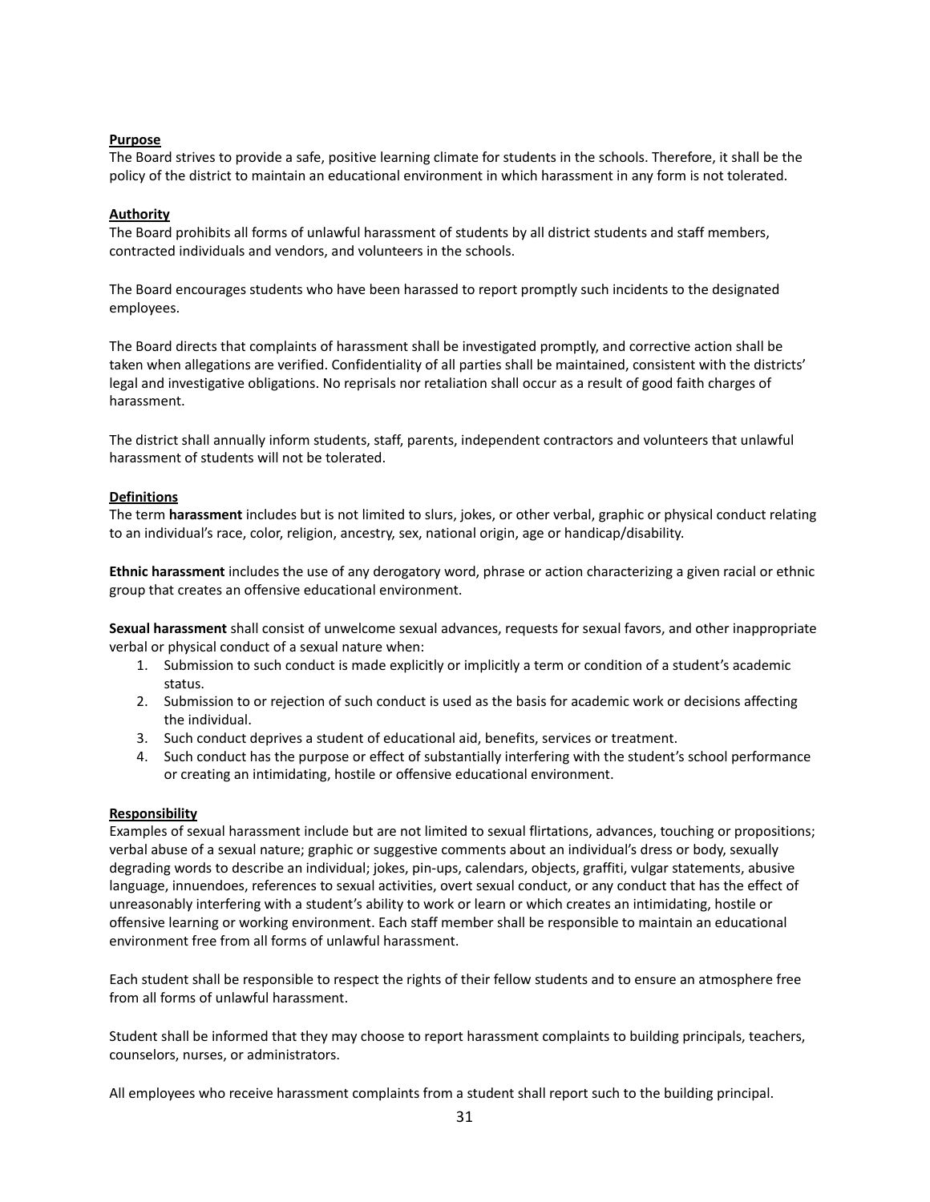**Purpose**

The Board strives to provide a safe, positive learning climate for students in the schools. Therefore, it shall be the policy of the district to maintain an educational environment in which harassment in any form is not tolerated.

**Authority**

The Board prohibits all forms of unlawful harassment of students by all district students and staff members, contracted individuals and vendors, and volunteers in the schools.

The Board encourages students who have been harassed to report promptly such incidents to the designated employees.

The Board directs that complaints of harassment shall be investigated promptly, and corrective action shall be taken when allegations are verified. Confidentiality of all parties shall be maintained, consistent with the districts' legal and investigative obligations. No reprisals nor retaliation shall occur as a result of good faith charges of harassment.

The district shall annually inform students, staff, parents, independent contractors and volunteers that unlawful harassment of students will not be tolerated.

**Definitions**

The term **harassment** includes but is not limited to slurs, jokes, or other verbal, graphic or physical conduct relating to an individual's race, color, religion, ancestry, sex, national origin, age or handicap/disability.

**Ethnic harassment** includes the use of any derogatory word, phrase or action characterizing a given racial or ethnic group that creates an offensive educational environment.

**Sexual harassment** shall consist of unwelcome sexual advances, requests for sexual favors, and other inappropriate verbal or physical conduct of a sexual nature when:

1. Submission to such conduct is made explicitly or implicitly a term or condition of a student's academic status.
2. Submission to or rejection of such conduct is used as the basis for academic work or decisions affecting the individual.
3. Such conduct deprives a student of educational aid, benefits, services or treatment.
4. Such conduct has the purpose or effect of substantially interfering with the student's school performance or creating an intimidating, hostile or offensive educational environment.

**Responsibility**

Examples of sexual harassment include but are not limited to sexual flirtations, advances, touching or propositions; verbal abuse of a sexual nature; graphic or suggestive comments about an individual's dress or body, sexually degrading words to describe an individual; jokes, pin-ups, calendars, objects, graffiti, vulgar statements, abusive language, innuendoes, references to sexual activities, overt sexual conduct, or any conduct that has the effect of unreasonably interfering with a student's ability to work or learn or which creates an intimidating, hostile or offensive learning or working environment. Each staff member shall be responsible to maintain an educational environment free from all forms of unlawful harassment.

Each student shall be responsible to respect the rights of their fellow students and to ensure an atmosphere free from all forms of unlawful harassment.

Student shall be informed that they may choose to report harassment complaints to building principals, teachers, counselors, nurses, or administrators.

All employees who receive harassment complaints from a student shall report such to the building principal.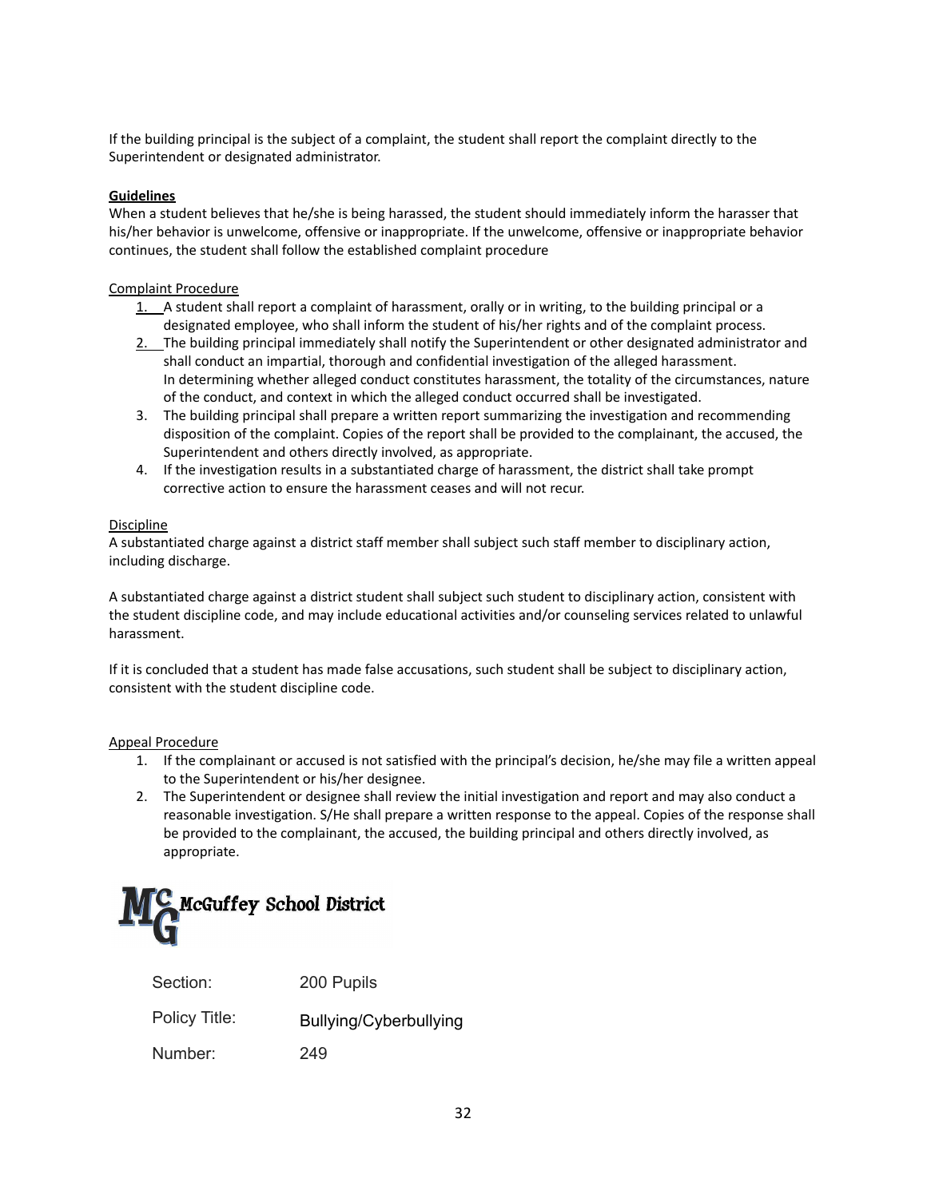If the building principal is the subject of a complaint, the student shall report the complaint directly to the Superintendent or designated administrator.

**Guidelines**

When a student believes that he/she is being harassed, the student should immediately inform the harasser that his/her behavior is unwelcome, offensive or inappropriate. If the unwelcome, offensive or inappropriate behavior continues, the student shall follow the established complaint procedure

Complaint Procedure

1. A student shall report a complaint of harassment, orally or in writing, to the building principal or a designated employee, who shall inform the student of his/her rights and of the complaint process.
2. The building principal immediately shall notify the Superintendent or other designated administrator and shall conduct an impartial, thorough and confidential investigation of the alleged harassment. In determining whether alleged conduct constitutes harassment, the totality of the circumstances, nature of the conduct, and context in which the alleged conduct occurred shall be investigated.
3. The building principal shall prepare a written report summarizing the investigation and recommending disposition of the complaint. Copies of the report shall be provided to the complainant, the accused, the Superintendent and others directly involved, as appropriate.
4. If the investigation results in a substantiated charge of harassment, the district shall take prompt corrective action to ensure the harassment ceases and will not recur.

Discipline

A substantiated charge against a district staff member shall subject such staff member to disciplinary action, including discharge.

A substantiated charge against a district student shall subject such student to disciplinary action, consistent with the student discipline code, and may include educational activities and/or counseling services related to unlawful harassment.

If it is concluded that a student has made false accusations, such student shall be subject to disciplinary action, consistent with the student discipline code.

Appeal Procedure

1. If the complainant or accused is not satisfied with the principal's decision, he/she may file a written appeal to the Superintendent or his/her designee.
2. The Superintendent or designee shall review the initial investigation and report and may also conduct a reasonable investigation. S/He shall prepare a written response to the appeal. Copies of the response shall be provided to the complainant, the accused, the building principal and others directly involved, as appropriate.

McGuffey School District

| | |
|---|---|
| Section: | 200 Pupils |
| Policy Title: | Bullying/Cyberbullying |
| Number: | 249 |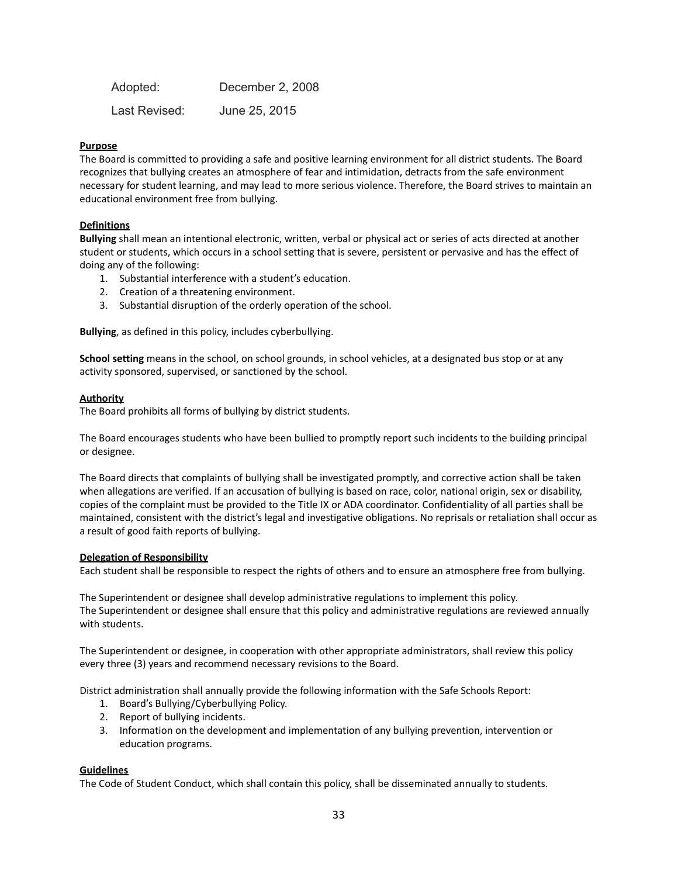| Adopted: | December 2, 2008 |
| --- | --- |
| Last Revised: | June 25, 2015 |

**Purpose**

The Board is committed to providing a safe and positive learning environment for all district students. The Board recognizes that bullying creates an atmosphere of fear and intimidation, detracts from the safe environment necessary for student learning, and may lead to more serious violence. Therefore, the Board strives to maintain an educational environment free from bullying.

**Definitions**

**Bullying** shall mean an intentional electronic, written, verbal or physical act or series of acts directed at another student or students, which occurs in a school setting that is severe, persistent or pervasive and has the effect of doing any of the following:

1. Substantial interference with a student's education.
2. Creation of a threatening environment.
3. Substantial disruption of the orderly operation of the school.

**Bullying**, as defined in this policy, includes cyberbullying.

**School setting** means in the school, on school grounds, in school vehicles, at a designated bus stop or at any activity sponsored, supervised, or sanctioned by the school.

**Authority**

The Board prohibits all forms of bullying by district students.

The Board encourages students who have been bullied to promptly report such incidents to the building principal or designee.

The Board directs that complaints of bullying shall be investigated promptly, and corrective action shall be taken when allegations are verified. If an accusation of bullying is based on race, color, national origin, sex or disability, copies of the complaint must be provided to the Title IX or ADA coordinator. Confidentiality of all parties shall be maintained, consistent with the district's legal and investigative obligations. No reprisals or retaliation shall occur as a result of good faith reports of bullying.

**Delegation of Responsibility**

Each student shall be responsible to respect the rights of others and to ensure an atmosphere free from bullying.

The Superintendent or designee shall develop administrative regulations to implement this policy.
The Superintendent or designee shall ensure that this policy and administrative regulations are reviewed annually with students.

The Superintendent or designee, in cooperation with other appropriate administrators, shall review this policy every three (3) years and recommend necessary revisions to the Board.

District administration shall annually provide the following information with the Safe Schools Report:

1. Board's Bullying/Cyberbullying Policy.
2. Report of bullying incidents.
3. Information on the development and implementation of any bullying prevention, intervention or education programs.

**Guidelines**

The Code of Student Conduct, which shall contain this policy, shall be disseminated annually to students.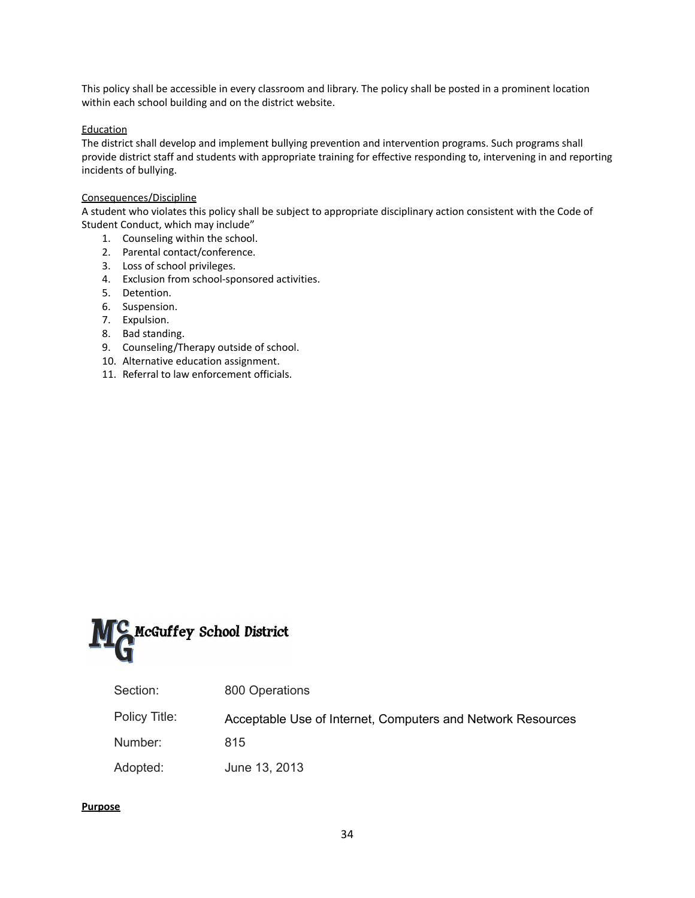This policy shall be accessible in every classroom and library. The policy shall be posted in a prominent location within each school building and on the district website.

Education

The district shall develop and implement bullying prevention and intervention programs. Such programs shall provide district staff and students with appropriate training for effective responding to, intervening in and reporting incidents of bullying.

Consequences/Discipline

A student who violates this policy shall be subject to appropriate disciplinary action consistent with the Code of Student Conduct, which may include"

1. Counseling within the school.
2. Parental contact/conference.
3. Loss of school privileges.
4. Exclusion from school-sponsored activities.
5. Detention.
6. Suspension.
7. Expulsion.
8. Bad standing.
9. Counseling/Therapy outside of school.
10. Alternative education assignment.
11. Referral to law enforcement officials.

McGuffey School District

| | |
|---|---|
| Section: | 800 Operations |
| Policy Title: | Acceptable Use of Internet, Computers and Network Resources |
| Number: | 815 |
| Adopted: | June 13, 2013 |

**Purpose**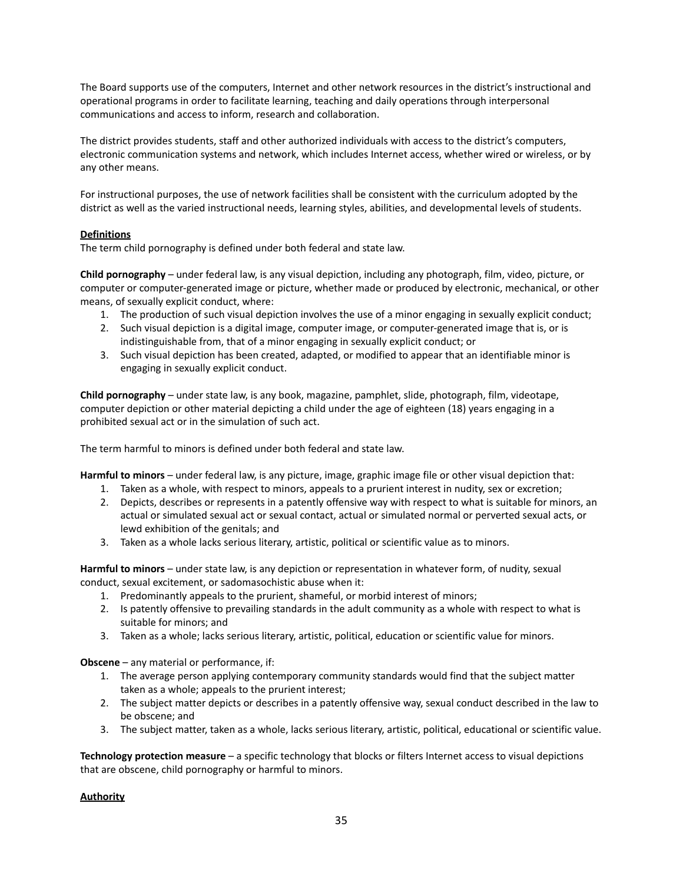The Board supports use of the computers, Internet and other network resources in the district's instructional and operational programs in order to facilitate learning, teaching and daily operations through interpersonal communications and access to inform, research and collaboration.

The district provides students, staff and other authorized individuals with access to the district's computers, electronic communication systems and network, which includes Internet access, whether wired or wireless, or by any other means.

For instructional purposes, the use of network facilities shall be consistent with the curriculum adopted by the district as well as the varied instructional needs, learning styles, abilities, and developmental levels of students.

<u>**Definitions**</u>
The term child pornography is defined under both federal and state law.

**Child pornography** – under federal law, is any visual depiction, including any photograph, film, video, picture, or computer or computer-generated image or picture, whether made or produced by electronic, mechanical, or other means, of sexually explicit conduct, where:

1. The production of such visual depiction involves the use of a minor engaging in sexually explicit conduct;
2. Such visual depiction is a digital image, computer image, or computer-generated image that is, or is indistinguishable from, that of a minor engaging in sexually explicit conduct; or
3. Such visual depiction has been created, adapted, or modified to appear that an identifiable minor is engaging in sexually explicit conduct.

**Child pornography** – under state law, is any book, magazine, pamphlet, slide, photograph, film, videotape, computer depiction or other material depicting a child under the age of eighteen (18) years engaging in a prohibited sexual act or in the simulation of such act.

The term harmful to minors is defined under both federal and state law.

**Harmful to minors** – under federal law, is any picture, image, graphic image file or other visual depiction that:

1. Taken as a whole, with respect to minors, appeals to a prurient interest in nudity, sex or excretion;
2. Depicts, describes or represents in a patently offensive way with respect to what is suitable for minors, an actual or simulated sexual act or sexual contact, actual or simulated normal or perverted sexual acts, or lewd exhibition of the genitals; and
3. Taken as a whole lacks serious literary, artistic, political or scientific value as to minors.

**Harmful to minors** – under state law, is any depiction or representation in whatever form, of nudity, sexual conduct, sexual excitement, or sadomasochistic abuse when it:

1. Predominantly appeals to the prurient, shameful, or morbid interest of minors;
2. Is patently offensive to prevailing standards in the adult community as a whole with respect to what is suitable for minors; and
3. Taken as a whole; lacks serious literary, artistic, political, education or scientific value for minors.

**Obscene** – any material or performance, if:

1. The average person applying contemporary community standards would find that the subject matter taken as a whole; appeals to the prurient interest;
2. The subject matter depicts or describes in a patently offensive way, sexual conduct described in the law to be obscene; and
3. The subject matter, taken as a whole, lacks serious literary, artistic, political, educational or scientific value.

**Technology protection measure** – a specific technology that blocks or filters Internet access to visual depictions that are obscene, child pornography or harmful to minors.

<u>**Authority**</u>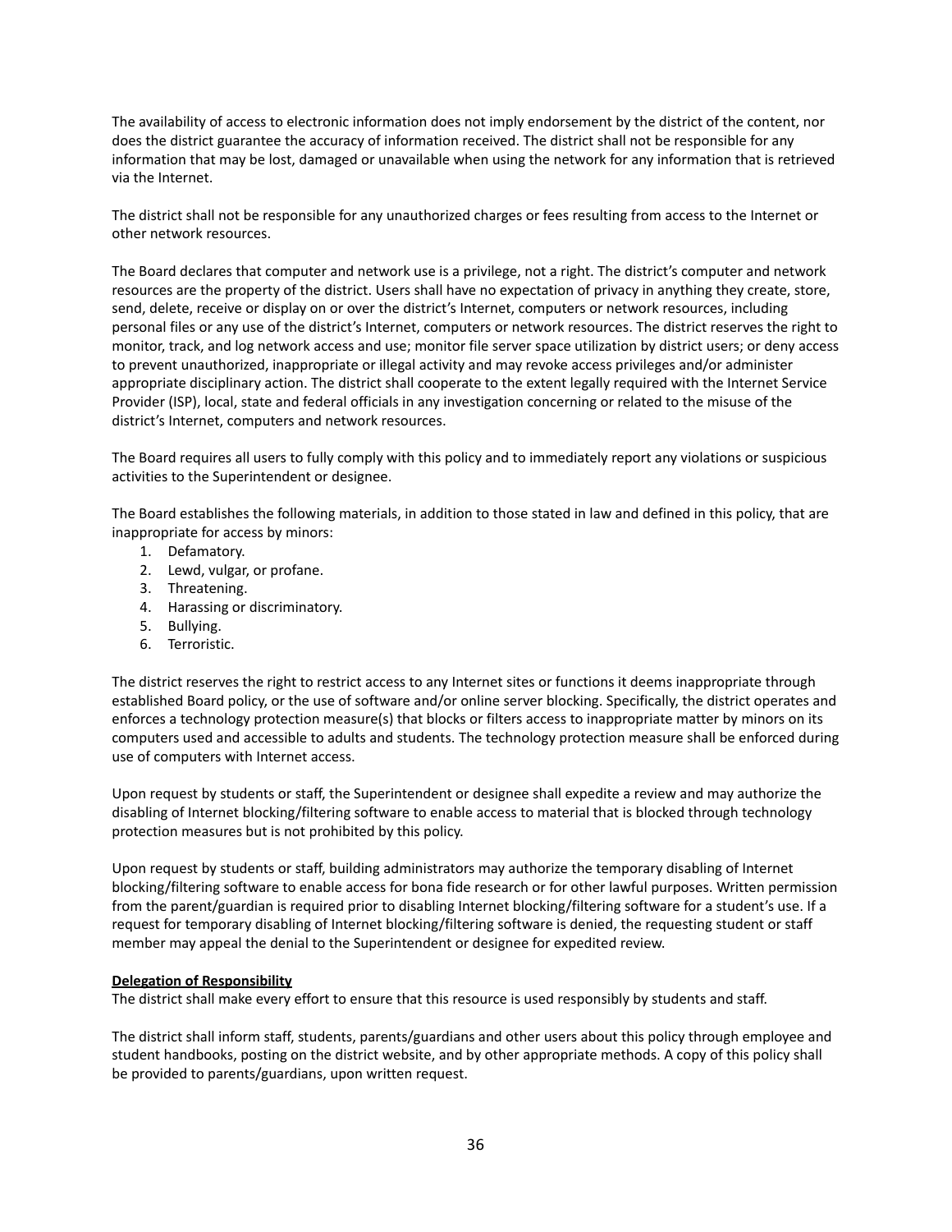The availability of access to electronic information does not imply endorsement by the district of the content, nor does the district guarantee the accuracy of information received. The district shall not be responsible for any information that may be lost, damaged or unavailable when using the network for any information that is retrieved via the Internet.

The district shall not be responsible for any unauthorized charges or fees resulting from access to the Internet or other network resources.

The Board declares that computer and network use is a privilege, not a right. The district's computer and network resources are the property of the district. Users shall have no expectation of privacy in anything they create, store, send, delete, receive or display on or over the district's Internet, computers or network resources, including personal files or any use of the district's Internet, computers or network resources. The district reserves the right to monitor, track, and log network access and use; monitor file server space utilization by district users; or deny access to prevent unauthorized, inappropriate or illegal activity and may revoke access privileges and/or administer appropriate disciplinary action. The district shall cooperate to the extent legally required with the Internet Service Provider (ISP), local, state and federal officials in any investigation concerning or related to the misuse of the district's Internet, computers and network resources.

The Board requires all users to fully comply with this policy and to immediately report any violations or suspicious activities to the Superintendent or designee.

The Board establishes the following materials, in addition to those stated in law and defined in this policy, that are inappropriate for access by minors:

1. Defamatory.
2. Lewd, vulgar, or profane.
3. Threatening.
4. Harassing or discriminatory.
5. Bullying.
6. Terroristic.

The district reserves the right to restrict access to any Internet sites or functions it deems inappropriate through established Board policy, or the use of software and/or online server blocking. Specifically, the district operates and enforces a technology protection measure(s) that blocks or filters access to inappropriate matter by minors on its computers used and accessible to adults and students. The technology protection measure shall be enforced during use of computers with Internet access.

Upon request by students or staff, the Superintendent or designee shall expedite a review and may authorize the disabling of Internet blocking/filtering software to enable access to material that is blocked through technology protection measures but is not prohibited by this policy.

Upon request by students or staff, building administrators may authorize the temporary disabling of Internet blocking/filtering software to enable access for bona fide research or for other lawful purposes. Written permission from the parent/guardian is required prior to disabling Internet blocking/filtering software for a student's use. If a request for temporary disabling of Internet blocking/filtering software is denied, the requesting student or staff member may appeal the denial to the Superintendent or designee for expedited review.

**Delegation of Responsibility**

The district shall make every effort to ensure that this resource is used responsibly by students and staff.

The district shall inform staff, students, parents/guardians and other users about this policy through employee and student handbooks, posting on the district website, and by other appropriate methods. A copy of this policy shall be provided to parents/guardians, upon written request.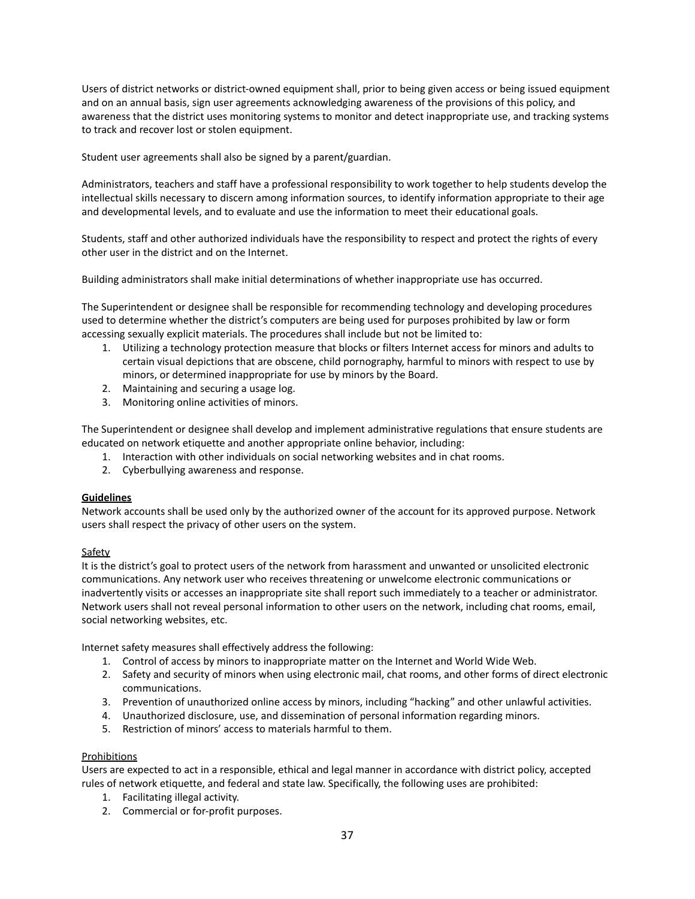Users of district networks or district-owned equipment shall, prior to being given access or being issued equipment and on an annual basis, sign user agreements acknowledging awareness of the provisions of this policy, and awareness that the district uses monitoring systems to monitor and detect inappropriate use, and tracking systems to track and recover lost or stolen equipment.

Student user agreements shall also be signed by a parent/guardian.

Administrators, teachers and staff have a professional responsibility to work together to help students develop the intellectual skills necessary to discern among information sources, to identify information appropriate to their age and developmental levels, and to evaluate and use the information to meet their educational goals.

Students, staff and other authorized individuals have the responsibility to respect and protect the rights of every other user in the district and on the Internet.

Building administrators shall make initial determinations of whether inappropriate use has occurred.

The Superintendent or designee shall be responsible for recommending technology and developing procedures used to determine whether the district's computers are being used for purposes prohibited by law or form accessing sexually explicit materials. The procedures shall include but not be limited to:

1. Utilizing a technology protection measure that blocks or filters Internet access for minors and adults to certain visual depictions that are obscene, child pornography, harmful to minors with respect to use by minors, or determined inappropriate for use by minors by the Board.
2. Maintaining and securing a usage log.
3. Monitoring online activities of minors.

The Superintendent or designee shall develop and implement administrative regulations that ensure students are educated on network etiquette and another appropriate online behavior, including:

1. Interaction with other individuals on social networking websites and in chat rooms.
2. Cyberbullying awareness and response.

**Guidelines**

Network accounts shall be used only by the authorized owner of the account for its approved purpose. Network users shall respect the privacy of other users on the system.

Safety

It is the district's goal to protect users of the network from harassment and unwanted or unsolicited electronic communications. Any network user who receives threatening or unwelcome electronic communications or inadvertently visits or accesses an inappropriate site shall report such immediately to a teacher or administrator. Network users shall not reveal personal information to other users on the network, including chat rooms, email, social networking websites, etc.

Internet safety measures shall effectively address the following:

1. Control of access by minors to inappropriate matter on the Internet and World Wide Web.
2. Safety and security of minors when using electronic mail, chat rooms, and other forms of direct electronic communications.
3. Prevention of unauthorized online access by minors, including "hacking" and other unlawful activities.
4. Unauthorized disclosure, use, and dissemination of personal information regarding minors.
5. Restriction of minors' access to materials harmful to them.

Prohibitions

Users are expected to act in a responsible, ethical and legal manner in accordance with district policy, accepted rules of network etiquette, and federal and state law. Specifically, the following uses are prohibited:

1. Facilitating illegal activity.
2. Commercial or for-profit purposes.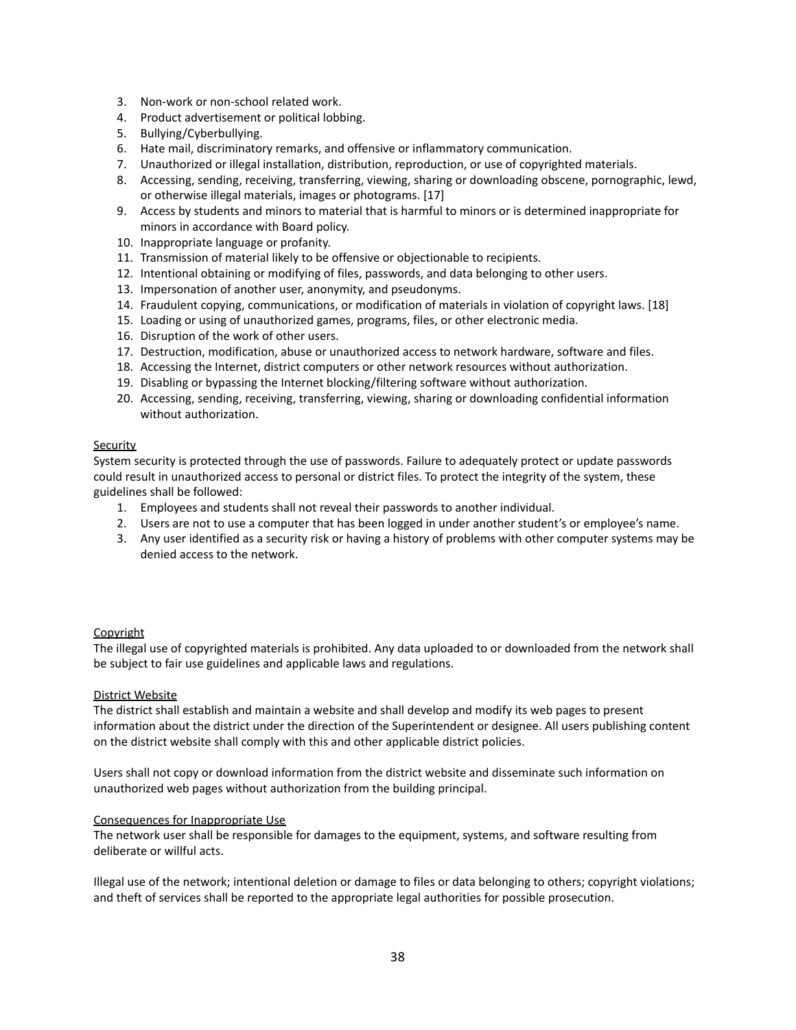3. Non-work or non-school related work.
4. Product advertisement or political lobbing.
5. Bullying/Cyberbullying.
6. Hate mail, discriminatory remarks, and offensive or inflammatory communication.
7. Unauthorized or illegal installation, distribution, reproduction, or use of copyrighted materials.
8. Accessing, sending, receiving, transferring, viewing, sharing or downloading obscene, pornographic, lewd, or otherwise illegal materials, images or photograms. [17]
9. Access by students and minors to material that is harmful to minors or is determined inappropriate for minors in accordance with Board policy.
10. Inappropriate language or profanity.
11. Transmission of material likely to be offensive or objectionable to recipients.
12. Intentional obtaining or modifying of files, passwords, and data belonging to other users.
13. Impersonation of another user, anonymity, and pseudonyms.
14. Fraudulent copying, communications, or modification of materials in violation of copyright laws. [18]
15. Loading or using of unauthorized games, programs, files, or other electronic media.
16. Disruption of the work of other users.
17. Destruction, modification, abuse or unauthorized access to network hardware, software and files.
18. Accessing the Internet, district computers or other network resources without authorization.
19. Disabling or bypassing the Internet blocking/filtering software without authorization.
20. Accessing, sending, receiving, transferring, viewing, sharing or downloading confidential information without authorization.

<u>Security</u>

System security is protected through the use of passwords. Failure to adequately protect or update passwords could result in unauthorized access to personal or district files. To protect the integrity of the system, these guidelines shall be followed:

1. Employees and students shall not reveal their passwords to another individual.
2. Users are not to use a computer that has been logged in under another student's or employee's name.
3. Any user identified as a security risk or having a history of problems with other computer systems may be denied access to the network.

<u>Copyright</u>

The illegal use of copyrighted materials is prohibited. Any data uploaded to or downloaded from the network shall be subject to fair use guidelines and applicable laws and regulations.

<u>District Website</u>

The district shall establish and maintain a website and shall develop and modify its web pages to present information about the district under the direction of the Superintendent or designee. All users publishing content on the district website shall comply with this and other applicable district policies.

Users shall not copy or download information from the district website and disseminate such information on unauthorized web pages without authorization from the building principal.

<u>Consequences for Inappropriate Use</u>

The network user shall be responsible for damages to the equipment, systems, and software resulting from deliberate or willful acts.

Illegal use of the network; intentional deletion or damage to files or data belonging to others; copyright violations; and theft of services shall be reported to the appropriate legal authorities for possible prosecution.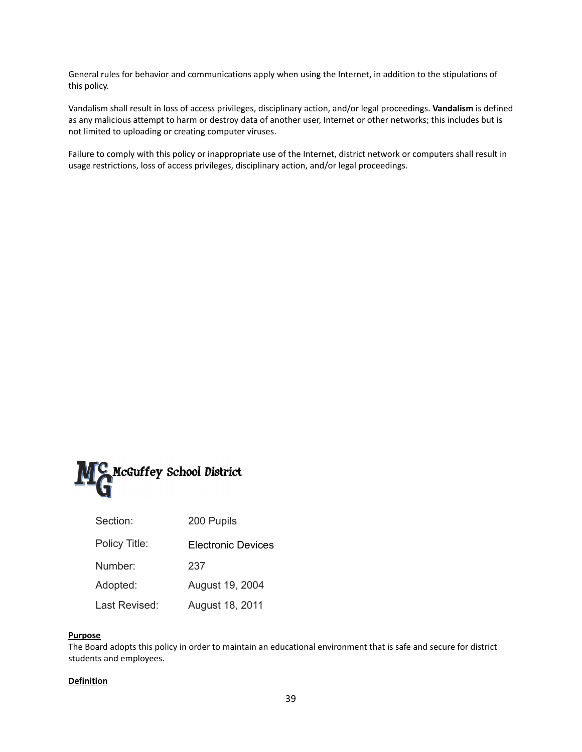General rules for behavior and communications apply when using the Internet, in addition to the stipulations of this policy.

Vandalism shall result in loss of access privileges, disciplinary action, and/or legal proceedings. **Vandalism** is defined as any malicious attempt to harm or destroy data of another user, Internet or other networks; this includes but is not limited to uploading or creating computer viruses.

Failure to comply with this policy or inappropriate use of the Internet, district network or computers shall result in usage restrictions, loss of access privileges, disciplinary action, and/or legal proceedings.

McGuffey School District

| | |
|---|---|
| Section: | 200 Pupils |
| Policy Title: | Electronic Devices |
| Number: | 237 |
| Adopted: | August 19, 2004 |
| Last Revised: | August 18, 2011 |

**Purpose**

The Board adopts this policy in order to maintain an educational environment that is safe and secure for district students and employees.

**Definition**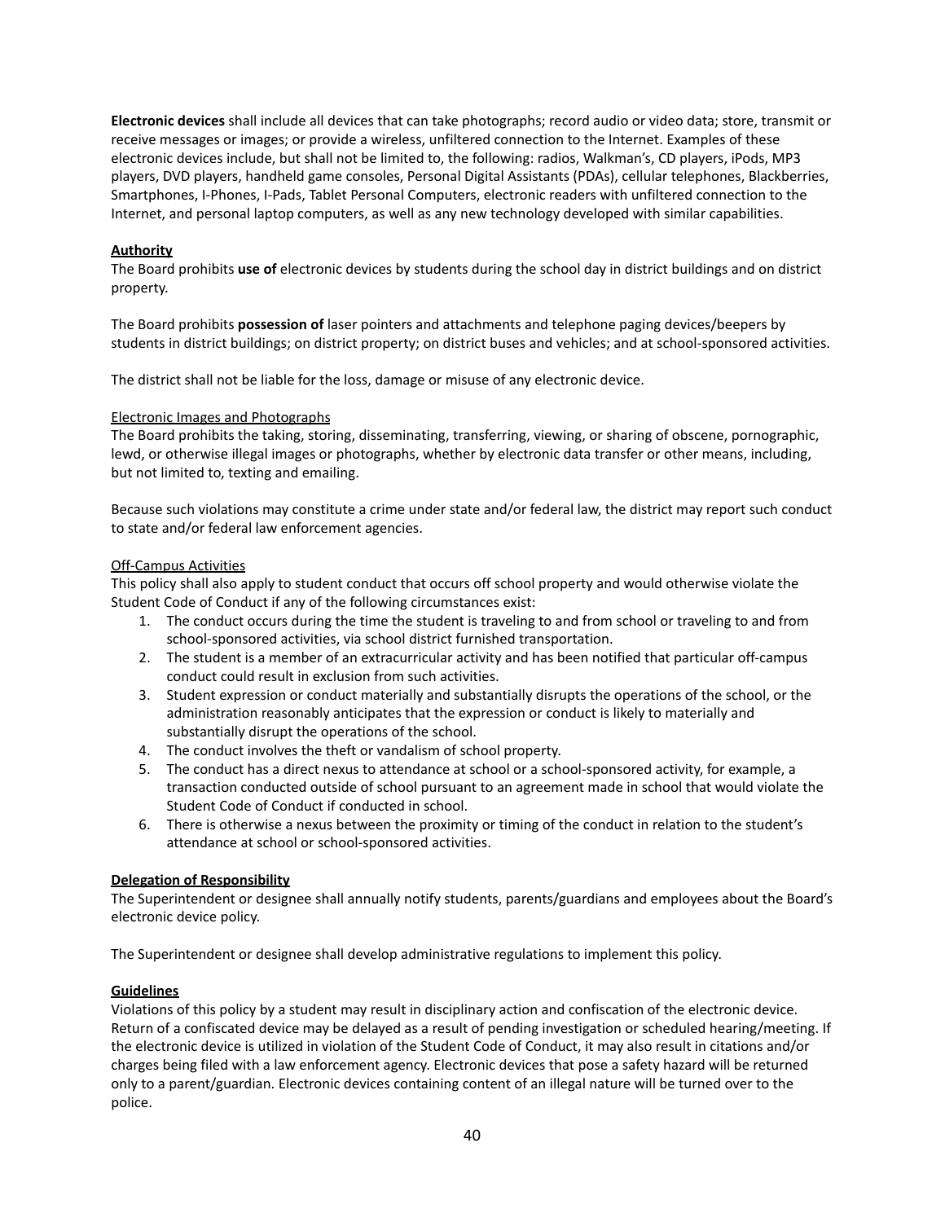**Electronic devices** shall include all devices that can take photographs; record audio or video data; store, transmit or receive messages or images; or provide a wireless, unfiltered connection to the Internet. Examples of these electronic devices include, but shall not be limited to, the following: radios, Walkman's, CD players, iPods, MP3 players, DVD players, handheld game consoles, Personal Digital Assistants (PDAs), cellular telephones, Blackberries, Smartphones, I-Phones, I-Pads, Tablet Personal Computers, electronic readers with unfiltered connection to the Internet, and personal laptop computers, as well as any new technology developed with similar capabilities.

**Authority**

The Board prohibits **use of** electronic devices by students during the school day in district buildings and on district property.

The Board prohibits **possession of** laser pointers and attachments and telephone paging devices/beepers by students in district buildings; on district property; on district buses and vehicles; and at school-sponsored activities.

The district shall not be liable for the loss, damage or misuse of any electronic device.

Electronic Images and Photographs

The Board prohibits the taking, storing, disseminating, transferring, viewing, or sharing of obscene, pornographic, lewd, or otherwise illegal images or photographs, whether by electronic data transfer or other means, including, but not limited to, texting and emailing.

Because such violations may constitute a crime under state and/or federal law, the district may report such conduct to state and/or federal law enforcement agencies.

Off-Campus Activities

This policy shall also apply to student conduct that occurs off school property and would otherwise violate the Student Code of Conduct if any of the following circumstances exist:

1. The conduct occurs during the time the student is traveling to and from school or traveling to and from school-sponsored activities, via school district furnished transportation.
2. The student is a member of an extracurricular activity and has been notified that particular off-campus conduct could result in exclusion from such activities.
3. Student expression or conduct materially and substantially disrupts the operations of the school, or the administration reasonably anticipates that the expression or conduct is likely to materially and substantially disrupt the operations of the school.
4. The conduct involves the theft or vandalism of school property.
5. The conduct has a direct nexus to attendance at school or a school-sponsored activity, for example, a transaction conducted outside of school pursuant to an agreement made in school that would violate the Student Code of Conduct if conducted in school.
6. There is otherwise a nexus between the proximity or timing of the conduct in relation to the student's attendance at school or school-sponsored activities.

**Delegation of Responsibility**

The Superintendent or designee shall annually notify students, parents/guardians and employees about the Board's electronic device policy.

The Superintendent or designee shall develop administrative regulations to implement this policy.

**Guidelines**

Violations of this policy by a student may result in disciplinary action and confiscation of the electronic device. Return of a confiscated device may be delayed as a result of pending investigation or scheduled hearing/meeting. If the electronic device is utilized in violation of the Student Code of Conduct, it may also result in citations and/or charges being filed with a law enforcement agency. Electronic devices that pose a safety hazard will be returned only to a parent/guardian. Electronic devices containing content of an illegal nature will be turned over to the police.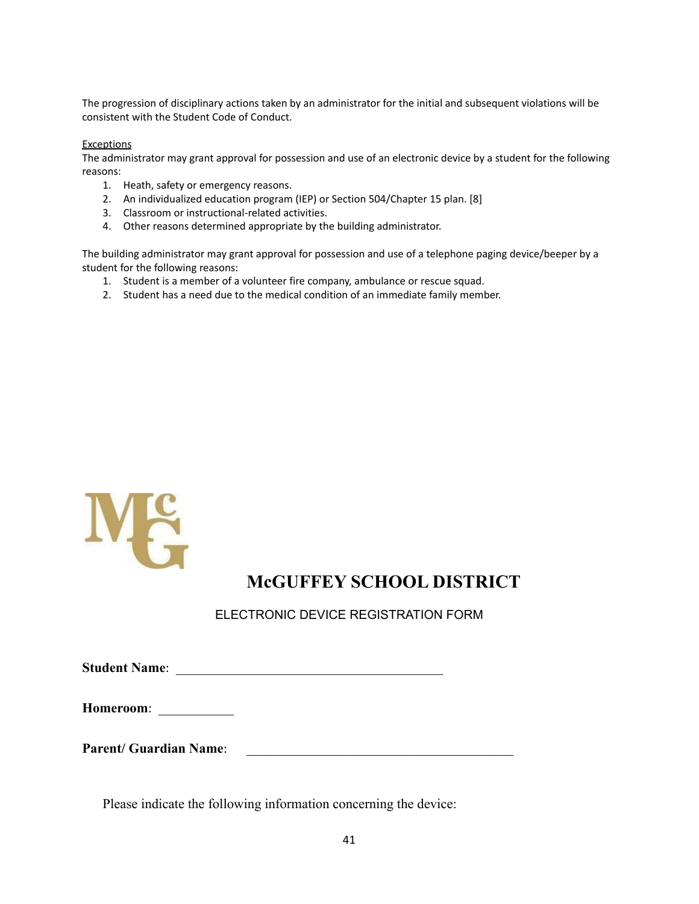The progression of disciplinary actions taken by an administrator for the initial and subsequent violations will be consistent with the Student Code of Conduct.

Exceptions

The administrator may grant approval for possession and use of an electronic device by a student for the following reasons:

1. Heath, safety or emergency reasons.
2. An individualized education program (IEP) or Section 504/Chapter 15 plan. [8]
3. Classroom or instructional-related activities.
4. Other reasons determined appropriate by the building administrator.

The building administrator may grant approval for possession and use of a telephone paging device/beeper by a student for the following reasons:

1. Student is a member of a volunteer fire company, ambulance or rescue squad.
2. Student has a need due to the medical condition of an immediate family member.

# McGUFFEY SCHOOL DISTRICT

ELECTRONIC DEVICE REGISTRATION FORM

**Student Name**: ________________________________________

**Homeroom**: ___________

**Parent/ Guardian Name**: ________________________________________

Please indicate the following information concerning the device: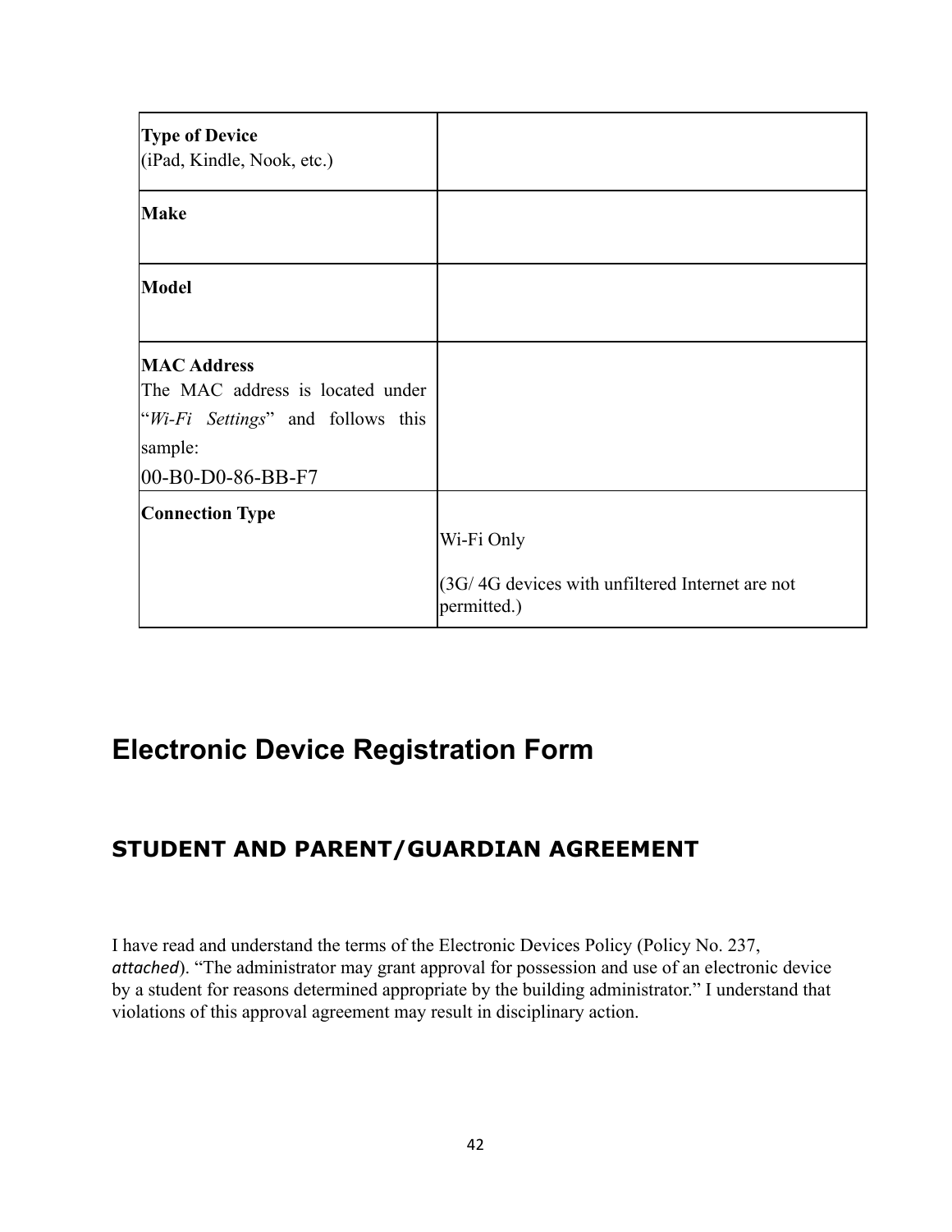| **Type of Device** (iPad, Kindle, Nook, etc.) | |
| --- | --- |
| **Make** | |
| **Model** | |
| **MAC Address** The MAC address is located under "*Wi-Fi Settings*" and follows this sample: 00-B0-D0-86-BB-F7 | |
| **Connection Type** | Wi-Fi Only<br><br>(3G/ 4G devices with unfiltered Internet are not permitted.) |

# Electronic Device Registration Form

## STUDENT AND PARENT/GUARDIAN AGREEMENT

I have read and understand the terms of the Electronic Devices Policy (Policy No. 237, *attached*). "The administrator may grant approval for possession and use of an electronic device by a student for reasons determined appropriate by the building administrator." I understand that violations of this approval agreement may result in disciplinary action.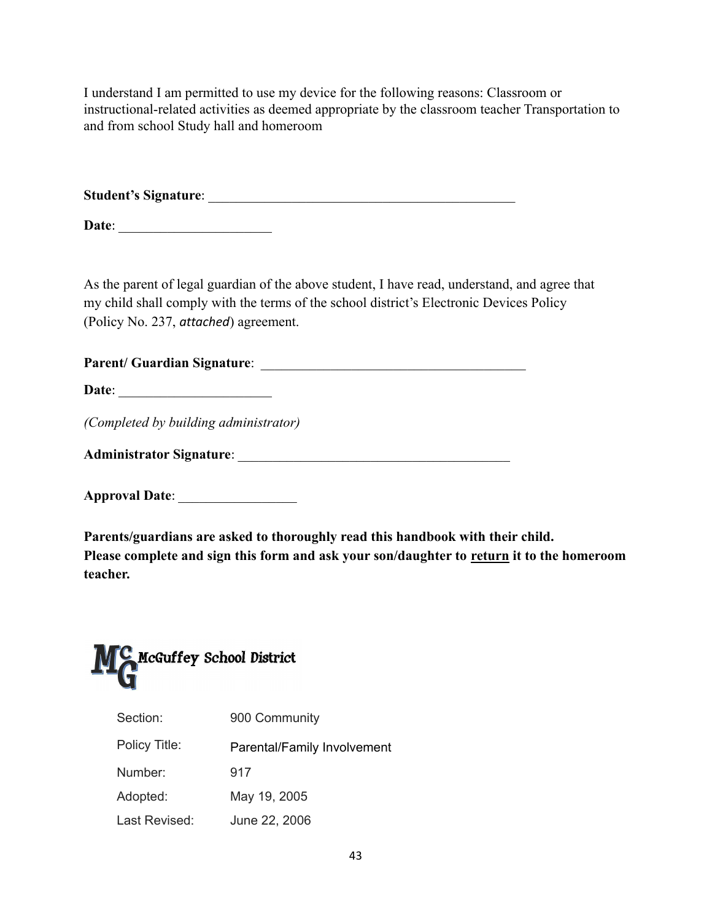I understand I am permitted to use my device for the following reasons: Classroom or instructional-related activities as deemed appropriate by the classroom teacher Transportation to and from school Study hall and homeroom

**Student's Signature**: _______________________________________________

**Date**: ______________________

As the parent of legal guardian of the above student, I have read, understand, and agree that my child shall comply with the terms of the school district's Electronic Devices Policy (Policy No. 237, *attached*) agreement.

**Parent/ Guardian Signature**: _______________________________________

**Date**: ______________________

*(Completed by building administrator)*

**Administrator Signature**: ________________________________________

**Approval Date**: _________________

**Parents/guardians are asked to thoroughly read this handbook with their child. Please complete and sign this form and ask your son/daughter to <u>return</u> it to the homeroom teacher.**

McGuffey School District

| | |
|---|---|
| Section: | 900 Community |
| Policy Title: | Parental/Family Involvement |
| Number: | 917 |
| Adopted: | May 19, 2005 |
| Last Revised: | June 22, 2006 |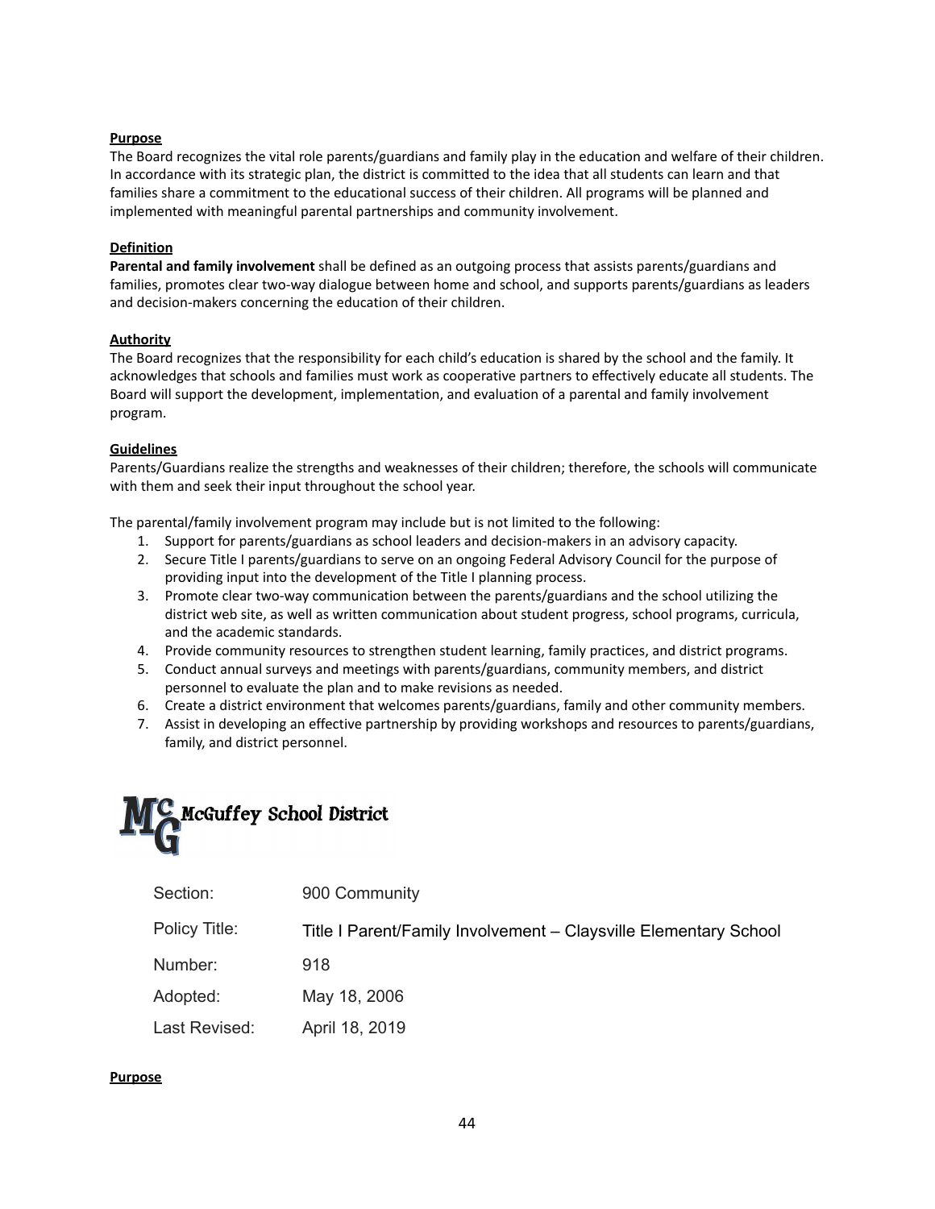**Purpose**

The Board recognizes the vital role parents/guardians and family play in the education and welfare of their children. In accordance with its strategic plan, the district is committed to the idea that all students can learn and that families share a commitment to the educational success of their children. All programs will be planned and implemented with meaningful parental partnerships and community involvement.

**Definition**

**Parental and family involvement** shall be defined as an outgoing process that assists parents/guardians and families, promotes clear two-way dialogue between home and school, and supports parents/guardians as leaders and decision-makers concerning the education of their children.

**Authority**

The Board recognizes that the responsibility for each child's education is shared by the school and the family. It acknowledges that schools and families must work as cooperative partners to effectively educate all students. The Board will support the development, implementation, and evaluation of a parental and family involvement program.

**Guidelines**

Parents/Guardians realize the strengths and weaknesses of their children; therefore, the schools will communicate with them and seek their input throughout the school year.

The parental/family involvement program may include but is not limited to the following:

1. Support for parents/guardians as school leaders and decision-makers in an advisory capacity.
2. Secure Title I parents/guardians to serve on an ongoing Federal Advisory Council for the purpose of providing input into the development of the Title I planning process.
3. Promote clear two-way communication between the parents/guardians and the school utilizing the district web site, as well as written communication about student progress, school programs, curricula, and the academic standards.
4. Provide community resources to strengthen student learning, family practices, and district programs.
5. Conduct annual surveys and meetings with parents/guardians, community members, and district personnel to evaluate the plan and to make revisions as needed.
6. Create a district environment that welcomes parents/guardians, family and other community members.
7. Assist in developing an effective partnership by providing workshops and resources to parents/guardians, family, and district personnel.

McGuffey School District

| | |
|---|---|
| Section: | 900 Community |
| Policy Title: | Title I Parent/Family Involvement – Claysville Elementary School |
| Number: | 918 |
| Adopted: | May 18, 2006 |
| Last Revised: | April 18, 2019 |

**Purpose**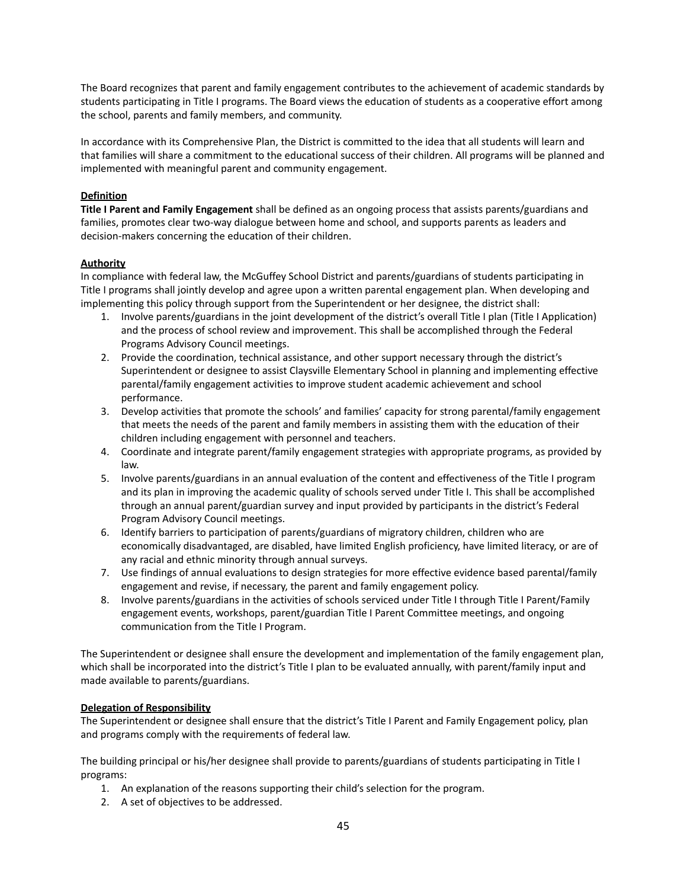The Board recognizes that parent and family engagement contributes to the achievement of academic standards by students participating in Title I programs. The Board views the education of students as a cooperative effort among the school, parents and family members, and community.

In accordance with its Comprehensive Plan, the District is committed to the idea that all students will learn and that families will share a commitment to the educational success of their children. All programs will be planned and implemented with meaningful parent and community engagement.

**Definition**

**Title I Parent and Family Engagement** shall be defined as an ongoing process that assists parents/guardians and families, promotes clear two-way dialogue between home and school, and supports parents as leaders and decision-makers concerning the education of their children.

**Authority**

In compliance with federal law, the McGuffey School District and parents/guardians of students participating in Title I programs shall jointly develop and agree upon a written parental engagement plan. When developing and implementing this policy through support from the Superintendent or her designee, the district shall:

1. Involve parents/guardians in the joint development of the district's overall Title I plan (Title I Application) and the process of school review and improvement. This shall be accomplished through the Federal Programs Advisory Council meetings.
2. Provide the coordination, technical assistance, and other support necessary through the district's Superintendent or designee to assist Claysville Elementary School in planning and implementing effective parental/family engagement activities to improve student academic achievement and school performance.
3. Develop activities that promote the schools' and families' capacity for strong parental/family engagement that meets the needs of the parent and family members in assisting them with the education of their children including engagement with personnel and teachers.
4. Coordinate and integrate parent/family engagement strategies with appropriate programs, as provided by law.
5. Involve parents/guardians in an annual evaluation of the content and effectiveness of the Title I program and its plan in improving the academic quality of schools served under Title I. This shall be accomplished through an annual parent/guardian survey and input provided by participants in the district's Federal Program Advisory Council meetings.
6. Identify barriers to participation of parents/guardians of migratory children, children who are economically disadvantaged, are disabled, have limited English proficiency, have limited literacy, or are of any racial and ethnic minority through annual surveys.
7. Use findings of annual evaluations to design strategies for more effective evidence based parental/family engagement and revise, if necessary, the parent and family engagement policy.
8. Involve parents/guardians in the activities of schools serviced under Title I through Title I Parent/Family engagement events, workshops, parent/guardian Title I Parent Committee meetings, and ongoing communication from the Title I Program.

The Superintendent or designee shall ensure the development and implementation of the family engagement plan, which shall be incorporated into the district's Title I plan to be evaluated annually, with parent/family input and made available to parents/guardians.

**Delegation of Responsibility**

The Superintendent or designee shall ensure that the district's Title I Parent and Family Engagement policy, plan and programs comply with the requirements of federal law.

The building principal or his/her designee shall provide to parents/guardians of students participating in Title I programs:

1. An explanation of the reasons supporting their child's selection for the program.
2. A set of objectives to be addressed.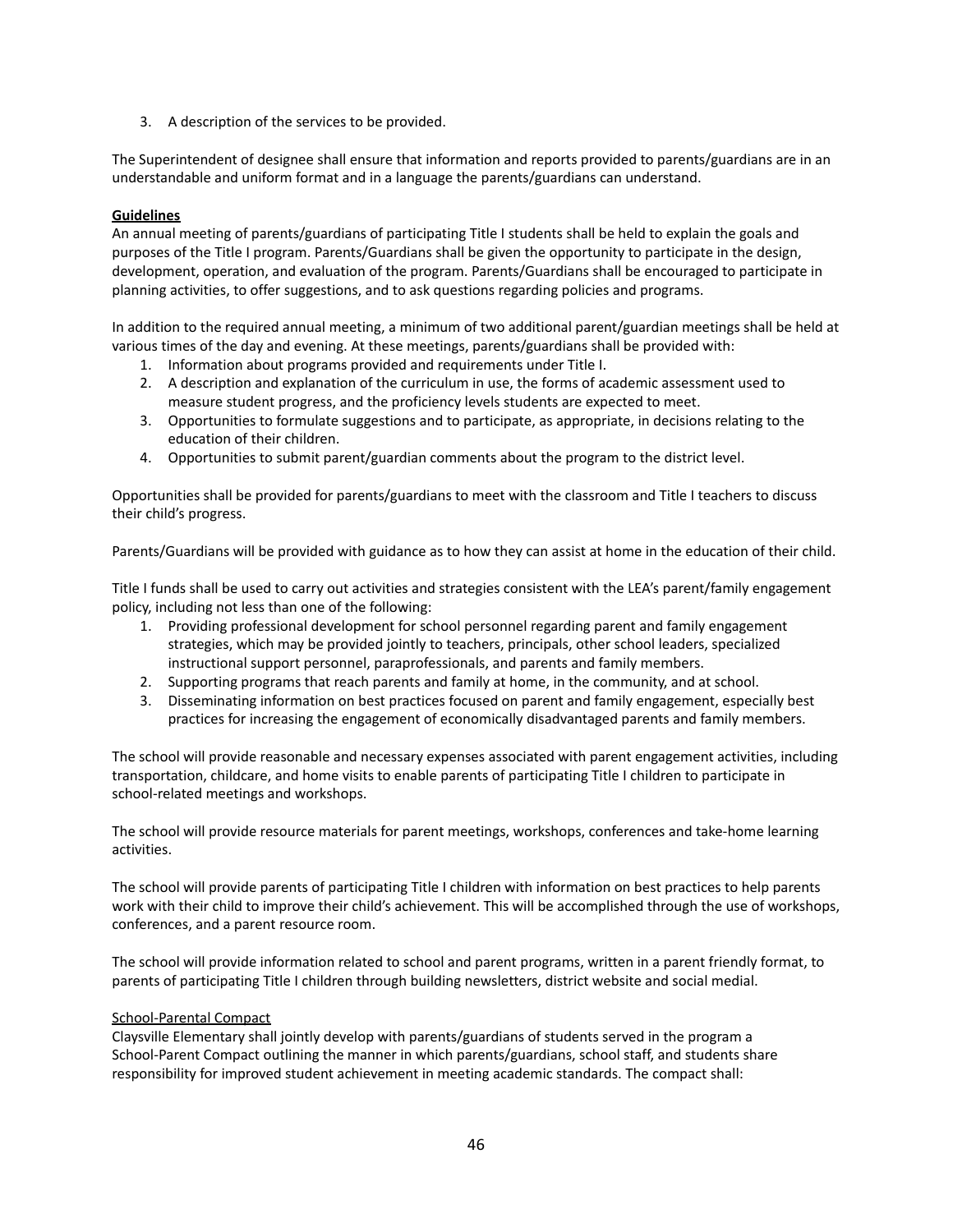3. A description of the services to be provided.

The Superintendent of designee shall ensure that information and reports provided to parents/guardians are in an understandable and uniform format and in a language the parents/guardians can understand.

**Guidelines**

An annual meeting of parents/guardians of participating Title I students shall be held to explain the goals and purposes of the Title I program. Parents/Guardians shall be given the opportunity to participate in the design, development, operation, and evaluation of the program. Parents/Guardians shall be encouraged to participate in planning activities, to offer suggestions, and to ask questions regarding policies and programs.

In addition to the required annual meeting, a minimum of two additional parent/guardian meetings shall be held at various times of the day and evening. At these meetings, parents/guardians shall be provided with:

1. Information about programs provided and requirements under Title I.
2. A description and explanation of the curriculum in use, the forms of academic assessment used to measure student progress, and the proficiency levels students are expected to meet.
3. Opportunities to formulate suggestions and to participate, as appropriate, in decisions relating to the education of their children.
4. Opportunities to submit parent/guardian comments about the program to the district level.

Opportunities shall be provided for parents/guardians to meet with the classroom and Title I teachers to discuss their child's progress.

Parents/Guardians will be provided with guidance as to how they can assist at home in the education of their child.

Title I funds shall be used to carry out activities and strategies consistent with the LEA's parent/family engagement policy, including not less than one of the following:

1. Providing professional development for school personnel regarding parent and family engagement strategies, which may be provided jointly to teachers, principals, other school leaders, specialized instructional support personnel, paraprofessionals, and parents and family members.
2. Supporting programs that reach parents and family at home, in the community, and at school.
3. Disseminating information on best practices focused on parent and family engagement, especially best practices for increasing the engagement of economically disadvantaged parents and family members.

The school will provide reasonable and necessary expenses associated with parent engagement activities, including transportation, childcare, and home visits to enable parents of participating Title I children to participate in school-related meetings and workshops.

The school will provide resource materials for parent meetings, workshops, conferences and take-home learning activities.

The school will provide parents of participating Title I children with information on best practices to help parents work with their child to improve their child's achievement. This will be accomplished through the use of workshops, conferences, and a parent resource room.

The school will provide information related to school and parent programs, written in a parent friendly format, to parents of participating Title I children through building newsletters, district website and social medial.

School-Parental Compact

Claysville Elementary shall jointly develop with parents/guardians of students served in the program a School-Parent Compact outlining the manner in which parents/guardians, school staff, and students share responsibility for improved student achievement in meeting academic standards. The compact shall: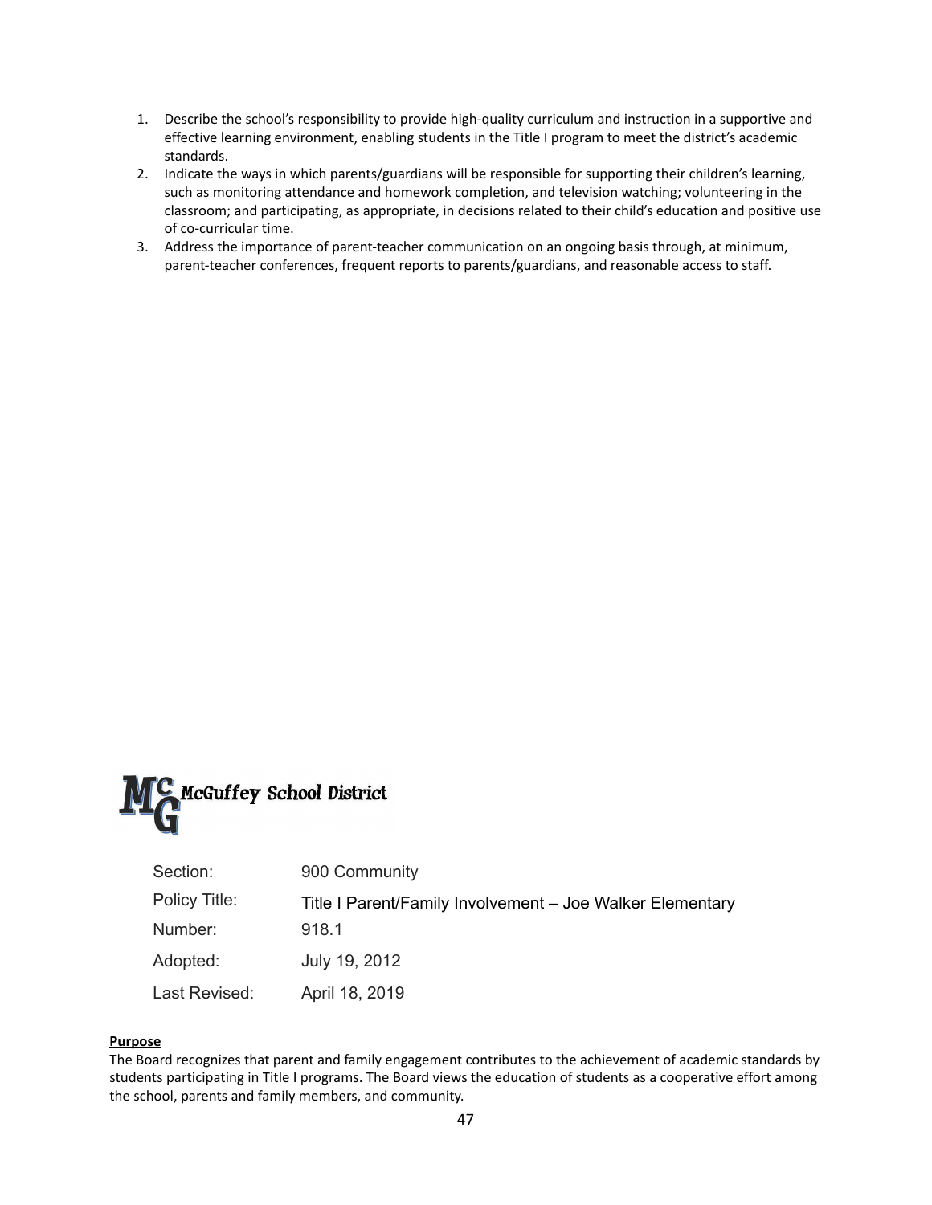1. Describe the school's responsibility to provide high-quality curriculum and instruction in a supportive and effective learning environment, enabling students in the Title I program to meet the district's academic standards.
2. Indicate the ways in which parents/guardians will be responsible for supporting their children's learning, such as monitoring attendance and homework completion, and television watching; volunteering in the classroom; and participating, as appropriate, in decisions related to their child's education and positive use of co-curricular time.
3. Address the importance of parent-teacher communication on an ongoing basis through, at minimum, parent-teacher conferences, frequent reports to parents/guardians, and reasonable access to staff.

McGuffey School District

| | |
|---|---|
| Section: | 900 Community |
| Policy Title: | Title I Parent/Family Involvement – Joe Walker Elementary |
| Number: | 918.1 |
| Adopted: | July 19, 2012 |
| Last Revised: | April 18, 2019 |

**Purpose**

The Board recognizes that parent and family engagement contributes to the achievement of academic standards by students participating in Title I programs. The Board views the education of students as a cooperative effort among the school, parents and family members, and community.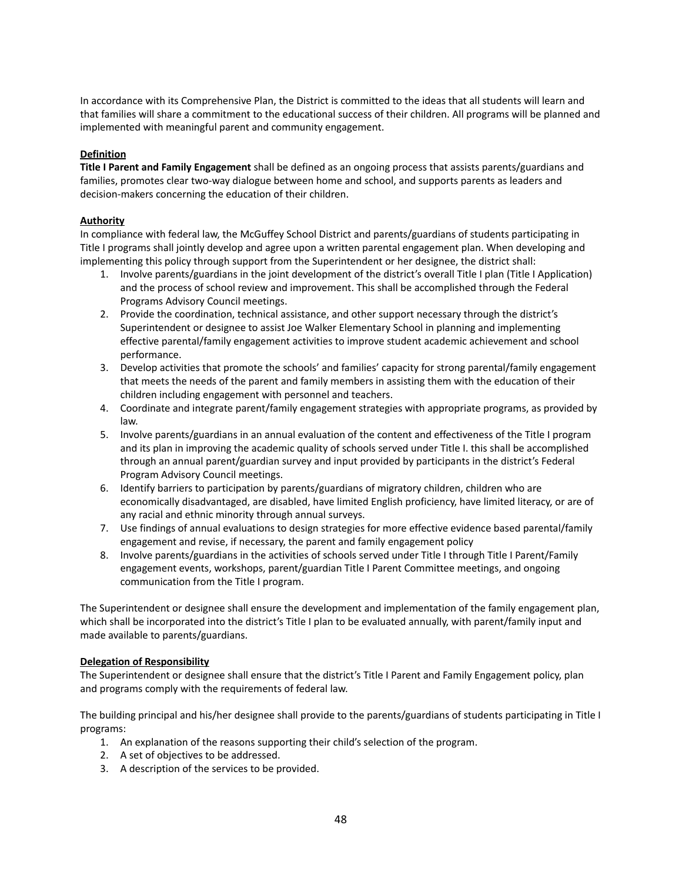In accordance with its Comprehensive Plan, the District is committed to the ideas that all students will learn and that families will share a commitment to the educational success of their children. All programs will be planned and implemented with meaningful parent and community engagement.

**Definition**

**Title I Parent and Family Engagement** shall be defined as an ongoing process that assists parents/guardians and families, promotes clear two-way dialogue between home and school, and supports parents as leaders and decision-makers concerning the education of their children.

**Authority**

In compliance with federal law, the McGuffey School District and parents/guardians of students participating in Title I programs shall jointly develop and agree upon a written parental engagement plan. When developing and implementing this policy through support from the Superintendent or her designee, the district shall:

1. Involve parents/guardians in the joint development of the district's overall Title I plan (Title I Application) and the process of school review and improvement. This shall be accomplished through the Federal Programs Advisory Council meetings.
2. Provide the coordination, technical assistance, and other support necessary through the district's Superintendent or designee to assist Joe Walker Elementary School in planning and implementing effective parental/family engagement activities to improve student academic achievement and school performance.
3. Develop activities that promote the schools' and families' capacity for strong parental/family engagement that meets the needs of the parent and family members in assisting them with the education of their children including engagement with personnel and teachers.
4. Coordinate and integrate parent/family engagement strategies with appropriate programs, as provided by law.
5. Involve parents/guardians in an annual evaluation of the content and effectiveness of the Title I program and its plan in improving the academic quality of schools served under Title I. this shall be accomplished through an annual parent/guardian survey and input provided by participants in the district's Federal Program Advisory Council meetings.
6. Identify barriers to participation by parents/guardians of migratory children, children who are economically disadvantaged, are disabled, have limited English proficiency, have limited literacy, or are of any racial and ethnic minority through annual surveys.
7. Use findings of annual evaluations to design strategies for more effective evidence based parental/family engagement and revise, if necessary, the parent and family engagement policy
8. Involve parents/guardians in the activities of schools served under Title I through Title I Parent/Family engagement events, workshops, parent/guardian Title I Parent Committee meetings, and ongoing communication from the Title I program.

The Superintendent or designee shall ensure the development and implementation of the family engagement plan, which shall be incorporated into the district's Title I plan to be evaluated annually, with parent/family input and made available to parents/guardians.

**Delegation of Responsibility**

The Superintendent or designee shall ensure that the district's Title I Parent and Family Engagement policy, plan and programs comply with the requirements of federal law.

The building principal and his/her designee shall provide to the parents/guardians of students participating in Title I programs:

1. An explanation of the reasons supporting their child's selection of the program.
2. A set of objectives to be addressed.
3. A description of the services to be provided.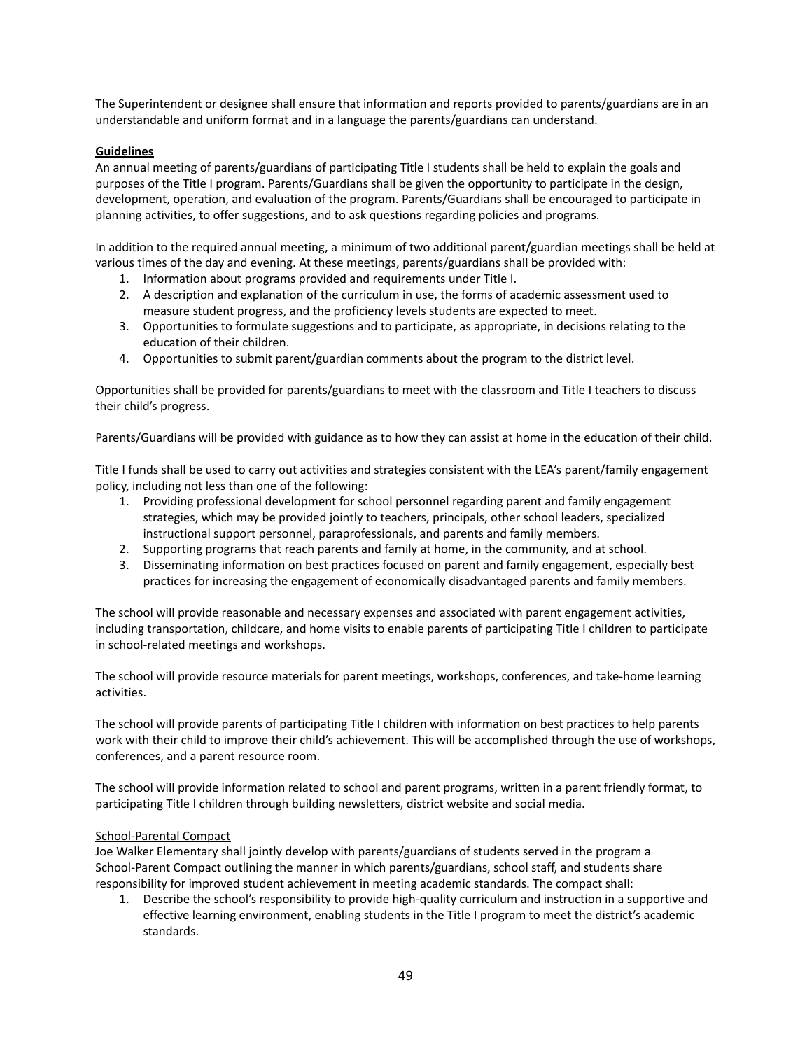The Superintendent or designee shall ensure that information and reports provided to parents/guardians are in an understandable and uniform format and in a language the parents/guardians can understand.

**Guidelines**

An annual meeting of parents/guardians of participating Title I students shall be held to explain the goals and purposes of the Title I program. Parents/Guardians shall be given the opportunity to participate in the design, development, operation, and evaluation of the program. Parents/Guardians shall be encouraged to participate in planning activities, to offer suggestions, and to ask questions regarding policies and programs.

In addition to the required annual meeting, a minimum of two additional parent/guardian meetings shall be held at various times of the day and evening. At these meetings, parents/guardians shall be provided with:

1. Information about programs provided and requirements under Title I.
2. A description and explanation of the curriculum in use, the forms of academic assessment used to measure student progress, and the proficiency levels students are expected to meet.
3. Opportunities to formulate suggestions and to participate, as appropriate, in decisions relating to the education of their children.
4. Opportunities to submit parent/guardian comments about the program to the district level.

Opportunities shall be provided for parents/guardians to meet with the classroom and Title I teachers to discuss their child's progress.

Parents/Guardians will be provided with guidance as to how they can assist at home in the education of their child.

Title I funds shall be used to carry out activities and strategies consistent with the LEA's parent/family engagement policy, including not less than one of the following:

1. Providing professional development for school personnel regarding parent and family engagement strategies, which may be provided jointly to teachers, principals, other school leaders, specialized instructional support personnel, paraprofessionals, and parents and family members.
2. Supporting programs that reach parents and family at home, in the community, and at school.
3. Disseminating information on best practices focused on parent and family engagement, especially best practices for increasing the engagement of economically disadvantaged parents and family members.

The school will provide reasonable and necessary expenses and associated with parent engagement activities, including transportation, childcare, and home visits to enable parents of participating Title I children to participate in school-related meetings and workshops.

The school will provide resource materials for parent meetings, workshops, conferences, and take-home learning activities.

The school will provide parents of participating Title I children with information on best practices to help parents work with their child to improve their child's achievement. This will be accomplished through the use of workshops, conferences, and a parent resource room.

The school will provide information related to school and parent programs, written in a parent friendly format, to participating Title I children through building newsletters, district website and social media.

School-Parental Compact

Joe Walker Elementary shall jointly develop with parents/guardians of students served in the program a School-Parent Compact outlining the manner in which parents/guardians, school staff, and students share responsibility for improved student achievement in meeting academic standards. The compact shall:

1. Describe the school's responsibility to provide high-quality curriculum and instruction in a supportive and effective learning environment, enabling students in the Title I program to meet the district's academic standards.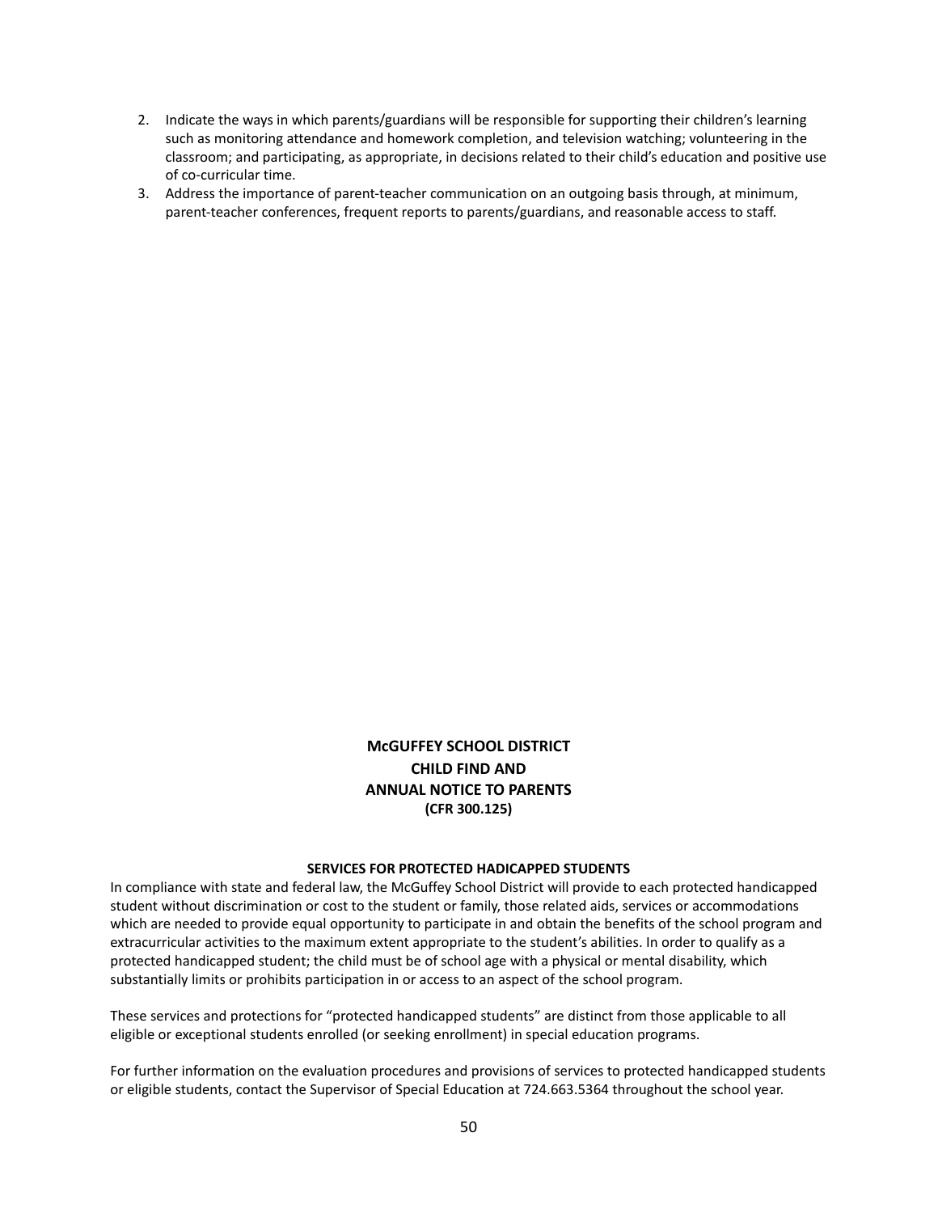2. Indicate the ways in which parents/guardians will be responsible for supporting their children's learning such as monitoring attendance and homework completion, and television watching; volunteering in the classroom; and participating, as appropriate, in decisions related to their child's education and positive use of co-curricular time.
3. Address the importance of parent-teacher communication on an outgoing basis through, at minimum, parent-teacher conferences, frequent reports to parents/guardians, and reasonable access to staff.

## McGUFFEY SCHOOL DISTRICT
## CHILD FIND AND
## ANNUAL NOTICE TO PARENTS
**(CFR 300.125)**

### SERVICES FOR PROTECTED HADICAPPED STUDENTS

In compliance with state and federal law, the McGuffey School District will provide to each protected handicapped student without discrimination or cost to the student or family, those related aids, services or accommodations which are needed to provide equal opportunity to participate in and obtain the benefits of the school program and extracurricular activities to the maximum extent appropriate to the student's abilities. In order to qualify as a protected handicapped student; the child must be of school age with a physical or mental disability, which substantially limits or prohibits participation in or access to an aspect of the school program.

These services and protections for "protected handicapped students" are distinct from those applicable to all eligible or exceptional students enrolled (or seeking enrollment) in special education programs.

For further information on the evaluation procedures and provisions of services to protected handicapped students or eligible students, contact the Supervisor of Special Education at 724.663.5364 throughout the school year.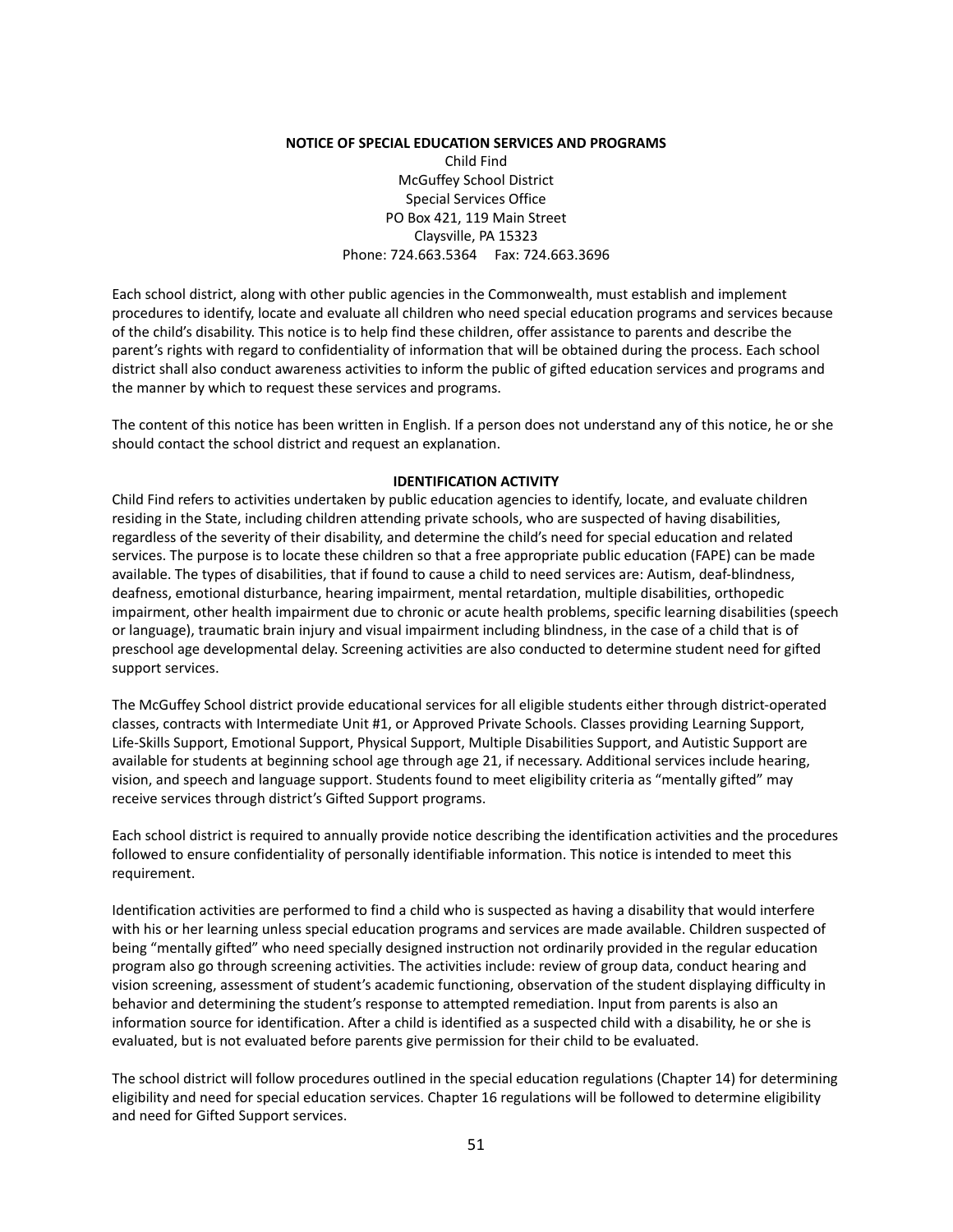**NOTICE OF SPECIAL EDUCATION SERVICES AND PROGRAMS**

Child Find
McGuffey School District
Special Services Office
PO Box 421, 119 Main Street
Claysville, PA 15323
Phone: 724.663.5364 Fax: 724.663.3696

Each school district, along with other public agencies in the Commonwealth, must establish and implement procedures to identify, locate and evaluate all children who need special education programs and services because of the child's disability. This notice is to help find these children, offer assistance to parents and describe the parent's rights with regard to confidentiality of information that will be obtained during the process. Each school district shall also conduct awareness activities to inform the public of gifted education services and programs and the manner by which to request these services and programs.

The content of this notice has been written in English. If a person does not understand any of this notice, he or she should contact the school district and request an explanation.

**IDENTIFICATION ACTIVITY**

Child Find refers to activities undertaken by public education agencies to identify, locate, and evaluate children residing in the State, including children attending private schools, who are suspected of having disabilities, regardless of the severity of their disability, and determine the child's need for special education and related services. The purpose is to locate these children so that a free appropriate public education (FAPE) can be made available. The types of disabilities, that if found to cause a child to need services are: Autism, deaf-blindness, deafness, emotional disturbance, hearing impairment, mental retardation, multiple disabilities, orthopedic impairment, other health impairment due to chronic or acute health problems, specific learning disabilities (speech or language), traumatic brain injury and visual impairment including blindness, in the case of a child that is of preschool age developmental delay. Screening activities are also conducted to determine student need for gifted support services.

The McGuffey School district provide educational services for all eligible students either through district-operated classes, contracts with Intermediate Unit #1, or Approved Private Schools. Classes providing Learning Support, Life-Skills Support, Emotional Support, Physical Support, Multiple Disabilities Support, and Autistic Support are available for students at beginning school age through age 21, if necessary. Additional services include hearing, vision, and speech and language support. Students found to meet eligibility criteria as "mentally gifted" may receive services through district's Gifted Support programs.

Each school district is required to annually provide notice describing the identification activities and the procedures followed to ensure confidentiality of personally identifiable information. This notice is intended to meet this requirement.

Identification activities are performed to find a child who is suspected as having a disability that would interfere with his or her learning unless special education programs and services are made available. Children suspected of being "mentally gifted" who need specially designed instruction not ordinarily provided in the regular education program also go through screening activities. The activities include: review of group data, conduct hearing and vision screening, assessment of student's academic functioning, observation of the student displaying difficulty in behavior and determining the student's response to attempted remediation. Input from parents is also an information source for identification. After a child is identified as a suspected child with a disability, he or she is evaluated, but is not evaluated before parents give permission for their child to be evaluated.

The school district will follow procedures outlined in the special education regulations (Chapter 14) for determining eligibility and need for special education services. Chapter 16 regulations will be followed to determine eligibility and need for Gifted Support services.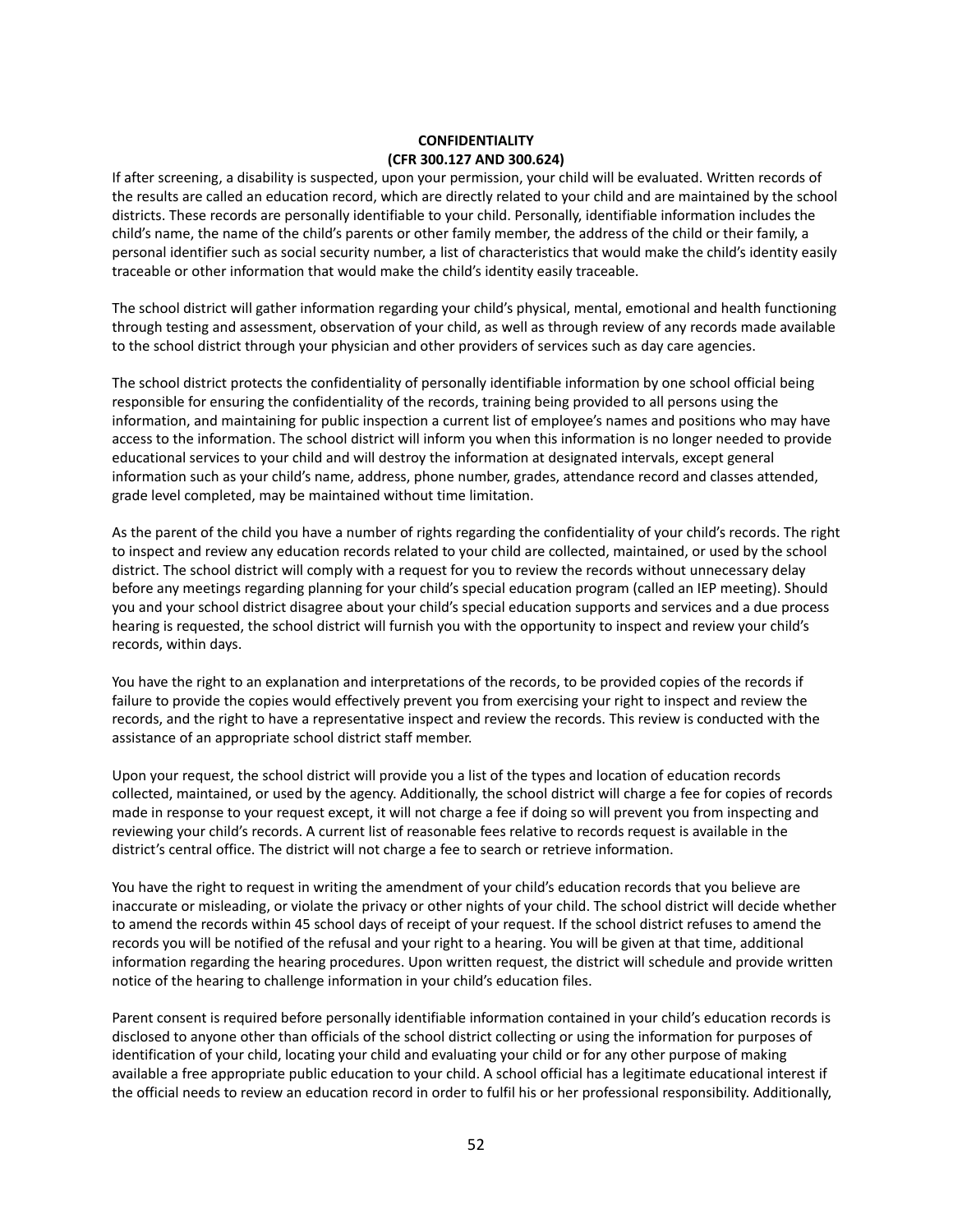**CONFIDENTIALITY**
**(CFR 300.127 AND 300.624)**

If after screening, a disability is suspected, upon your permission, your child will be evaluated. Written records of the results are called an education record, which are directly related to your child and are maintained by the school districts. These records are personally identifiable to your child. Personally, identifiable information includes the child's name, the name of the child's parents or other family member, the address of the child or their family, a personal identifier such as social security number, a list of characteristics that would make the child's identity easily traceable or other information that would make the child's identity easily traceable.

The school district will gather information regarding your child's physical, mental, emotional and health functioning through testing and assessment, observation of your child, as well as through review of any records made available to the school district through your physician and other providers of services such as day care agencies.

The school district protects the confidentiality of personally identifiable information by one school official being responsible for ensuring the confidentiality of the records, training being provided to all persons using the information, and maintaining for public inspection a current list of employee's names and positions who may have access to the information. The school district will inform you when this information is no longer needed to provide educational services to your child and will destroy the information at designated intervals, except general information such as your child's name, address, phone number, grades, attendance record and classes attended, grade level completed, may be maintained without time limitation.

As the parent of the child you have a number of rights regarding the confidentiality of your child's records. The right to inspect and review any education records related to your child are collected, maintained, or used by the school district. The school district will comply with a request for you to review the records without unnecessary delay before any meetings regarding planning for your child's special education program (called an IEP meeting). Should you and your school district disagree about your child's special education supports and services and a due process hearing is requested, the school district will furnish you with the opportunity to inspect and review your child's records, within days.

You have the right to an explanation and interpretations of the records, to be provided copies of the records if failure to provide the copies would effectively prevent you from exercising your right to inspect and review the records, and the right to have a representative inspect and review the records. This review is conducted with the assistance of an appropriate school district staff member.

Upon your request, the school district will provide you a list of the types and location of education records collected, maintained, or used by the agency. Additionally, the school district will charge a fee for copies of records made in response to your request except, it will not charge a fee if doing so will prevent you from inspecting and reviewing your child's records. A current list of reasonable fees relative to records request is available in the district's central office. The district will not charge a fee to search or retrieve information.

You have the right to request in writing the amendment of your child's education records that you believe are inaccurate or misleading, or violate the privacy or other nights of your child. The school district will decide whether to amend the records within 45 school days of receipt of your request. If the school district refuses to amend the records you will be notified of the refusal and your right to a hearing. You will be given at that time, additional information regarding the hearing procedures. Upon written request, the district will schedule and provide written notice of the hearing to challenge information in your child's education files.

Parent consent is required before personally identifiable information contained in your child's education records is disclosed to anyone other than officials of the school district collecting or using the information for purposes of identification of your child, locating your child and evaluating your child or for any other purpose of making available a free appropriate public education to your child. A school official has a legitimate educational interest if the official needs to review an education record in order to fulfil his or her professional responsibility. Additionally,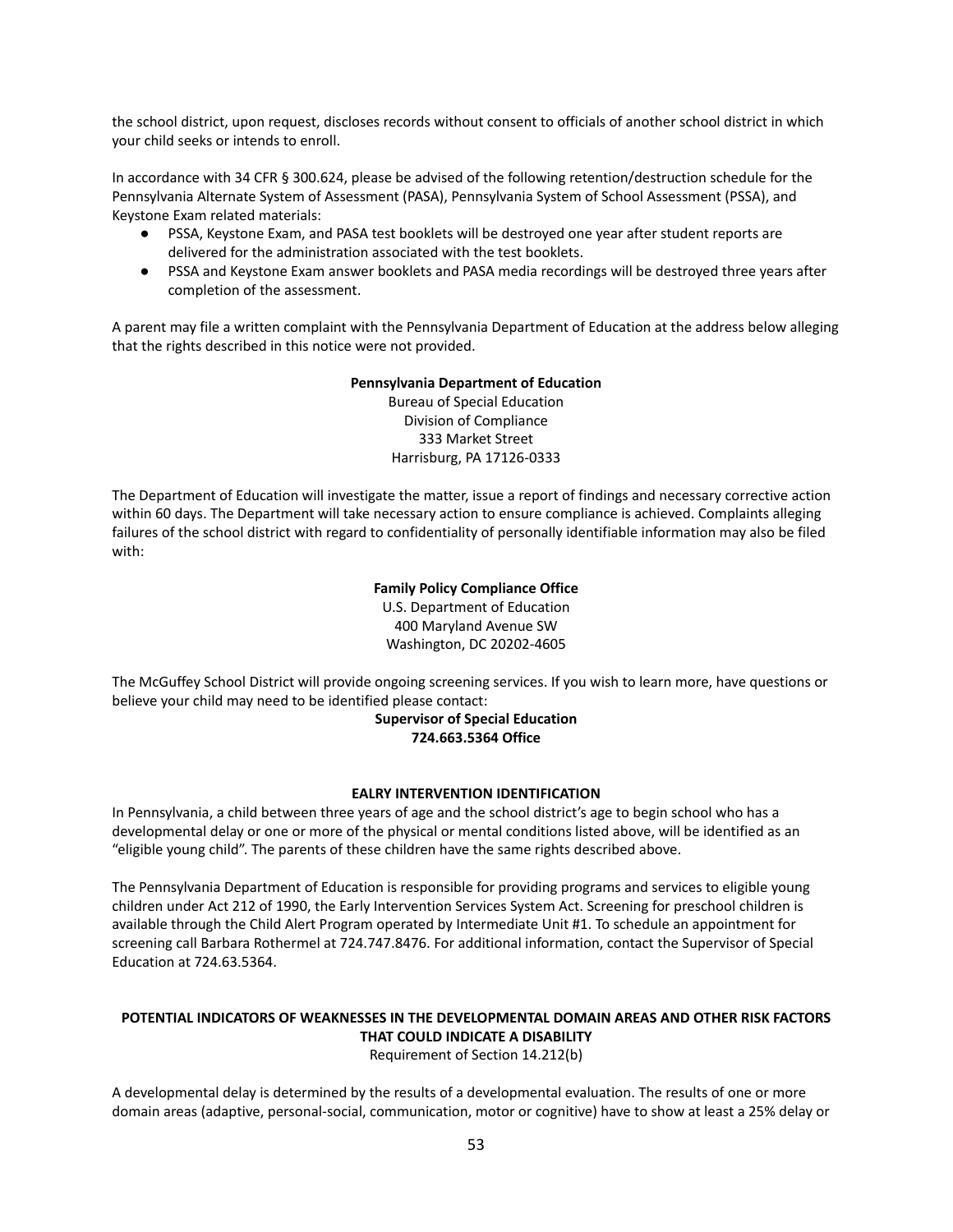the school district, upon request, discloses records without consent to officials of another school district in which your child seeks or intends to enroll.

In accordance with 34 CFR § 300.624, please be advised of the following retention/destruction schedule for the Pennsylvania Alternate System of Assessment (PASA), Pennsylvania System of School Assessment (PSSA), and Keystone Exam related materials:

- PSSA, Keystone Exam, and PASA test booklets will be destroyed one year after student reports are delivered for the administration associated with the test booklets.
- PSSA and Keystone Exam answer booklets and PASA media recordings will be destroyed three years after completion of the assessment.

A parent may file a written complaint with the Pennsylvania Department of Education at the address below alleging that the rights described in this notice were not provided.

**Pennsylvania Department of Education**
Bureau of Special Education
Division of Compliance
333 Market Street
Harrisburg, PA 17126-0333

The Department of Education will investigate the matter, issue a report of findings and necessary corrective action within 60 days. The Department will take necessary action to ensure compliance is achieved. Complaints alleging failures of the school district with regard to confidentiality of personally identifiable information may also be filed with:

**Family Policy Compliance Office**
U.S. Department of Education
400 Maryland Avenue SW
Washington, DC 20202-4605

The McGuffey School District will provide ongoing screening services. If you wish to learn more, have questions or believe your child may need to be identified please contact:

**Supervisor of Special Education**
**724.663.5364 Office**

## EALRY INTERVENTION IDENTIFICATION

In Pennsylvania, a child between three years of age and the school district's age to begin school who has a developmental delay or one or more of the physical or mental conditions listed above, will be identified as an "eligible young child". The parents of these children have the same rights described above.

The Pennsylvania Department of Education is responsible for providing programs and services to eligible young children under Act 212 of 1990, the Early Intervention Services System Act. Screening for preschool children is available through the Child Alert Program operated by Intermediate Unit #1. To schedule an appointment for screening call Barbara Rothermel at 724.747.8476. For additional information, contact the Supervisor of Special Education at 724.63.5364.

## POTENTIAL INDICATORS OF WEAKNESSES IN THE DEVELOPMENTAL DOMAIN AREAS AND OTHER RISK FACTORS THAT COULD INDICATE A DISABILITY

Requirement of Section 14.212(b)

A developmental delay is determined by the results of a developmental evaluation. The results of one or more domain areas (adaptive, personal-social, communication, motor or cognitive) have to show at least a 25% delay or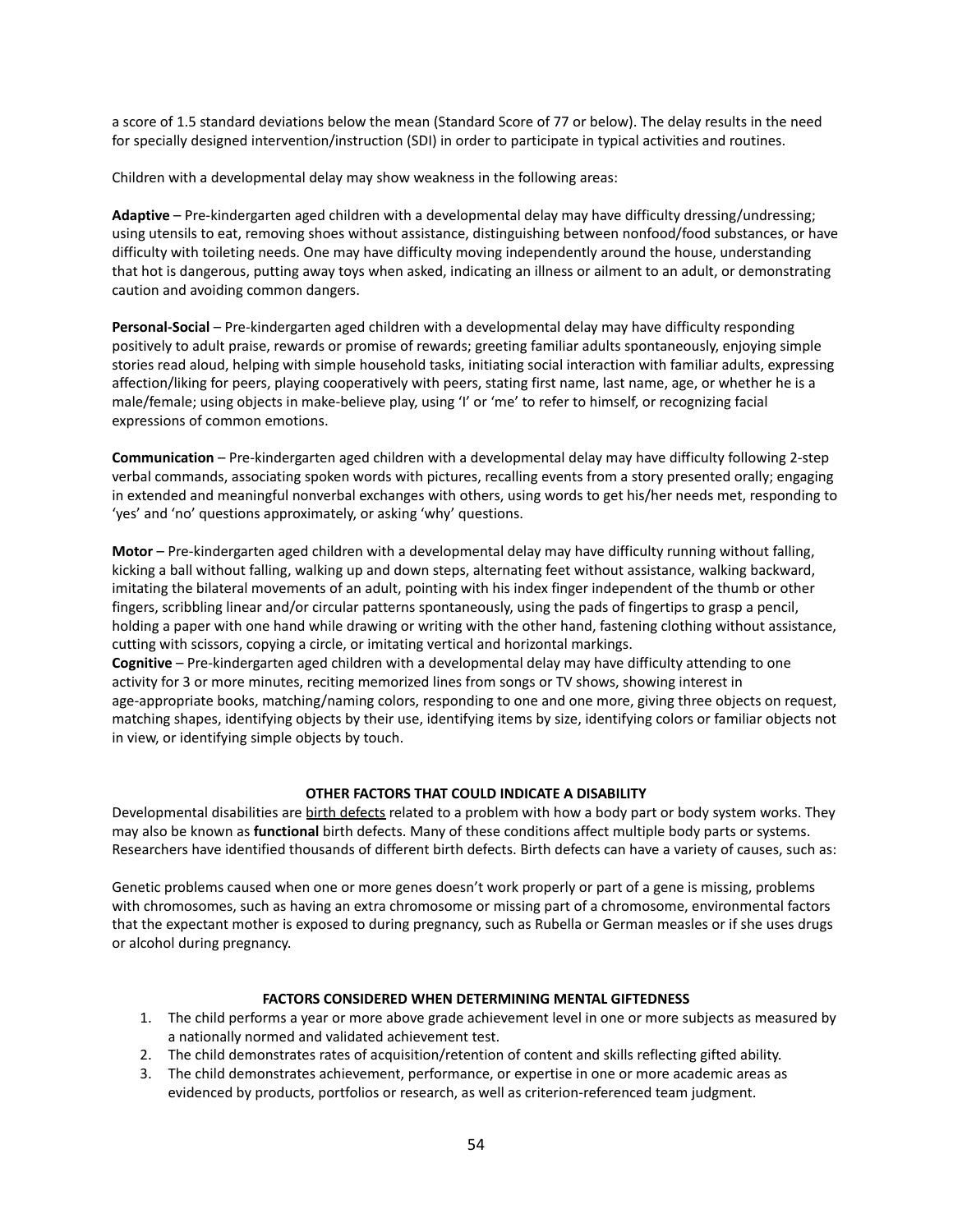a score of 1.5 standard deviations below the mean (Standard Score of 77 or below). The delay results in the need for specially designed intervention/instruction (SDI) in order to participate in typical activities and routines.

Children with a developmental delay may show weakness in the following areas:

**Adaptive** – Pre-kindergarten aged children with a developmental delay may have difficulty dressing/undressing; using utensils to eat, removing shoes without assistance, distinguishing between nonfood/food substances, or have difficulty with toileting needs. One may have difficulty moving independently around the house, understanding that hot is dangerous, putting away toys when asked, indicating an illness or ailment to an adult, or demonstrating caution and avoiding common dangers.

**Personal-Social** – Pre-kindergarten aged children with a developmental delay may have difficulty responding positively to adult praise, rewards or promise of rewards; greeting familiar adults spontaneously, enjoying simple stories read aloud, helping with simple household tasks, initiating social interaction with familiar adults, expressing affection/liking for peers, playing cooperatively with peers, stating first name, last name, age, or whether he is a male/female; using objects in make-believe play, using 'I' or 'me' to refer to himself, or recognizing facial expressions of common emotions.

**Communication** – Pre-kindergarten aged children with a developmental delay may have difficulty following 2-step verbal commands, associating spoken words with pictures, recalling events from a story presented orally; engaging in extended and meaningful nonverbal exchanges with others, using words to get his/her needs met, responding to 'yes' and 'no' questions approximately, or asking 'why' questions.

**Motor** – Pre-kindergarten aged children with a developmental delay may have difficulty running without falling, kicking a ball without falling, walking up and down steps, alternating feet without assistance, walking backward, imitating the bilateral movements of an adult, pointing with his index finger independent of the thumb or other fingers, scribbling linear and/or circular patterns spontaneously, using the pads of fingertips to grasp a pencil, holding a paper with one hand while drawing or writing with the other hand, fastening clothing without assistance, cutting with scissors, copying a circle, or imitating vertical and horizontal markings.

**Cognitive** – Pre-kindergarten aged children with a developmental delay may have difficulty attending to one activity for 3 or more minutes, reciting memorized lines from songs or TV shows, showing interest in age-appropriate books, matching/naming colors, responding to one and one more, giving three objects on request, matching shapes, identifying objects by their use, identifying items by size, identifying colors or familiar objects not in view, or identifying simple objects by touch.

## OTHER FACTORS THAT COULD INDICATE A DISABILITY

Developmental disabilities are birth defects related to a problem with how a body part or body system works. They may also be known as **functional** birth defects. Many of these conditions affect multiple body parts or systems. Researchers have identified thousands of different birth defects. Birth defects can have a variety of causes, such as:

Genetic problems caused when one or more genes doesn't work properly or part of a gene is missing, problems with chromosomes, such as having an extra chromosome or missing part of a chromosome, environmental factors that the expectant mother is exposed to during pregnancy, such as Rubella or German measles or if she uses drugs or alcohol during pregnancy.

## FACTORS CONSIDERED WHEN DETERMINING MENTAL GIFTEDNESS

1. The child performs a year or more above grade achievement level in one or more subjects as measured by a nationally normed and validated achievement test.
2. The child demonstrates rates of acquisition/retention of content and skills reflecting gifted ability.
3. The child demonstrates achievement, performance, or expertise in one or more academic areas as evidenced by products, portfolios or research, as well as criterion-referenced team judgment.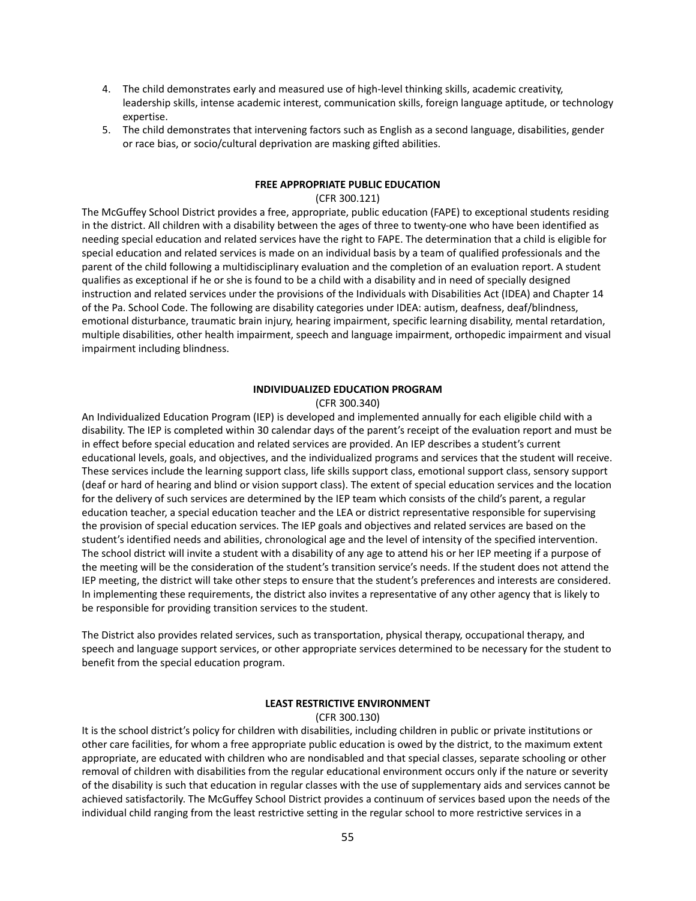4. The child demonstrates early and measured use of high-level thinking skills, academic creativity, leadership skills, intense academic interest, communication skills, foreign language aptitude, or technology expertise.
5. The child demonstrates that intervening factors such as English as a second language, disabilities, gender or race bias, or socio/cultural deprivation are masking gifted abilities.

**FREE APPROPRIATE PUBLIC EDUCATION**

(CFR 300.121)

The McGuffey School District provides a free, appropriate, public education (FAPE) to exceptional students residing in the district. All children with a disability between the ages of three to twenty-one who have been identified as needing special education and related services have the right to FAPE. The determination that a child is eligible for special education and related services is made on an individual basis by a team of qualified professionals and the parent of the child following a multidisciplinary evaluation and the completion of an evaluation report. A student qualifies as exceptional if he or she is found to be a child with a disability and in need of specially designed instruction and related services under the provisions of the Individuals with Disabilities Act (IDEA) and Chapter 14 of the Pa. School Code. The following are disability categories under IDEA: autism, deafness, deaf/blindness, emotional disturbance, traumatic brain injury, hearing impairment, specific learning disability, mental retardation, multiple disabilities, other health impairment, speech and language impairment, orthopedic impairment and visual impairment including blindness.

**INDIVIDUALIZED EDUCATION PROGRAM**

(CFR 300.340)

An Individualized Education Program (IEP) is developed and implemented annually for each eligible child with a disability. The IEP is completed within 30 calendar days of the parent's receipt of the evaluation report and must be in effect before special education and related services are provided. An IEP describes a student's current educational levels, goals, and objectives, and the individualized programs and services that the student will receive. These services include the learning support class, life skills support class, emotional support class, sensory support (deaf or hard of hearing and blind or vision support class). The extent of special education services and the location for the delivery of such services are determined by the IEP team which consists of the child's parent, a regular education teacher, a special education teacher and the LEA or district representative responsible for supervising the provision of special education services. The IEP goals and objectives and related services are based on the student's identified needs and abilities, chronological age and the level of intensity of the specified intervention. The school district will invite a student with a disability of any age to attend his or her IEP meeting if a purpose of the meeting will be the consideration of the student's transition service's needs. If the student does not attend the IEP meeting, the district will take other steps to ensure that the student's preferences and interests are considered. In implementing these requirements, the district also invites a representative of any other agency that is likely to be responsible for providing transition services to the student.

The District also provides related services, such as transportation, physical therapy, occupational therapy, and speech and language support services, or other appropriate services determined to be necessary for the student to benefit from the special education program.

**LEAST RESTRICTIVE ENVIRONMENT**

(CFR 300.130)

It is the school district's policy for children with disabilities, including children in public or private institutions or other care facilities, for whom a free appropriate public education is owed by the district, to the maximum extent appropriate, are educated with children who are nondisabled and that special classes, separate schooling or other removal of children with disabilities from the regular educational environment occurs only if the nature or severity of the disability is such that education in regular classes with the use of supplementary aids and services cannot be achieved satisfactorily. The McGuffey School District provides a continuum of services based upon the needs of the individual child ranging from the least restrictive setting in the regular school to more restrictive services in a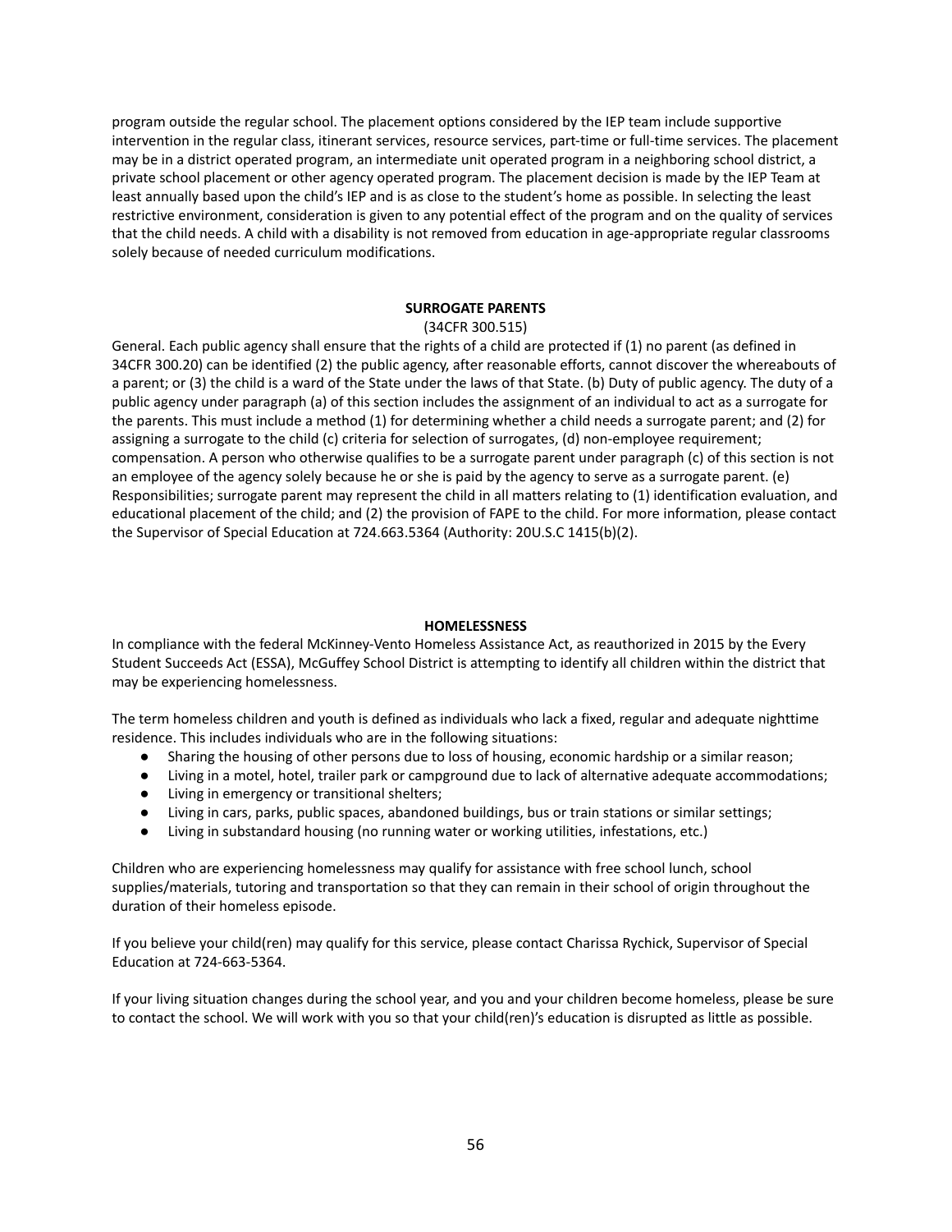program outside the regular school. The placement options considered by the IEP team include supportive intervention in the regular class, itinerant services, resource services, part-time or full-time services. The placement may be in a district operated program, an intermediate unit operated program in a neighboring school district, a private school placement or other agency operated program. The placement decision is made by the IEP Team at least annually based upon the child's IEP and is as close to the student's home as possible. In selecting the least restrictive environment, consideration is given to any potential effect of the program and on the quality of services that the child needs. A child with a disability is not removed from education in age-appropriate regular classrooms solely because of needed curriculum modifications.

**SURROGATE PARENTS**

(34CFR 300.515)

General. Each public agency shall ensure that the rights of a child are protected if (1) no parent (as defined in 34CFR 300.20) can be identified (2) the public agency, after reasonable efforts, cannot discover the whereabouts of a parent; or (3) the child is a ward of the State under the laws of that State. (b) Duty of public agency. The duty of a public agency under paragraph (a) of this section includes the assignment of an individual to act as a surrogate for the parents. This must include a method (1) for determining whether a child needs a surrogate parent; and (2) for assigning a surrogate to the child (c) criteria for selection of surrogates, (d) non-employee requirement; compensation. A person who otherwise qualifies to be a surrogate parent under paragraph (c) of this section is not an employee of the agency solely because he or she is paid by the agency to serve as a surrogate parent. (e) Responsibilities; surrogate parent may represent the child in all matters relating to (1) identification evaluation, and educational placement of the child; and (2) the provision of FAPE to the child. For more information, please contact the Supervisor of Special Education at 724.663.5364 (Authority: 20U.S.C 1415(b)(2).

**HOMELESSNESS**

In compliance with the federal McKinney-Vento Homeless Assistance Act, as reauthorized in 2015 by the Every Student Succeeds Act (ESSA), McGuffey School District is attempting to identify all children within the district that may be experiencing homelessness.

The term homeless children and youth is defined as individuals who lack a fixed, regular and adequate nighttime residence. This includes individuals who are in the following situations:

- Sharing the housing of other persons due to loss of housing, economic hardship or a similar reason;
- Living in a motel, hotel, trailer park or campground due to lack of alternative adequate accommodations;
- Living in emergency or transitional shelters;
- Living in cars, parks, public spaces, abandoned buildings, bus or train stations or similar settings;
- Living in substandard housing (no running water or working utilities, infestations, etc.)

Children who are experiencing homelessness may qualify for assistance with free school lunch, school supplies/materials, tutoring and transportation so that they can remain in their school of origin throughout the duration of their homeless episode.

If you believe your child(ren) may qualify for this service, please contact Charissa Rychick, Supervisor of Special Education at 724-663-5364.

If your living situation changes during the school year, and you and your children become homeless, please be sure to contact the school. We will work with you so that your child(ren)'s education is disrupted as little as possible.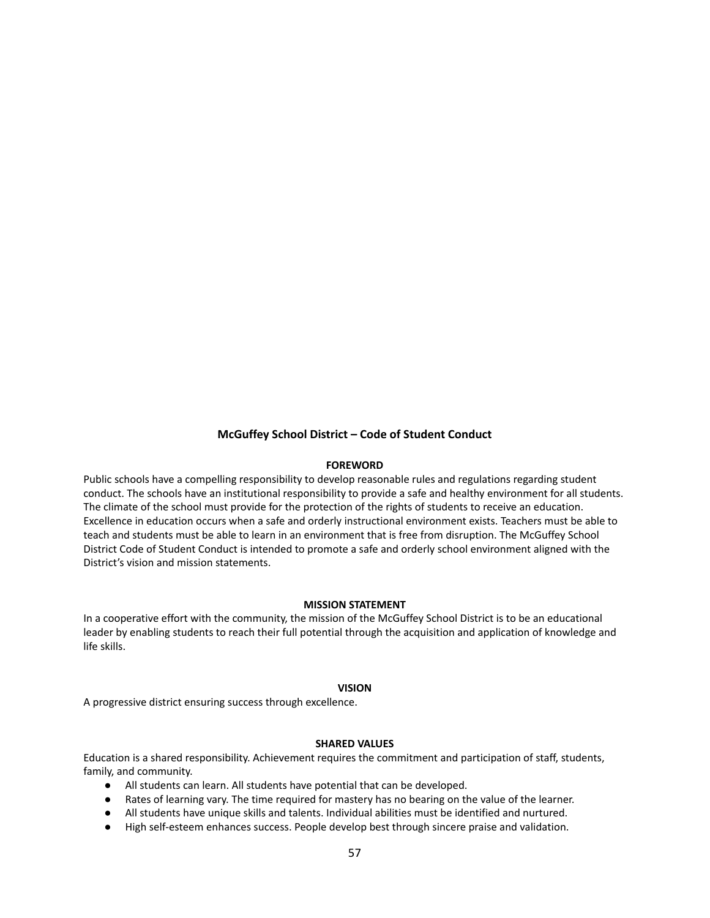# McGuffey School District – Code of Student Conduct

## FOREWORD

Public schools have a compelling responsibility to develop reasonable rules and regulations regarding student conduct. The schools have an institutional responsibility to provide a safe and healthy environment for all students. The climate of the school must provide for the protection of the rights of students to receive an education. Excellence in education occurs when a safe and orderly instructional environment exists. Teachers must be able to teach and students must be able to learn in an environment that is free from disruption. The McGuffey School District Code of Student Conduct is intended to promote a safe and orderly school environment aligned with the District's vision and mission statements.

## MISSION STATEMENT

In a cooperative effort with the community, the mission of the McGuffey School District is to be an educational leader by enabling students to reach their full potential through the acquisition and application of knowledge and life skills.

## VISION

A progressive district ensuring success through excellence.

## SHARED VALUES

Education is a shared responsibility. Achievement requires the commitment and participation of staff, students, family, and community.

- All students can learn. All students have potential that can be developed.
- Rates of learning vary. The time required for mastery has no bearing on the value of the learner.
- All students have unique skills and talents. Individual abilities must be identified and nurtured.
- High self-esteem enhances success. People develop best through sincere praise and validation.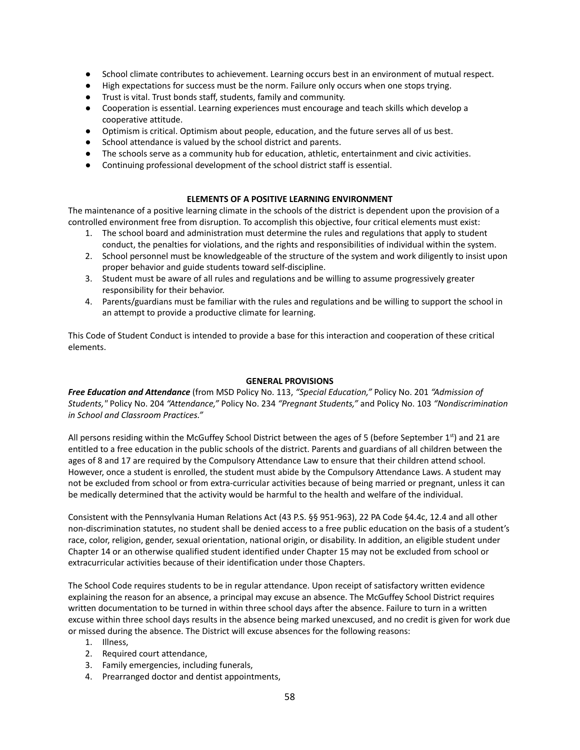- School climate contributes to achievement. Learning occurs best in an environment of mutual respect.
- High expectations for success must be the norm. Failure only occurs when one stops trying.
- Trust is vital. Trust bonds staff, students, family and community.
- Cooperation is essential. Learning experiences must encourage and teach skills which develop a cooperative attitude.
- Optimism is critical. Optimism about people, education, and the future serves all of us best.
- School attendance is valued by the school district and parents.
- The schools serve as a community hub for education, athletic, entertainment and civic activities.
- Continuing professional development of the school district staff is essential.

## ELEMENTS OF A POSITIVE LEARNING ENVIRONMENT

The maintenance of a positive learning climate in the schools of the district is dependent upon the provision of a controlled environment free from disruption. To accomplish this objective, four critical elements must exist:

1. The school board and administration must determine the rules and regulations that apply to student conduct, the penalties for violations, and the rights and responsibilities of individual within the system.
2. School personnel must be knowledgeable of the structure of the system and work diligently to insist upon proper behavior and guide students toward self-discipline.
3. Student must be aware of all rules and regulations and be willing to assume progressively greater responsibility for their behavior.
4. Parents/guardians must be familiar with the rules and regulations and be willing to support the school in an attempt to provide a productive climate for learning.

This Code of Student Conduct is intended to provide a base for this interaction and cooperation of these critical elements.

## GENERAL PROVISIONS

***Free Education and Attendance*** (from MSD Policy No. 113, *"Special Education,"* Policy No. 201 *"Admission of Students,"* Policy No. 204 *"Attendance,"* Policy No. 234 *"Pregnant Students,"* and Policy No. 103 *"Nondiscrimination in School and Classroom Practices."*

All persons residing within the McGuffey School District between the ages of 5 (before September 1st) and 21 are entitled to a free education in the public schools of the district. Parents and guardians of all children between the ages of 8 and 17 are required by the Compulsory Attendance Law to ensure that their children attend school. However, once a student is enrolled, the student must abide by the Compulsory Attendance Laws. A student may not be excluded from school or from extra-curricular activities because of being married or pregnant, unless it can be medically determined that the activity would be harmful to the health and welfare of the individual.

Consistent with the Pennsylvania Human Relations Act (43 P.S. §§ 951-963), 22 PA Code §4.4c, 12.4 and all other non-discrimination statutes, no student shall be denied access to a free public education on the basis of a student's race, color, religion, gender, sexual orientation, national origin, or disability. In addition, an eligible student under Chapter 14 or an otherwise qualified student identified under Chapter 15 may not be excluded from school or extracurricular activities because of their identification under those Chapters.

The School Code requires students to be in regular attendance. Upon receipt of satisfactory written evidence explaining the reason for an absence, a principal may excuse an absence. The McGuffey School District requires written documentation to be turned in within three school days after the absence. Failure to turn in a written excuse within three school days results in the absence being marked unexcused, and no credit is given for work due or missed during the absence. The District will excuse absences for the following reasons:

1. Illness,
2. Required court attendance,
3. Family emergencies, including funerals,
4. Prearranged doctor and dentist appointments,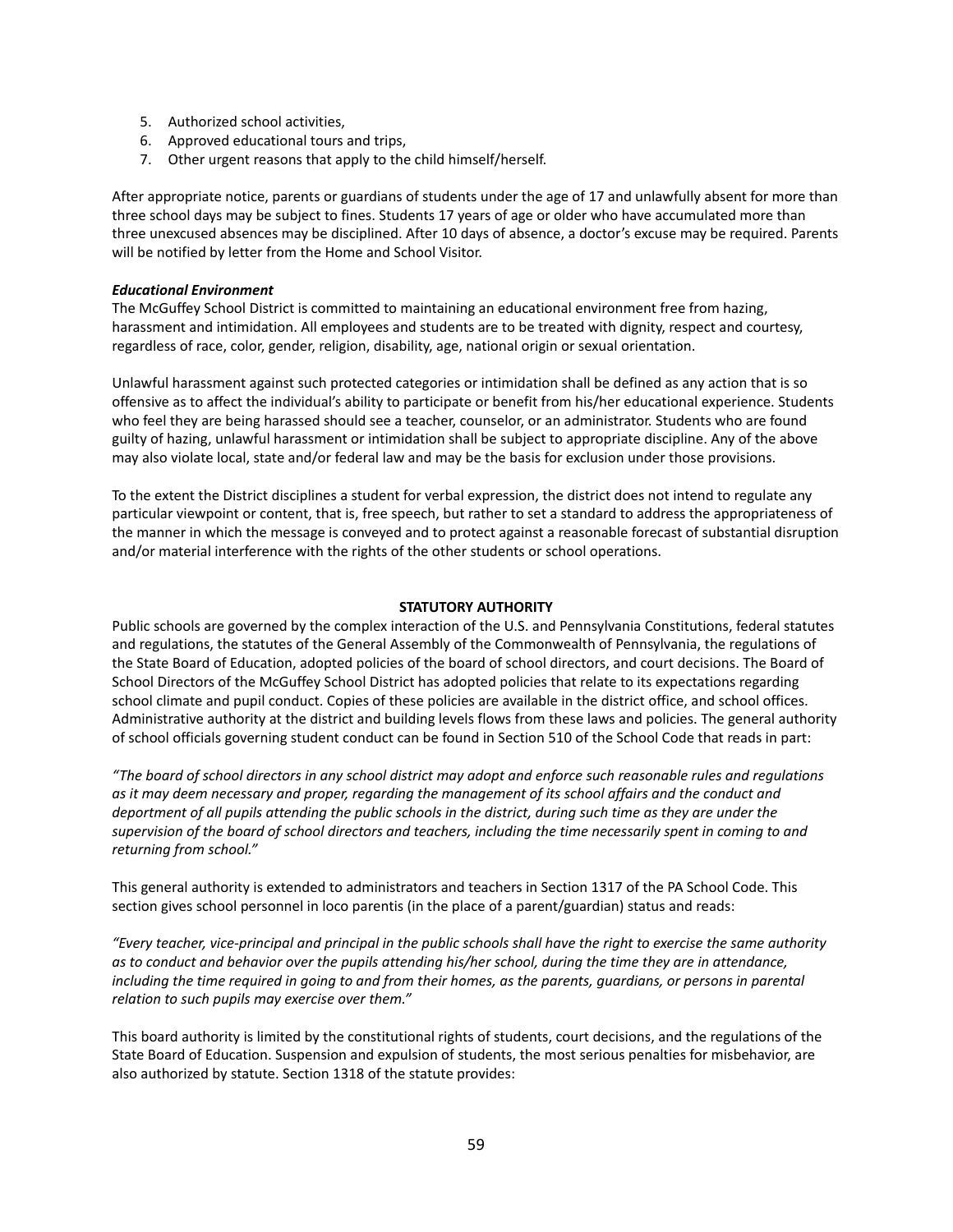5. Authorized school activities,
6. Approved educational tours and trips,
7. Other urgent reasons that apply to the child himself/herself.

After appropriate notice, parents or guardians of students under the age of 17 and unlawfully absent for more than three school days may be subject to fines. Students 17 years of age or older who have accumulated more than three unexcused absences may be disciplined. After 10 days of absence, a doctor's excuse may be required. Parents will be notified by letter from the Home and School Visitor.

***Educational Environment***

The McGuffey School District is committed to maintaining an educational environment free from hazing, harassment and intimidation. All employees and students are to be treated with dignity, respect and courtesy, regardless of race, color, gender, religion, disability, age, national origin or sexual orientation.

Unlawful harassment against such protected categories or intimidation shall be defined as any action that is so offensive as to affect the individual's ability to participate or benefit from his/her educational experience. Students who feel they are being harassed should see a teacher, counselor, or an administrator. Students who are found guilty of hazing, unlawful harassment or intimidation shall be subject to appropriate discipline. Any of the above may also violate local, state and/or federal law and may be the basis for exclusion under those provisions.

To the extent the District disciplines a student for verbal expression, the district does not intend to regulate any particular viewpoint or content, that is, free speech, but rather to set a standard to address the appropriateness of the manner in which the message is conveyed and to protect against a reasonable forecast of substantial disruption and/or material interference with the rights of the other students or school operations.

## STATUTORY AUTHORITY

Public schools are governed by the complex interaction of the U.S. and Pennsylvania Constitutions, federal statutes and regulations, the statutes of the General Assembly of the Commonwealth of Pennsylvania, the regulations of the State Board of Education, adopted policies of the board of school directors, and court decisions. The Board of School Directors of the McGuffey School District has adopted policies that relate to its expectations regarding school climate and pupil conduct. Copies of these policies are available in the district office, and school offices. Administrative authority at the district and building levels flows from these laws and policies. The general authority of school officials governing student conduct can be found in Section 510 of the School Code that reads in part:

*"The board of school directors in any school district may adopt and enforce such reasonable rules and regulations as it may deem necessary and proper, regarding the management of its school affairs and the conduct and deportment of all pupils attending the public schools in the district, during such time as they are under the supervision of the board of school directors and teachers, including the time necessarily spent in coming to and returning from school."*

This general authority is extended to administrators and teachers in Section 1317 of the PA School Code. This section gives school personnel in loco parentis (in the place of a parent/guardian) status and reads:

*"Every teacher, vice-principal and principal in the public schools shall have the right to exercise the same authority as to conduct and behavior over the pupils attending his/her school, during the time they are in attendance, including the time required in going to and from their homes, as the parents, guardians, or persons in parental relation to such pupils may exercise over them."*

This board authority is limited by the constitutional rights of students, court decisions, and the regulations of the State Board of Education. Suspension and expulsion of students, the most serious penalties for misbehavior, are also authorized by statute. Section 1318 of the statute provides: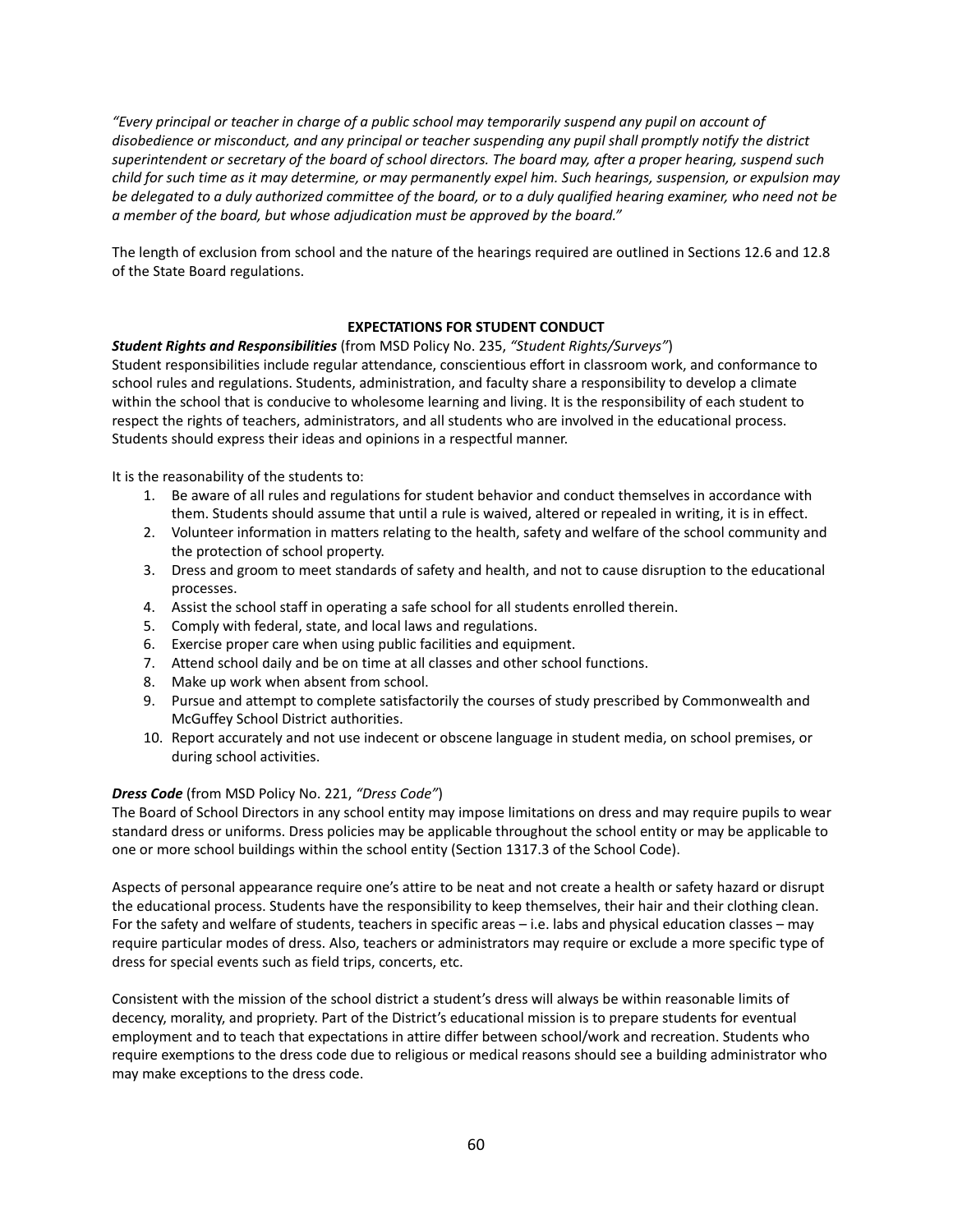*"Every principal or teacher in charge of a public school may temporarily suspend any pupil on account of disobedience or misconduct, and any principal or teacher suspending any pupil shall promptly notify the district superintendent or secretary of the board of school directors. The board may, after a proper hearing, suspend such child for such time as it may determine, or may permanently expel him. Such hearings, suspension, or expulsion may be delegated to a duly authorized committee of the board, or to a duly qualified hearing examiner, who need not be a member of the board, but whose adjudication must be approved by the board."*

The length of exclusion from school and the nature of the hearings required are outlined in Sections 12.6 and 12.8 of the State Board regulations.

## EXPECTATIONS FOR STUDENT CONDUCT

***Student Rights and Responsibilities*** (from MSD Policy No. 235, *"Student Rights/Surveys"*)
Student responsibilities include regular attendance, conscientious effort in classroom work, and conformance to school rules and regulations. Students, administration, and faculty share a responsibility to develop a climate within the school that is conducive to wholesome learning and living. It is the responsibility of each student to respect the rights of teachers, administrators, and all students who are involved in the educational process. Students should express their ideas and opinions in a respectful manner.

It is the reasonability of the students to:

1. Be aware of all rules and regulations for student behavior and conduct themselves in accordance with them. Students should assume that until a rule is waived, altered or repealed in writing, it is in effect.
2. Volunteer information in matters relating to the health, safety and welfare of the school community and the protection of school property.
3. Dress and groom to meet standards of safety and health, and not to cause disruption to the educational processes.
4. Assist the school staff in operating a safe school for all students enrolled therein.
5. Comply with federal, state, and local laws and regulations.
6. Exercise proper care when using public facilities and equipment.
7. Attend school daily and be on time at all classes and other school functions.
8. Make up work when absent from school.
9. Pursue and attempt to complete satisfactorily the courses of study prescribed by Commonwealth and McGuffey School District authorities.
10. Report accurately and not use indecent or obscene language in student media, on school premises, or during school activities.

***Dress Code*** (from MSD Policy No. 221, *"Dress Code"*)
The Board of School Directors in any school entity may impose limitations on dress and may require pupils to wear standard dress or uniforms. Dress policies may be applicable throughout the school entity or may be applicable to one or more school buildings within the school entity (Section 1317.3 of the School Code).

Aspects of personal appearance require one's attire to be neat and not create a health or safety hazard or disrupt the educational process. Students have the responsibility to keep themselves, their hair and their clothing clean. For the safety and welfare of students, teachers in specific areas – i.e. labs and physical education classes – may require particular modes of dress. Also, teachers or administrators may require or exclude a more specific type of dress for special events such as field trips, concerts, etc.

Consistent with the mission of the school district a student's dress will always be within reasonable limits of decency, morality, and propriety. Part of the District's educational mission is to prepare students for eventual employment and to teach that expectations in attire differ between school/work and recreation. Students who require exemptions to the dress code due to religious or medical reasons should see a building administrator who may make exceptions to the dress code.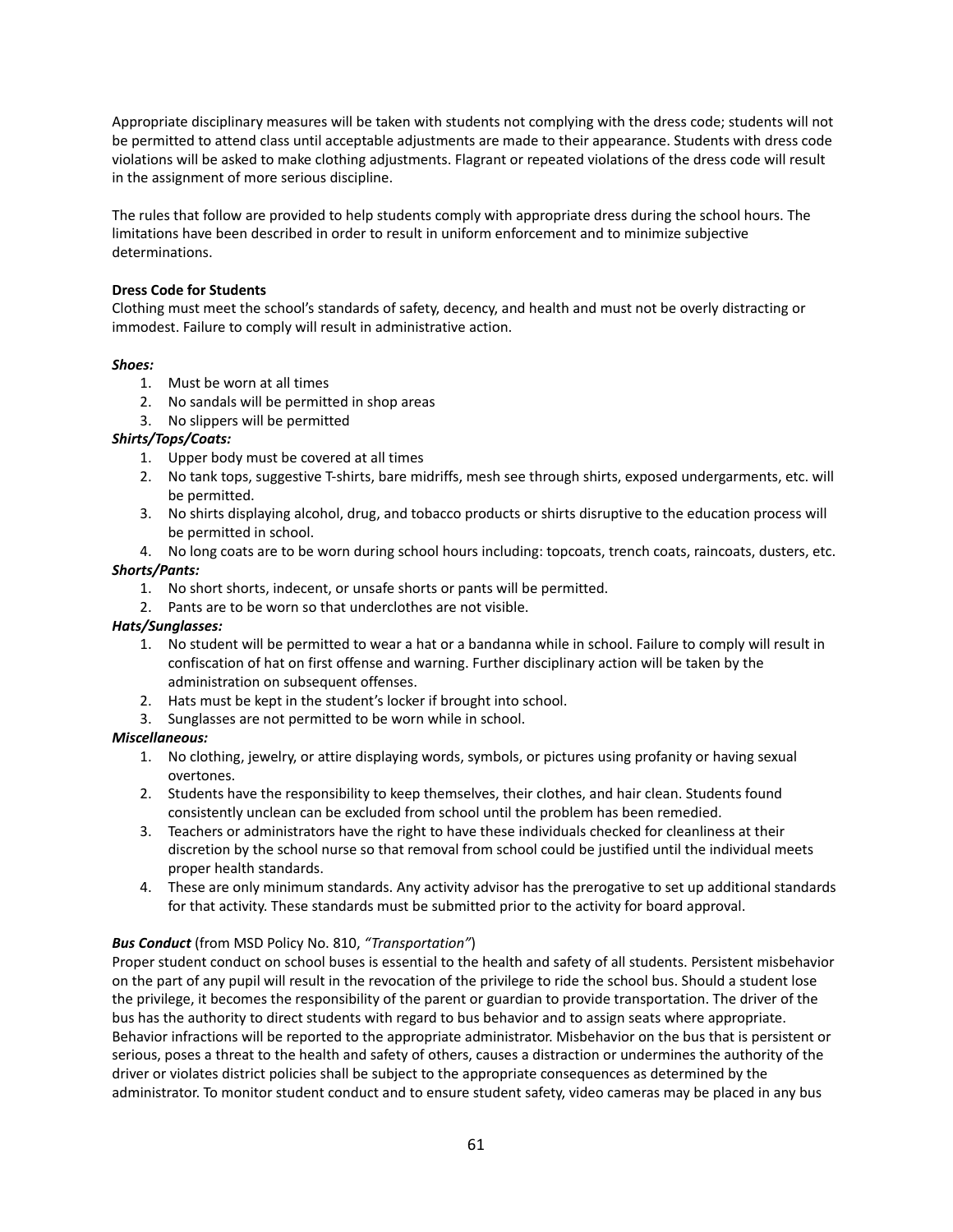Appropriate disciplinary measures will be taken with students not complying with the dress code; students will not be permitted to attend class until acceptable adjustments are made to their appearance. Students with dress code violations will be asked to make clothing adjustments. Flagrant or repeated violations of the dress code will result in the assignment of more serious discipline.

The rules that follow are provided to help students comply with appropriate dress during the school hours. The limitations have been described in order to result in uniform enforcement and to minimize subjective determinations.

**Dress Code for Students**

Clothing must meet the school's standards of safety, decency, and health and must not be overly distracting or immodest. Failure to comply will result in administrative action.

***Shoes:***

1. Must be worn at all times
2. No sandals will be permitted in shop areas
3. No slippers will be permitted

***Shirts/Tops/Coats:***

1. Upper body must be covered at all times
2. No tank tops, suggestive T-shirts, bare midriffs, mesh see through shirts, exposed undergarments, etc. will be permitted.
3. No shirts displaying alcohol, drug, and tobacco products or shirts disruptive to the education process will be permitted in school.
4. No long coats are to be worn during school hours including: topcoats, trench coats, raincoats, dusters, etc.

***Shorts/Pants:***

1. No short shorts, indecent, or unsafe shorts or pants will be permitted.
2. Pants are to be worn so that underclothes are not visible.

***Hats/Sunglasses:***

1. No student will be permitted to wear a hat or a bandanna while in school. Failure to comply will result in confiscation of hat on first offense and warning. Further disciplinary action will be taken by the administration on subsequent offenses.
2. Hats must be kept in the student's locker if brought into school.
3. Sunglasses are not permitted to be worn while in school.

***Miscellaneous:***

1. No clothing, jewelry, or attire displaying words, symbols, or pictures using profanity or having sexual overtones.
2. Students have the responsibility to keep themselves, their clothes, and hair clean. Students found consistently unclean can be excluded from school until the problem has been remedied.
3. Teachers or administrators have the right to have these individuals checked for cleanliness at their discretion by the school nurse so that removal from school could be justified until the individual meets proper health standards.
4. These are only minimum standards. Any activity advisor has the prerogative to set up additional standards for that activity. These standards must be submitted prior to the activity for board approval.

***Bus Conduct*** (from MSD Policy No. 810, *"Transportation"*)

Proper student conduct on school buses is essential to the health and safety of all students. Persistent misbehavior on the part of any pupil will result in the revocation of the privilege to ride the school bus. Should a student lose the privilege, it becomes the responsibility of the parent or guardian to provide transportation. The driver of the bus has the authority to direct students with regard to bus behavior and to assign seats where appropriate. Behavior infractions will be reported to the appropriate administrator. Misbehavior on the bus that is persistent or serious, poses a threat to the health and safety of others, causes a distraction or undermines the authority of the driver or violates district policies shall be subject to the appropriate consequences as determined by the administrator. To monitor student conduct and to ensure student safety, video cameras may be placed in any bus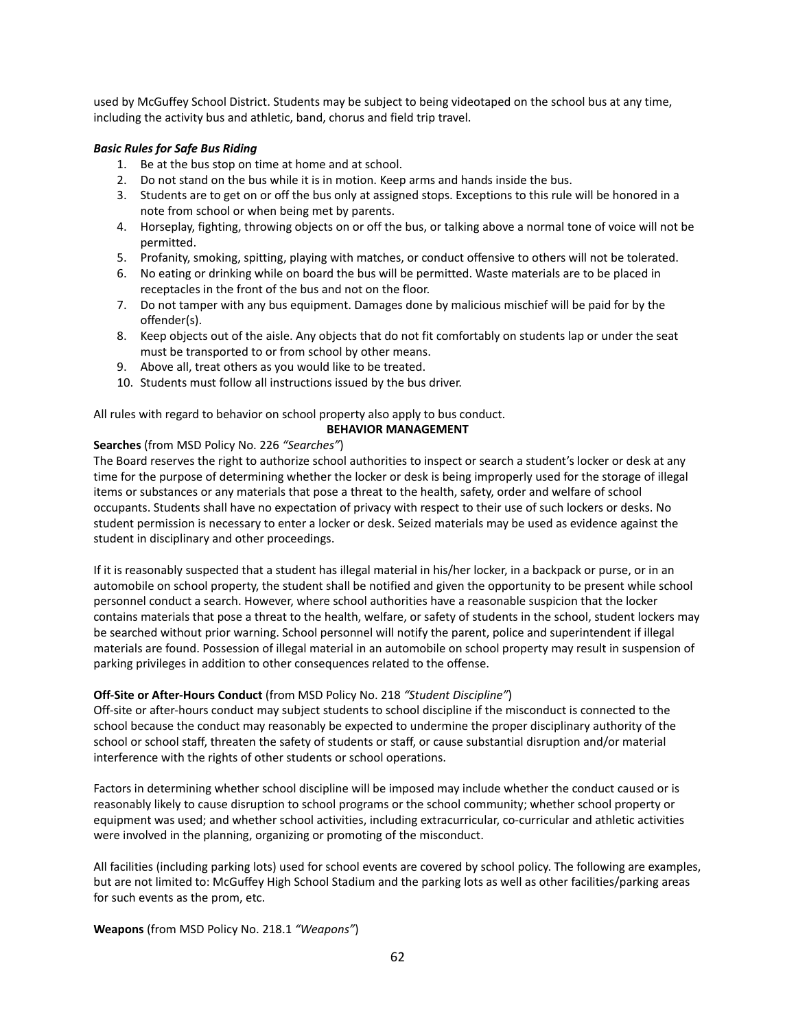used by McGuffey School District. Students may be subject to being videotaped on the school bus at any time, including the activity bus and athletic, band, chorus and field trip travel.

***Basic Rules for Safe Bus Riding***

1. Be at the bus stop on time at home and at school.
2. Do not stand on the bus while it is in motion. Keep arms and hands inside the bus.
3. Students are to get on or off the bus only at assigned stops. Exceptions to this rule will be honored in a note from school or when being met by parents.
4. Horseplay, fighting, throwing objects on or off the bus, or talking above a normal tone of voice will not be permitted.
5. Profanity, smoking, spitting, playing with matches, or conduct offensive to others will not be tolerated.
6. No eating or drinking while on board the bus will be permitted. Waste materials are to be placed in receptacles in the front of the bus and not on the floor.
7. Do not tamper with any bus equipment. Damages done by malicious mischief will be paid for by the offender(s).
8. Keep objects out of the aisle. Any objects that do not fit comfortably on students lap or under the seat must be transported to or from school by other means.
9. Above all, treat others as you would like to be treated.
10. Students must follow all instructions issued by the bus driver.

All rules with regard to behavior on school property also apply to bus conduct.

## BEHAVIOR MANAGEMENT

**Searches** (from MSD Policy No. 226 *"Searches"*)

The Board reserves the right to authorize school authorities to inspect or search a student's locker or desk at any time for the purpose of determining whether the locker or desk is being improperly used for the storage of illegal items or substances or any materials that pose a threat to the health, safety, order and welfare of school occupants. Students shall have no expectation of privacy with respect to their use of such lockers or desks. No student permission is necessary to enter a locker or desk. Seized materials may be used as evidence against the student in disciplinary and other proceedings.

If it is reasonably suspected that a student has illegal material in his/her locker, in a backpack or purse, or in an automobile on school property, the student shall be notified and given the opportunity to be present while school personnel conduct a search. However, where school authorities have a reasonable suspicion that the locker contains materials that pose a threat to the health, welfare, or safety of students in the school, student lockers may be searched without prior warning. School personnel will notify the parent, police and superintendent if illegal materials are found. Possession of illegal material in an automobile on school property may result in suspension of parking privileges in addition to other consequences related to the offense.

**Off-Site or After-Hours Conduct** (from MSD Policy No. 218 *"Student Discipline"*)

Off-site or after-hours conduct may subject students to school discipline if the misconduct is connected to the school because the conduct may reasonably be expected to undermine the proper disciplinary authority of the school or school staff, threaten the safety of students or staff, or cause substantial disruption and/or material interference with the rights of other students or school operations.

Factors in determining whether school discipline will be imposed may include whether the conduct caused or is reasonably likely to cause disruption to school programs or the school community; whether school property or equipment was used; and whether school activities, including extracurricular, co-curricular and athletic activities were involved in the planning, organizing or promoting of the misconduct.

All facilities (including parking lots) used for school events are covered by school policy. The following are examples, but are not limited to: McGuffey High School Stadium and the parking lots as well as other facilities/parking areas for such events as the prom, etc.

**Weapons** (from MSD Policy No. 218.1 *"Weapons"*)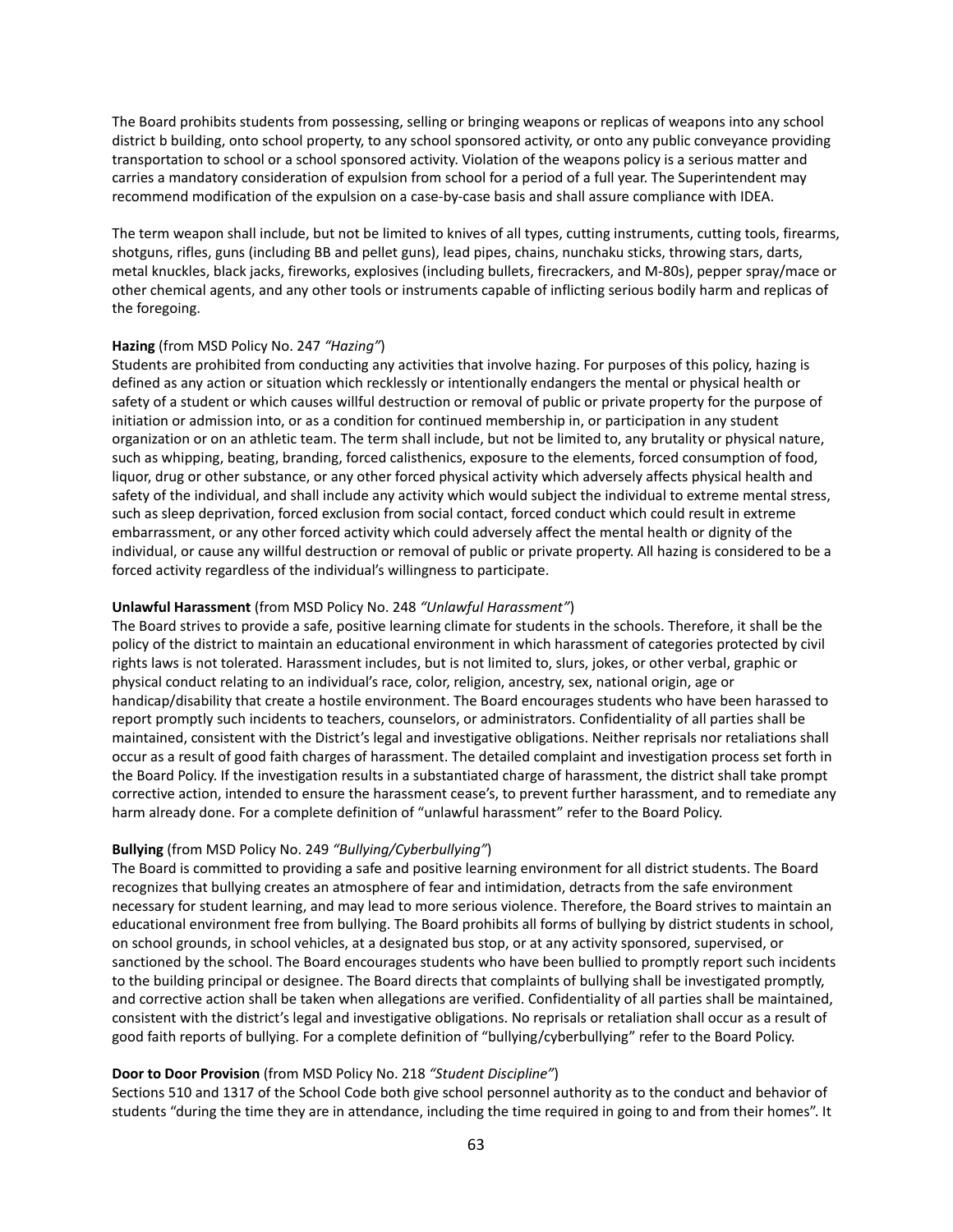The Board prohibits students from possessing, selling or bringing weapons or replicas of weapons into any school district b building, onto school property, to any school sponsored activity, or onto any public conveyance providing transportation to school or a school sponsored activity. Violation of the weapons policy is a serious matter and carries a mandatory consideration of expulsion from school for a period of a full year. The Superintendent may recommend modification of the expulsion on a case-by-case basis and shall assure compliance with IDEA.

The term weapon shall include, but not be limited to knives of all types, cutting instruments, cutting tools, firearms, shotguns, rifles, guns (including BB and pellet guns), lead pipes, chains, nunchaku sticks, throwing stars, darts, metal knuckles, black jacks, fireworks, explosives (including bullets, firecrackers, and M-80s), pepper spray/mace or other chemical agents, and any other tools or instruments capable of inflicting serious bodily harm and replicas of the foregoing.

**Hazing** (from MSD Policy No. 247 *"Hazing"*)
Students are prohibited from conducting any activities that involve hazing. For purposes of this policy, hazing is defined as any action or situation which recklessly or intentionally endangers the mental or physical health or safety of a student or which causes willful destruction or removal of public or private property for the purpose of initiation or admission into, or as a condition for continued membership in, or participation in any student organization or on an athletic team. The term shall include, but not be limited to, any brutality or physical nature, such as whipping, beating, branding, forced calisthenics, exposure to the elements, forced consumption of food, liquor, drug or other substance, or any other forced physical activity which adversely affects physical health and safety of the individual, and shall include any activity which would subject the individual to extreme mental stress, such as sleep deprivation, forced exclusion from social contact, forced conduct which could result in extreme embarrassment, or any other forced activity which could adversely affect the mental health or dignity of the individual, or cause any willful destruction or removal of public or private property. All hazing is considered to be a forced activity regardless of the individual's willingness to participate.

**Unlawful Harassment** (from MSD Policy No. 248 *"Unlawful Harassment"*)
The Board strives to provide a safe, positive learning climate for students in the schools. Therefore, it shall be the policy of the district to maintain an educational environment in which harassment of categories protected by civil rights laws is not tolerated. Harassment includes, but is not limited to, slurs, jokes, or other verbal, graphic or physical conduct relating to an individual's race, color, religion, ancestry, sex, national origin, age or handicap/disability that create a hostile environment. The Board encourages students who have been harassed to report promptly such incidents to teachers, counselors, or administrators. Confidentiality of all parties shall be maintained, consistent with the District's legal and investigative obligations. Neither reprisals nor retaliations shall occur as a result of good faith charges of harassment. The detailed complaint and investigation process set forth in the Board Policy. If the investigation results in a substantiated charge of harassment, the district shall take prompt corrective action, intended to ensure the harassment cease's, to prevent further harassment, and to remediate any harm already done. For a complete definition of "unlawful harassment" refer to the Board Policy.

**Bullying** (from MSD Policy No. 249 *"Bullying/Cyberbullying"*)
The Board is committed to providing a safe and positive learning environment for all district students. The Board recognizes that bullying creates an atmosphere of fear and intimidation, detracts from the safe environment necessary for student learning, and may lead to more serious violence. Therefore, the Board strives to maintain an educational environment free from bullying. The Board prohibits all forms of bullying by district students in school, on school grounds, in school vehicles, at a designated bus stop, or at any activity sponsored, supervised, or sanctioned by the school. The Board encourages students who have been bullied to promptly report such incidents to the building principal or designee. The Board directs that complaints of bullying shall be investigated promptly, and corrective action shall be taken when allegations are verified. Confidentiality of all parties shall be maintained, consistent with the district's legal and investigative obligations. No reprisals or retaliation shall occur as a result of good faith reports of bullying. For a complete definition of "bullying/cyberbullying" refer to the Board Policy.

**Door to Door Provision** (from MSD Policy No. 218 *"Student Discipline"*)
Sections 510 and 1317 of the School Code both give school personnel authority as to the conduct and behavior of students "during the time they are in attendance, including the time required in going to and from their homes". It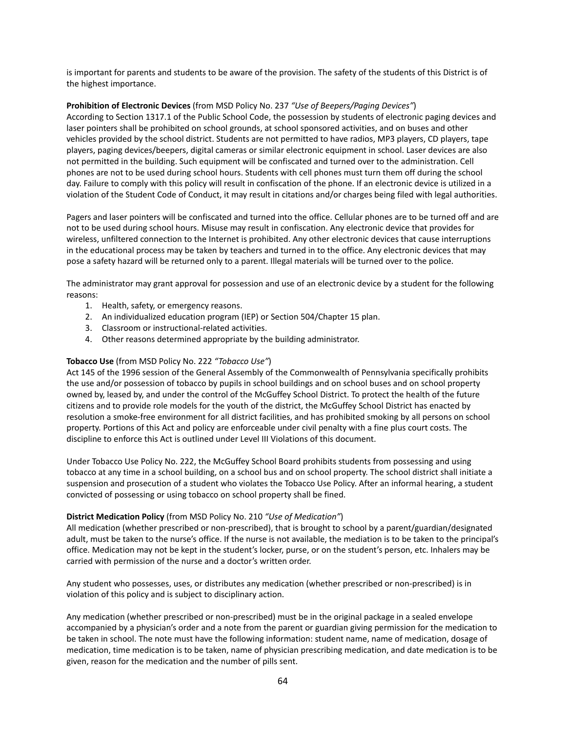is important for parents and students to be aware of the provision. The safety of the students of this District is of the highest importance.

**Prohibition of Electronic Devices** (from MSD Policy No. 237 *"Use of Beepers/Paging Devices"*)
According to Section 1317.1 of the Public School Code, the possession by students of electronic paging devices and laser pointers shall be prohibited on school grounds, at school sponsored activities, and on buses and other vehicles provided by the school district. Students are not permitted to have radios, MP3 players, CD players, tape players, paging devices/beepers, digital cameras or similar electronic equipment in school. Laser devices are also not permitted in the building. Such equipment will be confiscated and turned over to the administration. Cell phones are not to be used during school hours. Students with cell phones must turn them off during the school day. Failure to comply with this policy will result in confiscation of the phone. If an electronic device is utilized in a violation of the Student Code of Conduct, it may result in citations and/or charges being filed with legal authorities.

Pagers and laser pointers will be confiscated and turned into the office. Cellular phones are to be turned off and are not to be used during school hours. Misuse may result in confiscation. Any electronic device that provides for wireless, unfiltered connection to the Internet is prohibited. Any other electronic devices that cause interruptions in the educational process may be taken by teachers and turned in to the office. Any electronic devices that may pose a safety hazard will be returned only to a parent. Illegal materials will be turned over to the police.

The administrator may grant approval for possession and use of an electronic device by a student for the following reasons:

1. Health, safety, or emergency reasons.
2. An individualized education program (IEP) or Section 504/Chapter 15 plan.
3. Classroom or instructional-related activities.
4. Other reasons determined appropriate by the building administrator.

**Tobacco Use** (from MSD Policy No. 222 *"Tobacco Use"*)
Act 145 of the 1996 session of the General Assembly of the Commonwealth of Pennsylvania specifically prohibits the use and/or possession of tobacco by pupils in school buildings and on school buses and on school property owned by, leased by, and under the control of the McGuffey School District. To protect the health of the future citizens and to provide role models for the youth of the district, the McGuffey School District has enacted by resolution a smoke-free environment for all district facilities, and has prohibited smoking by all persons on school property. Portions of this Act and policy are enforceable under civil penalty with a fine plus court costs. The discipline to enforce this Act is outlined under Level III Violations of this document.

Under Tobacco Use Policy No. 222, the McGuffey School Board prohibits students from possessing and using tobacco at any time in a school building, on a school bus and on school property. The school district shall initiate a suspension and prosecution of a student who violates the Tobacco Use Policy. After an informal hearing, a student convicted of possessing or using tobacco on school property shall be fined.

**District Medication Policy** (from MSD Policy No. 210 *"Use of Medication"*)
All medication (whether prescribed or non-prescribed), that is brought to school by a parent/guardian/designated adult, must be taken to the nurse's office. If the nurse is not available, the mediation is to be taken to the principal's office. Medication may not be kept in the student's locker, purse, or on the student's person, etc. Inhalers may be carried with permission of the nurse and a doctor's written order.

Any student who possesses, uses, or distributes any medication (whether prescribed or non-prescribed) is in violation of this policy and is subject to disciplinary action.

Any medication (whether prescribed or non-prescribed) must be in the original package in a sealed envelope accompanied by a physician's order and a note from the parent or guardian giving permission for the medication to be taken in school. The note must have the following information: student name, name of medication, dosage of medication, time medication is to be taken, name of physician prescribing medication, and date medication is to be given, reason for the medication and the number of pills sent.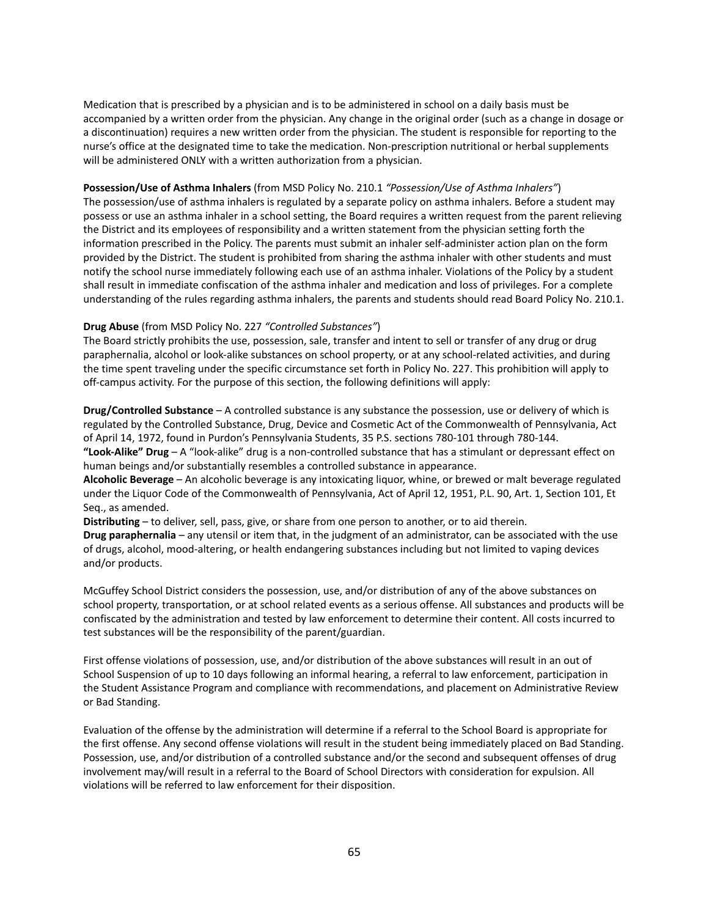Medication that is prescribed by a physician and is to be administered in school on a daily basis must be accompanied by a written order from the physician. Any change in the original order (such as a change in dosage or a discontinuation) requires a new written order from the physician. The student is responsible for reporting to the nurse's office at the designated time to take the medication. Non-prescription nutritional or herbal supplements will be administered ONLY with a written authorization from a physician.

**Possession/Use of Asthma Inhalers** (from MSD Policy No. 210.1 *"Possession/Use of Asthma Inhalers"*)
The possession/use of asthma inhalers is regulated by a separate policy on asthma inhalers. Before a student may possess or use an asthma inhaler in a school setting, the Board requires a written request from the parent relieving the District and its employees of responsibility and a written statement from the physician setting forth the information prescribed in the Policy. The parents must submit an inhaler self-administer action plan on the form provided by the District. The student is prohibited from sharing the asthma inhaler with other students and must notify the school nurse immediately following each use of an asthma inhaler. Violations of the Policy by a student shall result in immediate confiscation of the asthma inhaler and medication and loss of privileges. For a complete understanding of the rules regarding asthma inhalers, the parents and students should read Board Policy No. 210.1.

**Drug Abuse** (from MSD Policy No. 227 *"Controlled Substances"*)
The Board strictly prohibits the use, possession, sale, transfer and intent to sell or transfer of any drug or drug paraphernalia, alcohol or look-alike substances on school property, or at any school-related activities, and during the time spent traveling under the specific circumstance set forth in Policy No. 227. This prohibition will apply to off-campus activity. For the purpose of this section, the following definitions will apply:

**Drug/Controlled Substance** – A controlled substance is any substance the possession, use or delivery of which is regulated by the Controlled Substance, Drug, Device and Cosmetic Act of the Commonwealth of Pennsylvania, Act of April 14, 1972, found in Purdon's Pennsylvania Students, 35 P.S. sections 780-101 through 780-144.
**"Look-Alike" Drug** – A "look-alike" drug is a non-controlled substance that has a stimulant or depressant effect on human beings and/or substantially resembles a controlled substance in appearance.
**Alcoholic Beverage** – An alcoholic beverage is any intoxicating liquor, whine, or brewed or malt beverage regulated under the Liquor Code of the Commonwealth of Pennsylvania, Act of April 12, 1951, P.L. 90, Art. 1, Section 101, Et Seq., as amended.
**Distributing** – to deliver, sell, pass, give, or share from one person to another, or to aid therein.
**Drug paraphernalia** – any utensil or item that, in the judgment of an administrator, can be associated with the use of drugs, alcohol, mood-altering, or health endangering substances including but not limited to vaping devices and/or products.

McGuffey School District considers the possession, use, and/or distribution of any of the above substances on school property, transportation, or at school related events as a serious offense. All substances and products will be confiscated by the administration and tested by law enforcement to determine their content. All costs incurred to test substances will be the responsibility of the parent/guardian.

First offense violations of possession, use, and/or distribution of the above substances will result in an out of School Suspension of up to 10 days following an informal hearing, a referral to law enforcement, participation in the Student Assistance Program and compliance with recommendations, and placement on Administrative Review or Bad Standing.

Evaluation of the offense by the administration will determine if a referral to the School Board is appropriate for the first offense. Any second offense violations will result in the student being immediately placed on Bad Standing. Possession, use, and/or distribution of a controlled substance and/or the second and subsequent offenses of drug involvement may/will result in a referral to the Board of School Directors with consideration for expulsion. All violations will be referred to law enforcement for their disposition.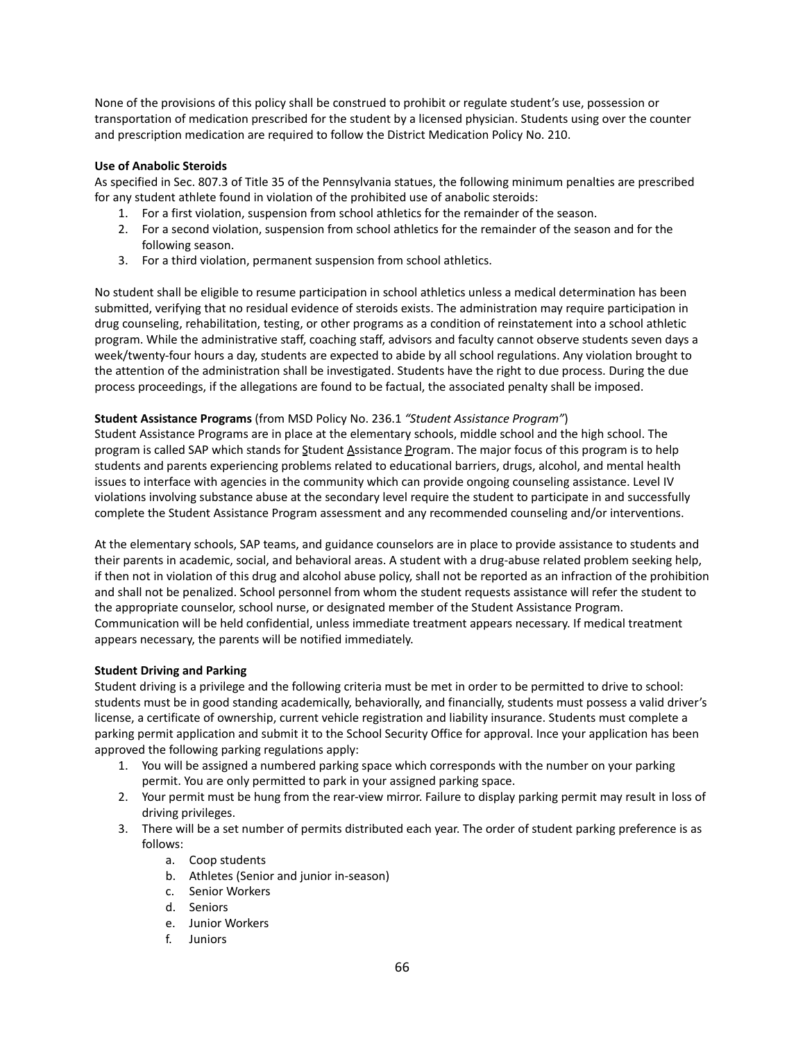None of the provisions of this policy shall be construed to prohibit or regulate student's use, possession or transportation of medication prescribed for the student by a licensed physician. Students using over the counter and prescription medication are required to follow the District Medication Policy No. 210.

**Use of Anabolic Steroids**

As specified in Sec. 807.3 of Title 35 of the Pennsylvania statues, the following minimum penalties are prescribed for any student athlete found in violation of the prohibited use of anabolic steroids:

1. For a first violation, suspension from school athletics for the remainder of the season.
2. For a second violation, suspension from school athletics for the remainder of the season and for the following season.
3. For a third violation, permanent suspension from school athletics.

No student shall be eligible to resume participation in school athletics unless a medical determination has been submitted, verifying that no residual evidence of steroids exists. The administration may require participation in drug counseling, rehabilitation, testing, or other programs as a condition of reinstatement into a school athletic program. While the administrative staff, coaching staff, advisors and faculty cannot observe students seven days a week/twenty-four hours a day, students are expected to abide by all school regulations. Any violation brought to the attention of the administration shall be investigated. Students have the right to due process. During the due process proceedings, if the allegations are found to be factual, the associated penalty shall be imposed.

**Student Assistance Programs** (from MSD Policy No. 236.1 *"Student Assistance Program"*)

Student Assistance Programs are in place at the elementary schools, middle school and the high school. The program is called SAP which stands for <u>S</u>tudent <u>A</u>ssistance <u>P</u>rogram. The major focus of this program is to help students and parents experiencing problems related to educational barriers, drugs, alcohol, and mental health issues to interface with agencies in the community which can provide ongoing counseling assistance. Level IV violations involving substance abuse at the secondary level require the student to participate in and successfully complete the Student Assistance Program assessment and any recommended counseling and/or interventions.

At the elementary schools, SAP teams, and guidance counselors are in place to provide assistance to students and their parents in academic, social, and behavioral areas. A student with a drug-abuse related problem seeking help, if then not in violation of this drug and alcohol abuse policy, shall not be reported as an infraction of the prohibition and shall not be penalized. School personnel from whom the student requests assistance will refer the student to the appropriate counselor, school nurse, or designated member of the Student Assistance Program. Communication will be held confidential, unless immediate treatment appears necessary. If medical treatment appears necessary, the parents will be notified immediately.

**Student Driving and Parking**

Student driving is a privilege and the following criteria must be met in order to be permitted to drive to school: students must be in good standing academically, behaviorally, and financially, students must possess a valid driver's license, a certificate of ownership, current vehicle registration and liability insurance. Students must complete a parking permit application and submit it to the School Security Office for approval. Ince your application has been approved the following parking regulations apply:

1. You will be assigned a numbered parking space which corresponds with the number on your parking permit. You are only permitted to park in your assigned parking space.
2. Your permit must be hung from the rear-view mirror. Failure to display parking permit may result in loss of driving privileges.
3. There will be a set number of permits distributed each year. The order of student parking preference is as follows:
    a. Coop students
    b. Athletes (Senior and junior in-season)
    c. Senior Workers
    d. Seniors
    e. Junior Workers
    f. Juniors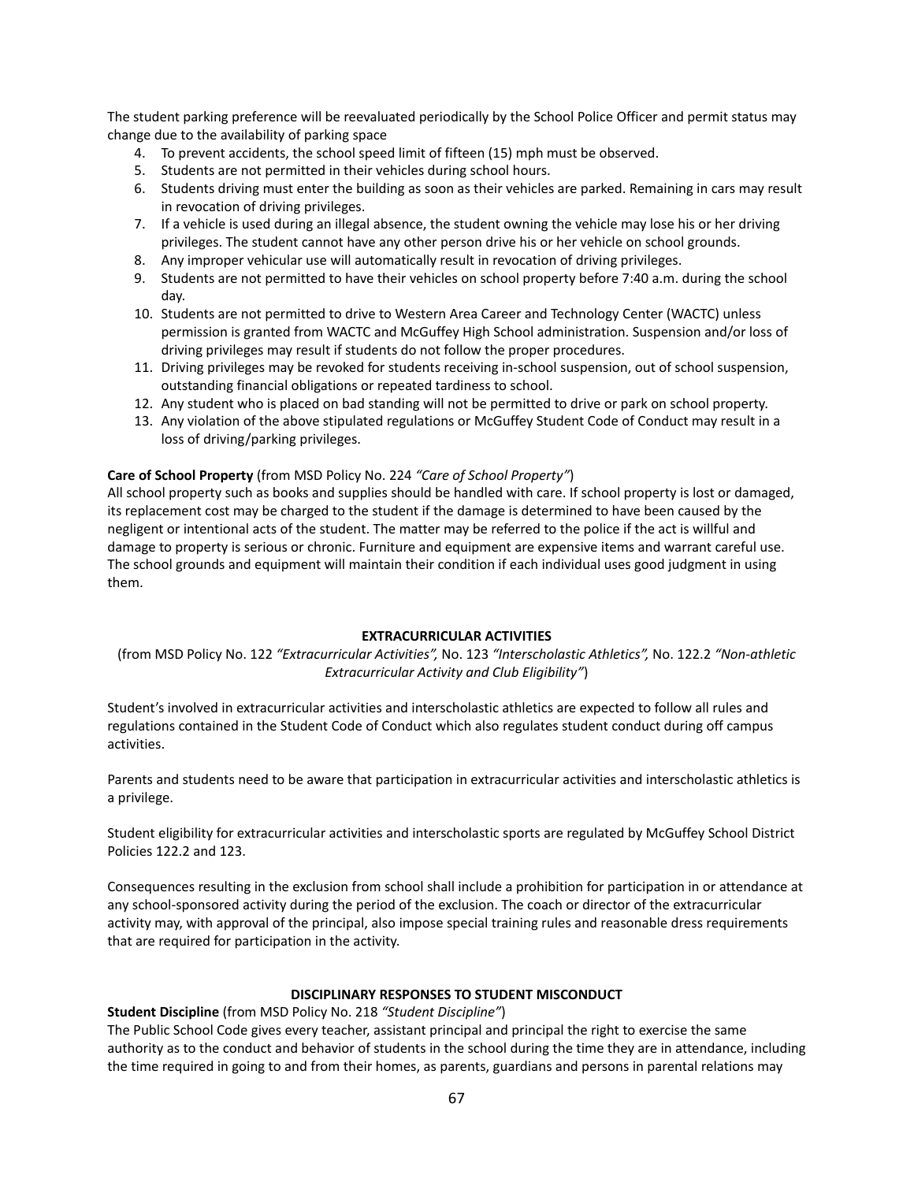The student parking preference will be reevaluated periodically by the School Police Officer and permit status may change due to the availability of parking space

4. To prevent accidents, the school speed limit of fifteen (15) mph must be observed.
5. Students are not permitted in their vehicles during school hours.
6. Students driving must enter the building as soon as their vehicles are parked. Remaining in cars may result in revocation of driving privileges.
7. If a vehicle is used during an illegal absence, the student owning the vehicle may lose his or her driving privileges. The student cannot have any other person drive his or her vehicle on school grounds.
8. Any improper vehicular use will automatically result in revocation of driving privileges.
9. Students are not permitted to have their vehicles on school property before 7:40 a.m. during the school day.
10. Students are not permitted to drive to Western Area Career and Technology Center (WACTC) unless permission is granted from WACTC and McGuffey High School administration. Suspension and/or loss of driving privileges may result if students do not follow the proper procedures.
11. Driving privileges may be revoked for students receiving in-school suspension, out of school suspension, outstanding financial obligations or repeated tardiness to school.
12. Any student who is placed on bad standing will not be permitted to drive or park on school property.
13. Any violation of the above stipulated regulations or McGuffey Student Code of Conduct may result in a loss of driving/parking privileges.

**Care of School Property** (from MSD Policy No. 224 *"Care of School Property"*)
All school property such as books and supplies should be handled with care. If school property is lost or damaged, its replacement cost may be charged to the student if the damage is determined to have been caused by the negligent or intentional acts of the student. The matter may be referred to the police if the act is willful and damage to property is serious or chronic. Furniture and equipment are expensive items and warrant careful use. The school grounds and equipment will maintain their condition if each individual uses good judgment in using them.

## EXTRACURRICULAR ACTIVITIES

(from MSD Policy No. 122 *"Extracurricular Activities",* No. 123 *"Interscholastic Athletics",* No. 122.2 *"Non-athletic Extracurricular Activity and Club Eligibility"*)

Student's involved in extracurricular activities and interscholastic athletics are expected to follow all rules and regulations contained in the Student Code of Conduct which also regulates student conduct during off campus activities.

Parents and students need to be aware that participation in extracurricular activities and interscholastic athletics is a privilege.

Student eligibility for extracurricular activities and interscholastic sports are regulated by McGuffey School District Policies 122.2 and 123.

Consequences resulting in the exclusion from school shall include a prohibition for participation in or attendance at any school-sponsored activity during the period of the exclusion. The coach or director of the extracurricular activity may, with approval of the principal, also impose special training rules and reasonable dress requirements that are required for participation in the activity.

## DISCIPLINARY RESPONSES TO STUDENT MISCONDUCT

**Student Discipline** (from MSD Policy No. 218 *"Student Discipline"*)
The Public School Code gives every teacher, assistant principal and principal the right to exercise the same authority as to the conduct and behavior of students in the school during the time they are in attendance, including the time required in going to and from their homes, as parents, guardians and persons in parental relations may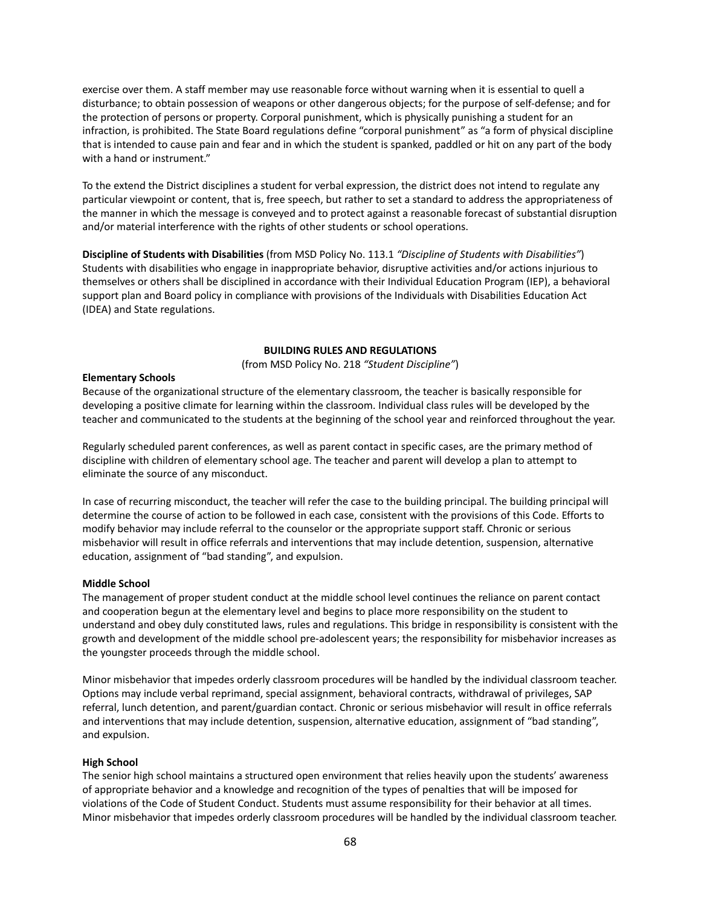exercise over them. A staff member may use reasonable force without warning when it is essential to quell a disturbance; to obtain possession of weapons or other dangerous objects; for the purpose of self-defense; and for the protection of persons or property. Corporal punishment, which is physically punishing a student for an infraction, is prohibited. The State Board regulations define "corporal punishment" as "a form of physical discipline that is intended to cause pain and fear and in which the student is spanked, paddled or hit on any part of the body with a hand or instrument."

To the extend the District disciplines a student for verbal expression, the district does not intend to regulate any particular viewpoint or content, that is, free speech, but rather to set a standard to address the appropriateness of the manner in which the message is conveyed and to protect against a reasonable forecast of substantial disruption and/or material interference with the rights of other students or school operations.

**Discipline of Students with Disabilities** (from MSD Policy No. 113.1 *"Discipline of Students with Disabilities"*)
Students with disabilities who engage in inappropriate behavior, disruptive activities and/or actions injurious to themselves or others shall be disciplined in accordance with their Individual Education Program (IEP), a behavioral support plan and Board policy in compliance with provisions of the Individuals with Disabilities Education Act (IDEA) and State regulations.

## BUILDING RULES AND REGULATIONS

(from MSD Policy No. 218 *"Student Discipline"*)

**Elementary Schools**
Because of the organizational structure of the elementary classroom, the teacher is basically responsible for developing a positive climate for learning within the classroom. Individual class rules will be developed by the teacher and communicated to the students at the beginning of the school year and reinforced throughout the year.

Regularly scheduled parent conferences, as well as parent contact in specific cases, are the primary method of discipline with children of elementary school age. The teacher and parent will develop a plan to attempt to eliminate the source of any misconduct.

In case of recurring misconduct, the teacher will refer the case to the building principal. The building principal will determine the course of action to be followed in each case, consistent with the provisions of this Code. Efforts to modify behavior may include referral to the counselor or the appropriate support staff. Chronic or serious misbehavior will result in office referrals and interventions that may include detention, suspension, alternative education, assignment of "bad standing", and expulsion.

**Middle School**
The management of proper student conduct at the middle school level continues the reliance on parent contact and cooperation begun at the elementary level and begins to place more responsibility on the student to understand and obey duly constituted laws, rules and regulations. This bridge in responsibility is consistent with the growth and development of the middle school pre-adolescent years; the responsibility for misbehavior increases as the youngster proceeds through the middle school.

Minor misbehavior that impedes orderly classroom procedures will be handled by the individual classroom teacher. Options may include verbal reprimand, special assignment, behavioral contracts, withdrawal of privileges, SAP referral, lunch detention, and parent/guardian contact. Chronic or serious misbehavior will result in office referrals and interventions that may include detention, suspension, alternative education, assignment of "bad standing", and expulsion.

**High School**
The senior high school maintains a structured open environment that relies heavily upon the students' awareness of appropriate behavior and a knowledge and recognition of the types of penalties that will be imposed for violations of the Code of Student Conduct. Students must assume responsibility for their behavior at all times. Minor misbehavior that impedes orderly classroom procedures will be handled by the individual classroom teacher.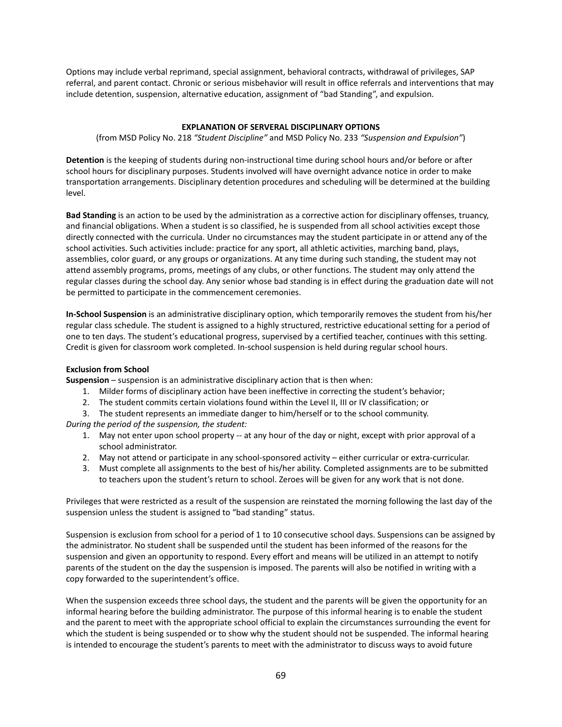Options may include verbal reprimand, special assignment, behavioral contracts, withdrawal of privileges, SAP referral, and parent contact. Chronic or serious misbehavior will result in office referrals and interventions that may include detention, suspension, alternative education, assignment of "bad Standing", and expulsion.

**EXPLANATION OF SERVERAL DISCIPLINARY OPTIONS**

(from MSD Policy No. 218 *"Student Discipline"* and MSD Policy No. 233 *"Suspension and Expulsion"*)

**Detention** is the keeping of students during non-instructional time during school hours and/or before or after school hours for disciplinary purposes. Students involved will have overnight advance notice in order to make transportation arrangements. Disciplinary detention procedures and scheduling will be determined at the building level.

**Bad Standing** is an action to be used by the administration as a corrective action for disciplinary offenses, truancy, and financial obligations. When a student is so classified, he is suspended from all school activities except those directly connected with the curricula. Under no circumstances may the student participate in or attend any of the school activities. Such activities include: practice for any sport, all athletic activities, marching band, plays, assemblies, color guard, or any groups or organizations. At any time during such standing, the student may not attend assembly programs, proms, meetings of any clubs, or other functions. The student may only attend the regular classes during the school day. Any senior whose bad standing is in effect during the graduation date will not be permitted to participate in the commencement ceremonies.

**In-School Suspension** is an administrative disciplinary option, which temporarily removes the student from his/her regular class schedule. The student is assigned to a highly structured, restrictive educational setting for a period of one to ten days. The student's educational progress, supervised by a certified teacher, continues with this setting. Credit is given for classroom work completed. In-school suspension is held during regular school hours.

**Exclusion from School**

**Suspension** – suspension is an administrative disciplinary action that is then when:

1. Milder forms of disciplinary action have been ineffective in correcting the student's behavior;
2. The student commits certain violations found within the Level II, III or IV classification; or
3. The student represents an immediate danger to him/herself or to the school community.

*During the period of the suspension, the student:*

1. May not enter upon school property -- at any hour of the day or night, except with prior approval of a school administrator.
2. May not attend or participate in any school-sponsored activity – either curricular or extra-curricular.
3. Must complete all assignments to the best of his/her ability. Completed assignments are to be submitted to teachers upon the student's return to school. Zeroes will be given for any work that is not done.

Privileges that were restricted as a result of the suspension are reinstated the morning following the last day of the suspension unless the student is assigned to "bad standing" status.

Suspension is exclusion from school for a period of 1 to 10 consecutive school days. Suspensions can be assigned by the administrator. No student shall be suspended until the student has been informed of the reasons for the suspension and given an opportunity to respond. Every effort and means will be utilized in an attempt to notify parents of the student on the day the suspension is imposed. The parents will also be notified in writing with a copy forwarded to the superintendent's office.

When the suspension exceeds three school days, the student and the parents will be given the opportunity for an informal hearing before the building administrator. The purpose of this informal hearing is to enable the student and the parent to meet with the appropriate school official to explain the circumstances surrounding the event for which the student is being suspended or to show why the student should not be suspended. The informal hearing is intended to encourage the student's parents to meet with the administrator to discuss ways to avoid future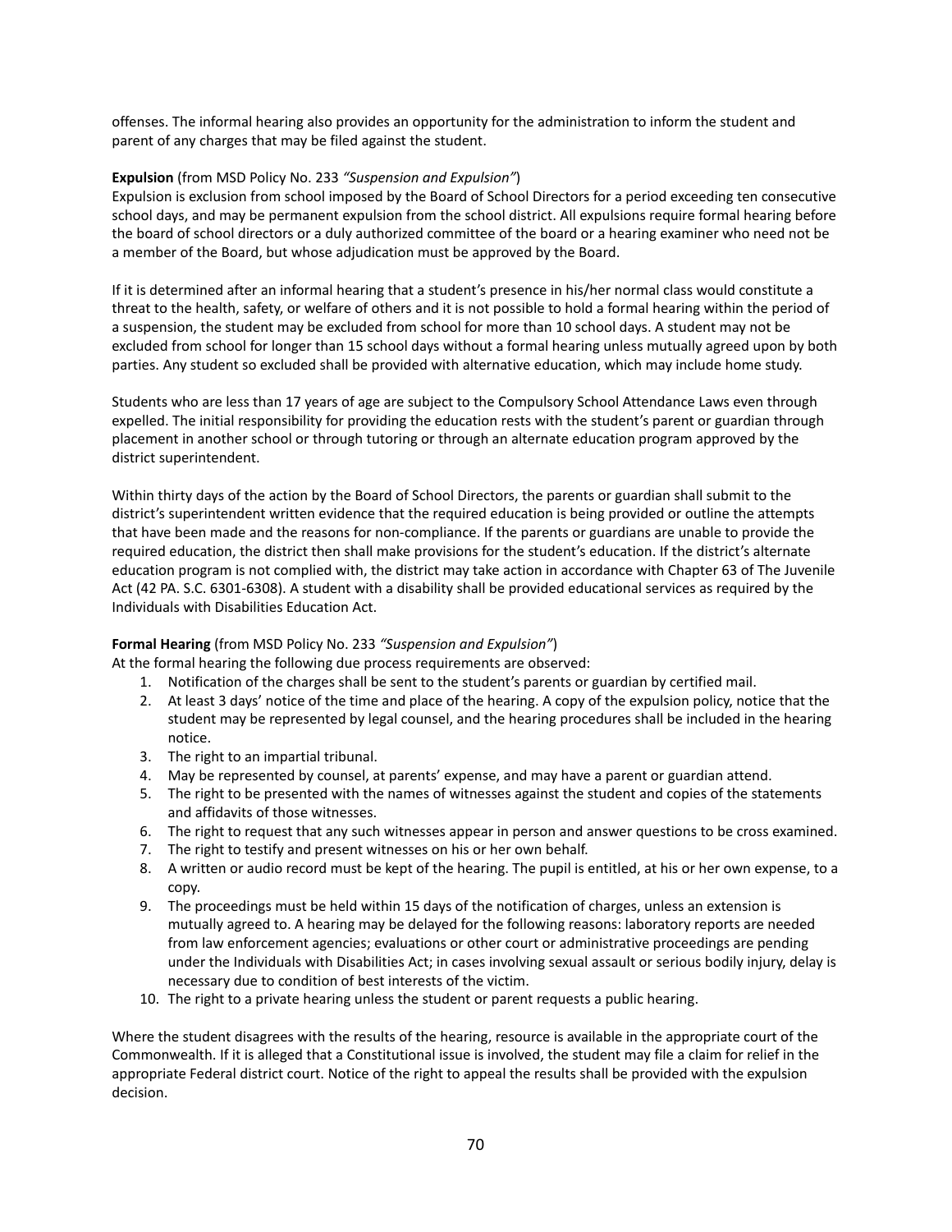offenses. The informal hearing also provides an opportunity for the administration to inform the student and parent of any charges that may be filed against the student.

**Expulsion** (from MSD Policy No. 233 *"Suspension and Expulsion"*)
Expulsion is exclusion from school imposed by the Board of School Directors for a period exceeding ten consecutive school days, and may be permanent expulsion from the school district. All expulsions require formal hearing before the board of school directors or a duly authorized committee of the board or a hearing examiner who need not be a member of the Board, but whose adjudication must be approved by the Board.

If it is determined after an informal hearing that a student's presence in his/her normal class would constitute a threat to the health, safety, or welfare of others and it is not possible to hold a formal hearing within the period of a suspension, the student may be excluded from school for more than 10 school days. A student may not be excluded from school for longer than 15 school days without a formal hearing unless mutually agreed upon by both parties. Any student so excluded shall be provided with alternative education, which may include home study.

Students who are less than 17 years of age are subject to the Compulsory School Attendance Laws even through expelled. The initial responsibility for providing the education rests with the student's parent or guardian through placement in another school or through tutoring or through an alternate education program approved by the district superintendent.

Within thirty days of the action by the Board of School Directors, the parents or guardian shall submit to the district's superintendent written evidence that the required education is being provided or outline the attempts that have been made and the reasons for non-compliance. If the parents or guardians are unable to provide the required education, the district then shall make provisions for the student's education. If the district's alternate education program is not complied with, the district may take action in accordance with Chapter 63 of The Juvenile Act (42 PA. S.C. 6301-6308). A student with a disability shall be provided educational services as required by the Individuals with Disabilities Education Act.

**Formal Hearing** (from MSD Policy No. 233 *"Suspension and Expulsion"*)
At the formal hearing the following due process requirements are observed:

1. Notification of the charges shall be sent to the student's parents or guardian by certified mail.
2. At least 3 days' notice of the time and place of the hearing. A copy of the expulsion policy, notice that the student may be represented by legal counsel, and the hearing procedures shall be included in the hearing notice.
3. The right to an impartial tribunal.
4. May be represented by counsel, at parents' expense, and may have a parent or guardian attend.
5. The right to be presented with the names of witnesses against the student and copies of the statements and affidavits of those witnesses.
6. The right to request that any such witnesses appear in person and answer questions to be cross examined.
7. The right to testify and present witnesses on his or her own behalf.
8. A written or audio record must be kept of the hearing. The pupil is entitled, at his or her own expense, to a copy.
9. The proceedings must be held within 15 days of the notification of charges, unless an extension is mutually agreed to. A hearing may be delayed for the following reasons: laboratory reports are needed from law enforcement agencies; evaluations or other court or administrative proceedings are pending under the Individuals with Disabilities Act; in cases involving sexual assault or serious bodily injury, delay is necessary due to condition of best interests of the victim.
10. The right to a private hearing unless the student or parent requests a public hearing.

Where the student disagrees with the results of the hearing, resource is available in the appropriate court of the Commonwealth. If it is alleged that a Constitutional issue is involved, the student may file a claim for relief in the appropriate Federal district court. Notice of the right to appeal the results shall be provided with the expulsion decision.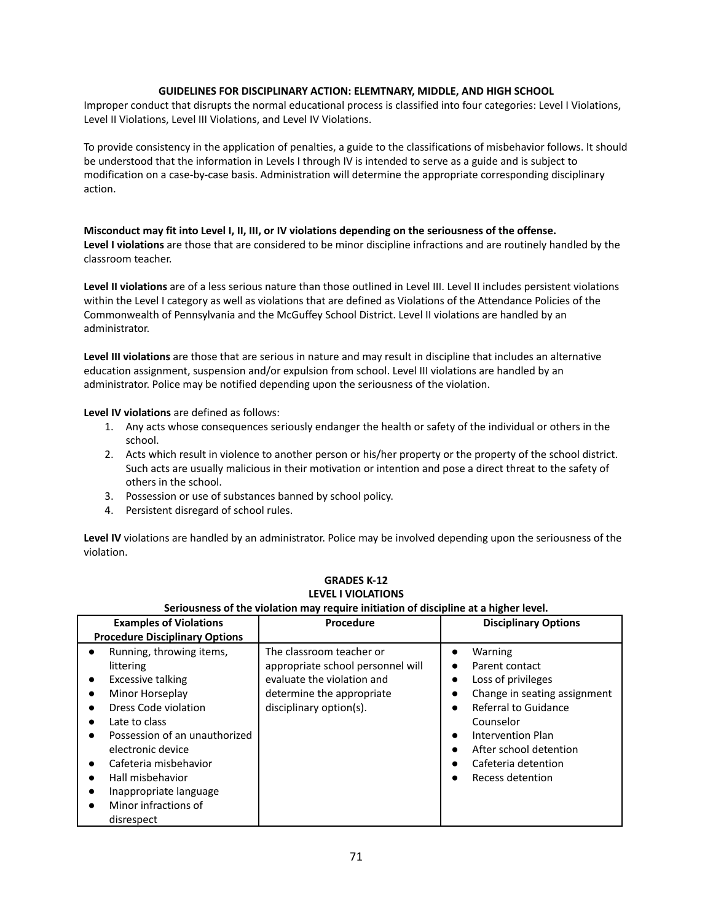**GUIDELINES FOR DISCIPLINARY ACTION: ELEMTNARY, MIDDLE, AND HIGH SCHOOL**

Improper conduct that disrupts the normal educational process is classified into four categories: Level I Violations, Level II Violations, Level III Violations, and Level IV Violations.

To provide consistency in the application of penalties, a guide to the classifications of misbehavior follows. It should be understood that the information in Levels I through IV is intended to serve as a guide and is subject to modification on a case-by-case basis. Administration will determine the appropriate corresponding disciplinary action.

**Misconduct may fit into Level I, II, III, or IV violations depending on the seriousness of the offense.**

**Level I violations** are those that are considered to be minor discipline infractions and are routinely handled by the classroom teacher.

**Level II violations** are of a less serious nature than those outlined in Level III. Level II includes persistent violations within the Level I category as well as violations that are defined as Violations of the Attendance Policies of the Commonwealth of Pennsylvania and the McGuffey School District. Level II violations are handled by an administrator.

**Level III violations** are those that are serious in nature and may result in discipline that includes an alternative education assignment, suspension and/or expulsion from school. Level III violations are handled by an administrator. Police may be notified depending upon the seriousness of the violation.

**Level IV violations** are defined as follows:

1. Any acts whose consequences seriously endanger the health or safety of the individual or others in the school.
2. Acts which result in violence to another person or his/her property or the property of the school district. Such acts are usually malicious in their motivation or intention and pose a direct threat to the safety of others in the school.
3. Possession or use of substances banned by school policy.
4. Persistent disregard of school rules.

**Level IV** violations are handled by an administrator. Police may be involved depending upon the seriousness of the violation.

**GRADES K-12**
**LEVEL I VIOLATIONS**
**Seriousness of the violation may require initiation of discipline at a higher level.**

| Examples of Violations Procedure Disciplinary Options | Procedure | Disciplinary Options |
|---|---|---|
| • Running, throwing items, littering<br>• Excessive talking<br>• Minor Horseplay<br>• Dress Code violation<br>• Late to class<br>• Possession of an unauthorized electronic device<br>• Cafeteria misbehavior<br>• Hall misbehavior<br>• Inappropriate language<br>• Minor infractions of disrespect | The classroom teacher or appropriate school personnel will evaluate the violation and determine the appropriate disciplinary option(s). | • Warning<br>• Parent contact<br>• Loss of privileges<br>• Change in seating assignment<br>• Referral to Guidance Counselor<br>• Intervention Plan<br>• After school detention<br>• Cafeteria detention<br>• Recess detention |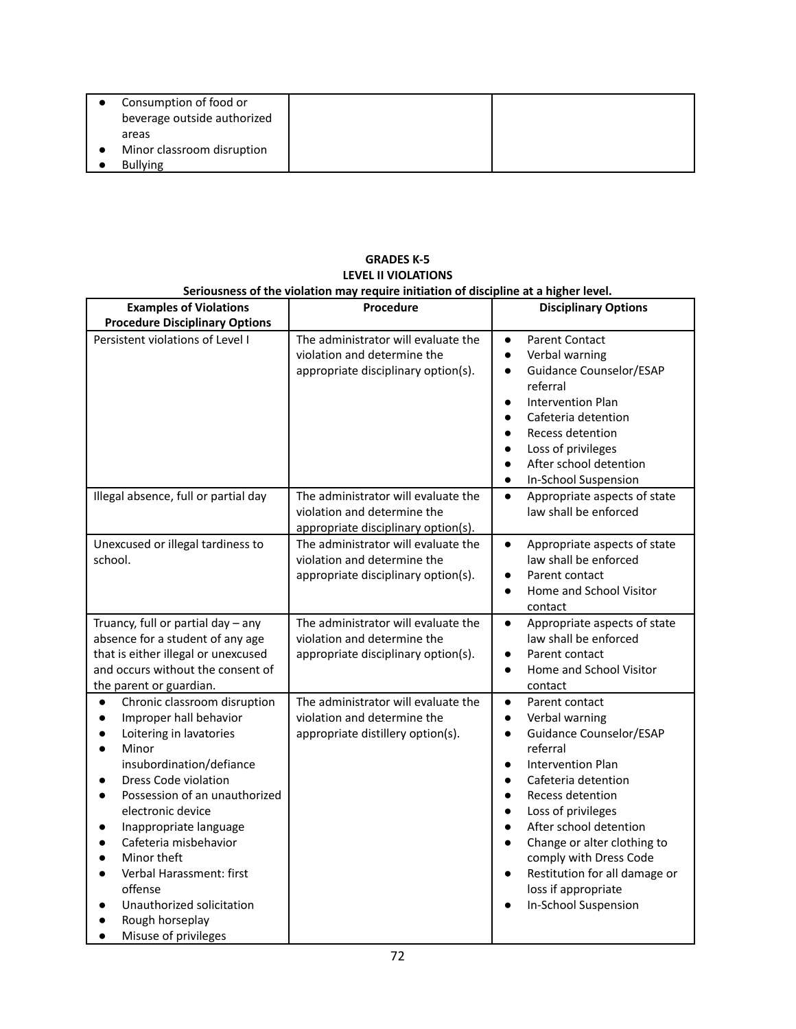| | | |
|---|---|---|
| • Consumption of food or beverage outside authorized areas<br>• Minor classroom disruption<br>• Bullying | | |

**GRADES K-5**
**LEVEL II VIOLATIONS**
**Seriousness of the violation may require initiation of discipline at a higher level.**

| Examples of Violations Procedure Disciplinary Options | Procedure | Disciplinary Options |
|---|---|---|
| Persistent violations of Level I | The administrator will evaluate the violation and determine the appropriate disciplinary option(s). | • Parent Contact<br>• Verbal warning<br>• Guidance Counselor/ESAP referral<br>• Intervention Plan<br>• Cafeteria detention<br>• Recess detention<br>• Loss of privileges<br>• After school detention<br>• In-School Suspension |
| Illegal absence, full or partial day | The administrator will evaluate the violation and determine the appropriate disciplinary option(s). | • Appropriate aspects of state law shall be enforced |
| Unexcused or illegal tardiness to school. | The administrator will evaluate the violation and determine the appropriate disciplinary option(s). | • Appropriate aspects of state law shall be enforced<br>• Parent contact<br>• Home and School Visitor contact |
| Truancy, full or partial day – any absence for a student of any age that is either illegal or unexcused and occurs without the consent of the parent or guardian. | The administrator will evaluate the violation and determine the appropriate disciplinary option(s). | • Appropriate aspects of state law shall be enforced<br>• Parent contact<br>• Home and School Visitor contact |
| • Chronic classroom disruption<br>• Improper hall behavior<br>• Loitering in lavatories<br>• Minor insubordination/defiance<br>• Dress Code violation<br>• Possession of an unauthorized electronic device<br>• Inappropriate language<br>• Cafeteria misbehavior<br>• Minor theft<br>• Verbal Harassment: first offense<br>• Unauthorized solicitation<br>• Rough horseplay<br>• Misuse of privileges | The administrator will evaluate the violation and determine the appropriate distillery option(s). | • Parent contact<br>• Verbal warning<br>• Guidance Counselor/ESAP referral<br>• Intervention Plan<br>• Cafeteria detention<br>• Recess detention<br>• Loss of privileges<br>• After school detention<br>• Change or alter clothing to comply with Dress Code<br>• Restitution for all damage or loss if appropriate<br>• In-School Suspension |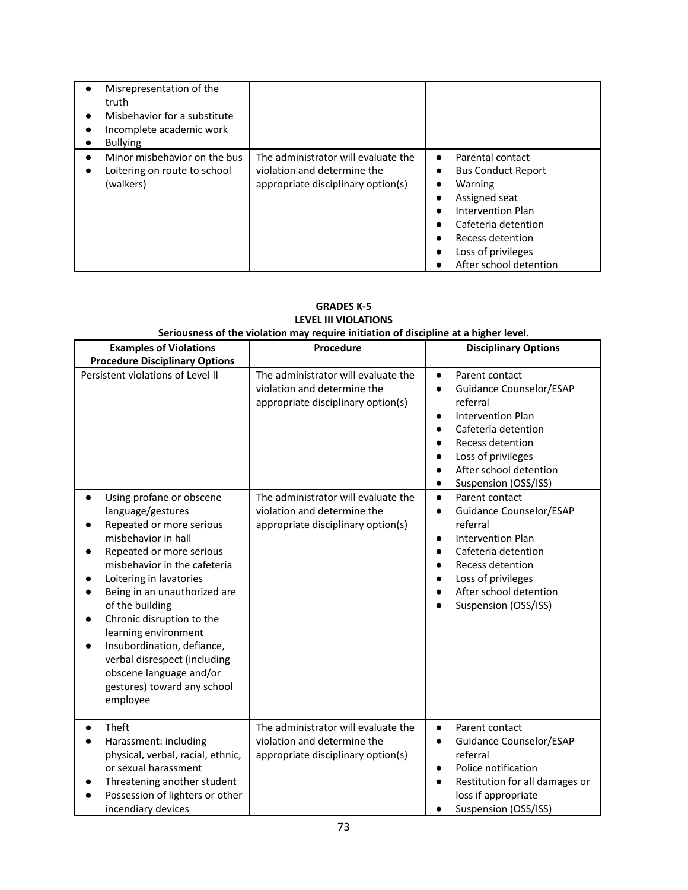| | | |
|---|---|---|
| • Misrepresentation of the truth<br>• Misbehavior for a substitute<br>• Incomplete academic work<br>• Bullying | | |
| • Minor misbehavior on the bus<br>• Loitering on route to school (walkers) | The administrator will evaluate the violation and determine the appropriate disciplinary option(s) | • Parental contact<br>• Bus Conduct Report<br>• Warning<br>• Assigned seat<br>• Intervention Plan<br>• Cafeteria detention<br>• Recess detention<br>• Loss of privileges<br>• After school detention |

**GRADES K-5**
**LEVEL III VIOLATIONS**
**Seriousness of the violation may require initiation of discipline at a higher level.**

| Examples of Violations Procedure Disciplinary Options | Procedure | Disciplinary Options |
|---|---|---|
| Persistent violations of Level II | The administrator will evaluate the violation and determine the appropriate disciplinary option(s) | • Parent contact<br>• Guidance Counselor/ESAP referral<br>• Intervention Plan<br>• Cafeteria detention<br>• Recess detention<br>• Loss of privileges<br>• After school detention<br>• Suspension (OSS/ISS) |
| • Using profane or obscene language/gestures<br>• Repeated or more serious misbehavior in hall<br>• Repeated or more serious misbehavior in the cafeteria<br>• Loitering in lavatories<br>• Being in an unauthorized are of the building<br>• Chronic disruption to the learning environment<br>• Insubordination, defiance, verbal disrespect (including obscene language and/or gestures) toward any school employee | The administrator will evaluate the violation and determine the appropriate disciplinary option(s) | • Parent contact<br>• Guidance Counselor/ESAP referral<br>• Intervention Plan<br>• Cafeteria detention<br>• Recess detention<br>• Loss of privileges<br>• After school detention<br>• Suspension (OSS/ISS) |
| • Theft<br>• Harassment: including physical, verbal, racial, ethnic, or sexual harassment<br>• Threatening another student<br>• Possession of lighters or other incendiary devices | The administrator will evaluate the violation and determine the appropriate disciplinary option(s) | • Parent contact<br>• Guidance Counselor/ESAP referral<br>• Police notification<br>• Restitution for all damages or loss if appropriate<br>• Suspension (OSS/ISS) |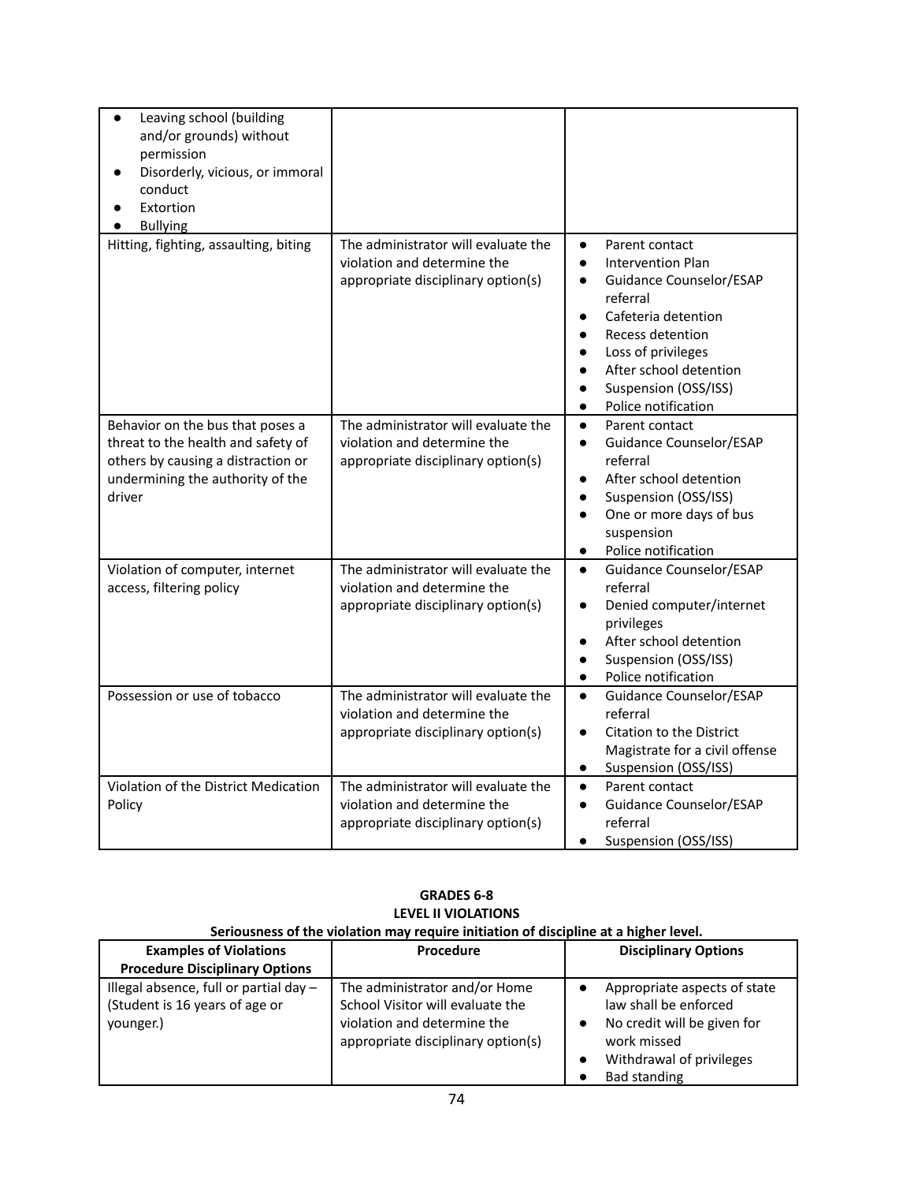| | | |
|---|---|---|
| • Leaving school (building and/or grounds) without permission<br>• Disorderly, vicious, or immoral conduct<br>• Extortion<br>• Bullying | | |
| Hitting, fighting, assaulting, biting | The administrator will evaluate the violation and determine the appropriate disciplinary option(s) | • Parent contact<br>• Intervention Plan<br>• Guidance Counselor/ESAP referral<br>• Cafeteria detention<br>• Recess detention<br>• Loss of privileges<br>• After school detention<br>• Suspension (OSS/ISS)<br>• Police notification |
| Behavior on the bus that poses a threat to the health and safety of others by causing a distraction or undermining the authority of the driver | The administrator will evaluate the violation and determine the appropriate disciplinary option(s) | • Parent contact<br>• Guidance Counselor/ESAP referral<br>• After school detention<br>• Suspension (OSS/ISS)<br>• One or more days of bus suspension<br>• Police notification |
| Violation of computer, internet access, filtering policy | The administrator will evaluate the violation and determine the appropriate disciplinary option(s) | • Guidance Counselor/ESAP referral<br>• Denied computer/internet privileges<br>• After school detention<br>• Suspension (OSS/ISS)<br>• Police notification |
| Possession or use of tobacco | The administrator will evaluate the violation and determine the appropriate disciplinary option(s) | • Guidance Counselor/ESAP referral<br>• Citation to the District Magistrate for a civil offense<br>• Suspension (OSS/ISS) |
| Violation of the District Medication Policy | The administrator will evaluate the violation and determine the appropriate disciplinary option(s) | • Parent contact<br>• Guidance Counselor/ESAP referral<br>• Suspension (OSS/ISS) |

**GRADES 6-8**
**LEVEL II VIOLATIONS**
**Seriousness of the violation may require initiation of discipline at a higher level.**

| Examples of Violations Procedure Disciplinary Options | Procedure | Disciplinary Options |
|---|---|---|
| Illegal absence, full or partial day – (Student is 16 years of age or younger.) | The administrator and/or Home School Visitor will evaluate the violation and determine the appropriate disciplinary option(s) | • Appropriate aspects of state law shall be enforced<br>• No credit will be given for work missed<br>• Withdrawal of privileges<br>• Bad standing |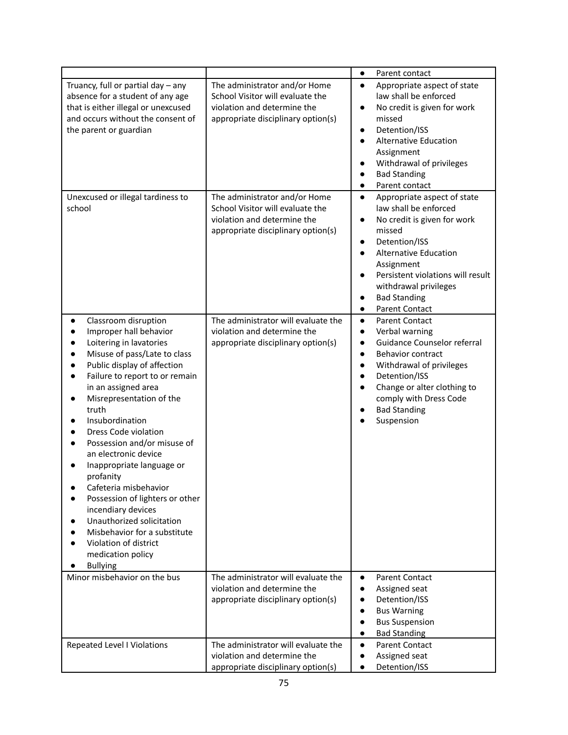| | | |
|---|---|---|
| | | • Parent contact |
| Truancy, full or partial day – any absence for a student of any age that is either illegal or unexcused and occurs without the consent of the parent or guardian | The administrator and/or Home School Visitor will evaluate the violation and determine the appropriate disciplinary option(s) | • Appropriate aspect of state law shall be enforced<br>• No credit is given for work missed<br>• Detention/ISS<br>• Alternative Education Assignment<br>• Withdrawal of privileges<br>• Bad Standing<br>• Parent contact |
| Unexcused or illegal tardiness to school | The administrator and/or Home School Visitor will evaluate the violation and determine the appropriate disciplinary option(s) | • Appropriate aspect of state law shall be enforced<br>• No credit is given for work missed<br>• Detention/ISS<br>• Alternative Education Assignment<br>• Persistent violations will result withdrawal privileges<br>• Bad Standing<br>• Parent Contact |
| • Classroom disruption<br>• Improper hall behavior<br>• Loitering in lavatories<br>• Misuse of pass/Late to class<br>• Public display of affection<br>• Failure to report to or remain in an assigned area<br>• Misrepresentation of the truth<br>• Insubordination<br>• Dress Code violation<br>• Possession and/or misuse of an electronic device<br>• Inappropriate language or profanity<br>• Cafeteria misbehavior<br>• Possession of lighters or other incendiary devices<br>• Unauthorized solicitation<br>• Misbehavior for a substitute<br>• Violation of district medication policy<br>• Bullying | The administrator will evaluate the violation and determine the appropriate disciplinary option(s) | • Parent Contact<br>• Verbal warning<br>• Guidance Counselor referral<br>• Behavior contract<br>• Withdrawal of privileges<br>• Detention/ISS<br>• Change or alter clothing to comply with Dress Code<br>• Bad Standing<br>• Suspension |
| Minor misbehavior on the bus | The administrator will evaluate the violation and determine the appropriate disciplinary option(s) | • Parent Contact<br>• Assigned seat<br>• Detention/ISS<br>• Bus Warning<br>• Bus Suspension<br>• Bad Standing |
| Repeated Level I Violations | The administrator will evaluate the violation and determine the appropriate disciplinary option(s) | • Parent Contact<br>• Assigned seat<br>• Detention/ISS |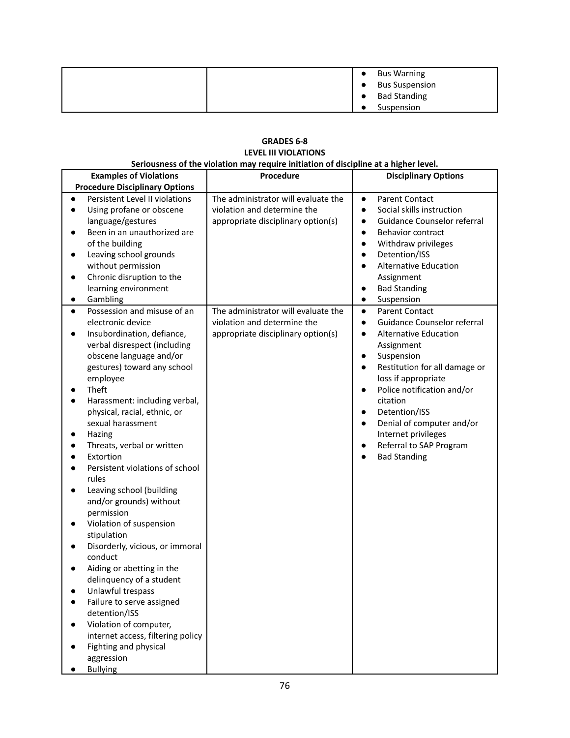|  |  | <ul><li>Bus Warning</li><li>Bus Suspension</li><li>Bad Standing</li><li>Suspension</li></ul> |
|---|---|---|

**GRADES 6-8**
**LEVEL III VIOLATIONS**
**Seriousness of the violation may require initiation of discipline at a higher level.**

| Examples of Violations Procedure Disciplinary Options | Procedure | Disciplinary Options |
|---|---|---|
| <ul><li>Persistent Level II violations</li><li>Using profane or obscene language/gestures</li><li>Been in an unauthorized are of the building</li><li>Leaving school grounds without permission</li><li>Chronic disruption to the learning environment</li><li>Gambling</li></ul> | The administrator will evaluate the violation and determine the appropriate disciplinary option(s) | <ul><li>Parent Contact</li><li>Social skills instruction</li><li>Guidance Counselor referral</li><li>Behavior contract</li><li>Withdraw privileges</li><li>Detention/ISS</li><li>Alternative Education Assignment</li><li>Bad Standing</li><li>Suspension</li></ul> |
| <ul><li>Possession and misuse of an electronic device</li><li>Insubordination, defiance, verbal disrespect (including obscene language and/or gestures) toward any school employee</li><li>Theft</li><li>Harassment: including verbal, physical, racial, ethnic, or sexual harassment</li><li>Hazing</li><li>Threats, verbal or written</li><li>Extortion</li><li>Persistent violations of school rules</li><li>Leaving school (building and/or grounds) without permission</li><li>Violation of suspension stipulation</li><li>Disorderly, vicious, or immoral conduct</li><li>Aiding or abetting in the delinquency of a student</li><li>Unlawful trespass</li><li>Failure to serve assigned detention/ISS</li><li>Violation of computer, internet access, filtering policy</li><li>Fighting and physical aggression</li><li>Bullying</li></ul> | The administrator will evaluate the violation and determine the appropriate disciplinary option(s) | <ul><li>Parent Contact</li><li>Guidance Counselor referral</li><li>Alternative Education Assignment</li><li>Suspension</li><li>Restitution for all damage or loss if appropriate</li><li>Police notification and/or citation</li><li>Detention/ISS</li><li>Denial of computer and/or Internet privileges</li><li>Referral to SAP Program</li><li>Bad Standing</li></ul> |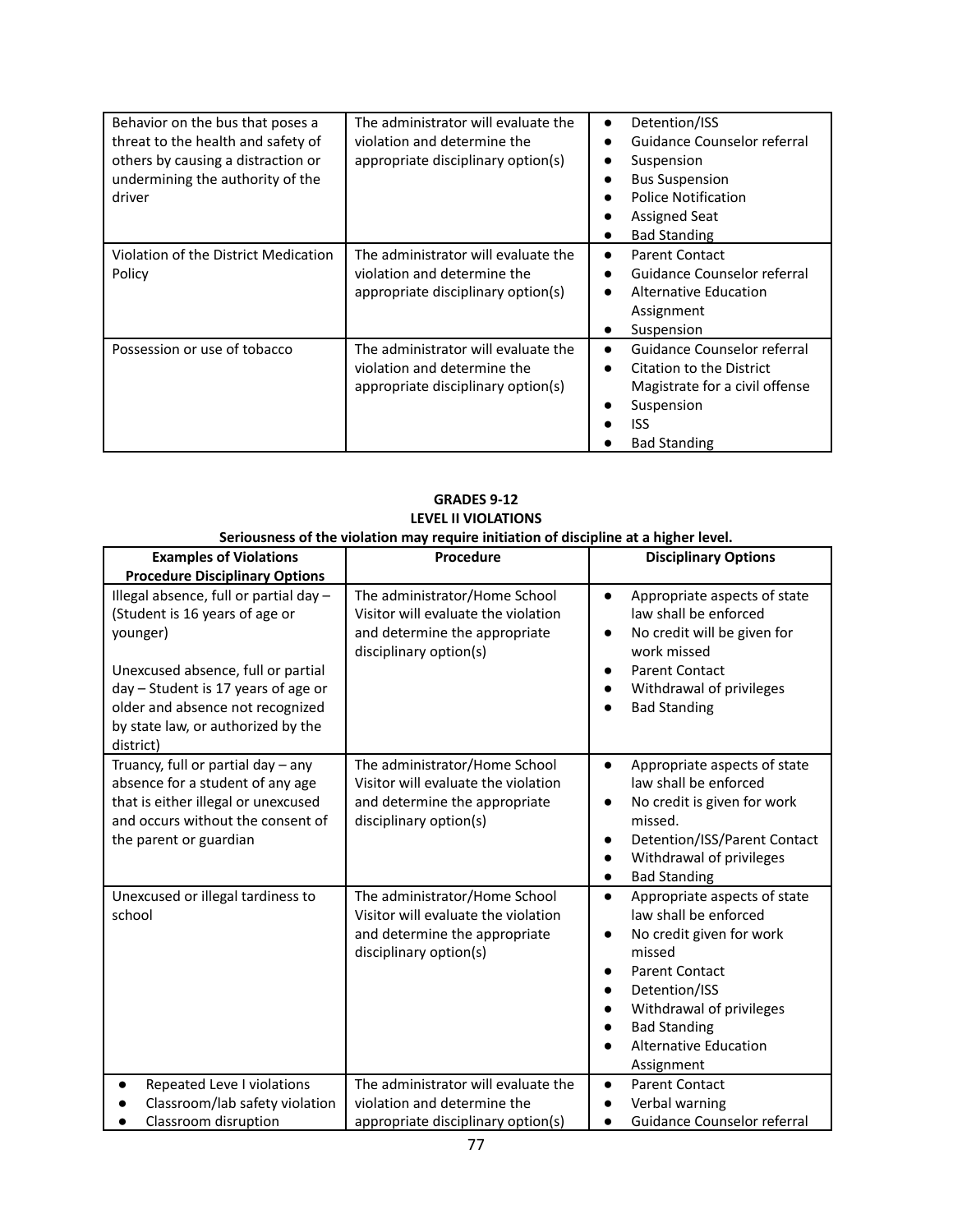| | | |
|---|---|---|
| Behavior on the bus that poses a threat to the health and safety of others by causing a distraction or undermining the authority of the driver | The administrator will evaluate the violation and determine the appropriate disciplinary option(s) | • Detention/ISS<br>• Guidance Counselor referral<br>• Suspension<br>• Bus Suspension<br>• Police Notification<br>• Assigned Seat<br>• Bad Standing |
| Violation of the District Medication Policy | The administrator will evaluate the violation and determine the appropriate disciplinary option(s) | • Parent Contact<br>• Guidance Counselor referral<br>• Alternative Education Assignment<br>• Suspension |
| Possession or use of tobacco | The administrator will evaluate the violation and determine the appropriate disciplinary option(s) | • Guidance Counselor referral<br>• Citation to the District Magistrate for a civil offense<br>• Suspension<br>• ISS<br>• Bad Standing |

**GRADES 9-12**
**LEVEL II VIOLATIONS**
**Seriousness of the violation may require initiation of discipline at a higher level.**

| Examples of Violations Procedure Disciplinary Options | Procedure | Disciplinary Options |
|---|---|---|
| Illegal absence, full or partial day – (Student is 16 years of age or younger)<br><br>Unexcused absence, full or partial day – Student is 17 years of age or older and absence not recognized by state law, or authorized by the district) | The administrator/Home School Visitor will evaluate the violation and determine the appropriate disciplinary option(s) | • Appropriate aspects of state law shall be enforced<br>• No credit will be given for work missed<br>• Parent Contact<br>• Withdrawal of privileges<br>• Bad Standing |
| Truancy, full or partial day – any absence for a student of any age that is either illegal or unexcused and occurs without the consent of the parent or guardian | The administrator/Home School Visitor will evaluate the violation and determine the appropriate disciplinary option(s) | • Appropriate aspects of state law shall be enforced<br>• No credit is given for work missed.<br>• Detention/ISS/Parent Contact<br>• Withdrawal of privileges<br>• Bad Standing |
| Unexcused or illegal tardiness to school | The administrator/Home School Visitor will evaluate the violation and determine the appropriate disciplinary option(s) | • Appropriate aspects of state law shall be enforced<br>• No credit given for work missed<br>• Parent Contact<br>• Detention/ISS<br>• Withdrawal of privileges<br>• Bad Standing<br>• Alternative Education Assignment |
| • Repeated Leve I violations<br>• Classroom/lab safety violation<br>• Classroom disruption | The administrator will evaluate the violation and determine the appropriate disciplinary option(s) | • Parent Contact<br>• Verbal warning<br>• Guidance Counselor referral |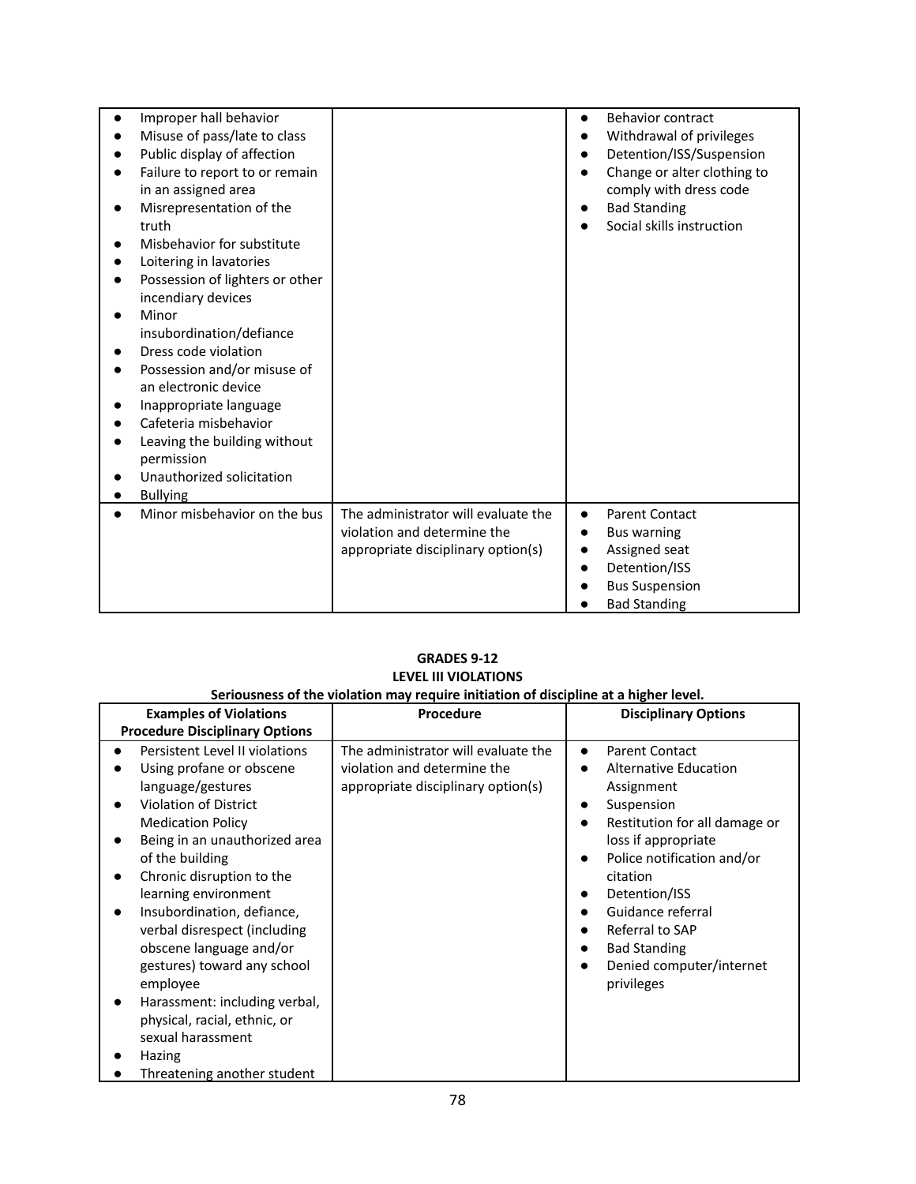| | | |
|---|---|---|
| <ul><li>Improper hall behavior</li><li>Misuse of pass/late to class</li><li>Public display of affection</li><li>Failure to report to or remain in an assigned area</li><li>Misrepresentation of the truth</li><li>Misbehavior for substitute</li><li>Loitering in lavatories</li><li>Possession of lighters or other incendiary devices</li><li>Minor insubordination/defiance</li><li>Dress code violation</li><li>Possession and/or misuse of an electronic device</li><li>Inappropriate language</li><li>Cafeteria misbehavior</li><li>Leaving the building without permission</li><li>Unauthorized solicitation</li><li>Bullying</li></ul> | | <ul><li>Behavior contract</li><li>Withdrawal of privileges</li><li>Detention/ISS/Suspension</li><li>Change or alter clothing to comply with dress code</li><li>Bad Standing</li><li>Social skills instruction</li></ul> |
| <ul><li>Minor misbehavior on the bus</li></ul> | The administrator will evaluate the violation and determine the appropriate disciplinary option(s) | <ul><li>Parent Contact</li><li>Bus warning</li><li>Assigned seat</li><li>Detention/ISS</li><li>Bus Suspension</li><li>Bad Standing</li></ul> |

**GRADES 9-12**
**LEVEL III VIOLATIONS**
**Seriousness of the violation may require initiation of discipline at a higher level.**

| Examples of Violations Procedure Disciplinary Options | Procedure | Disciplinary Options |
|---|---|---|
| <ul><li>Persistent Level II violations</li><li>Using profane or obscene language/gestures</li><li>Violation of District Medication Policy</li><li>Being in an unauthorized area of the building</li><li>Chronic disruption to the learning environment</li><li>Insubordination, defiance, verbal disrespect (including obscene language and/or gestures) toward any school employee</li><li>Harassment: including verbal, physical, racial, ethnic, or sexual harassment</li><li>Hazing</li><li>Threatening another student</li></ul> | The administrator will evaluate the violation and determine the appropriate disciplinary option(s) | <ul><li>Parent Contact</li><li>Alternative Education Assignment</li><li>Suspension</li><li>Restitution for all damage or loss if appropriate</li><li>Police notification and/or citation</li><li>Detention/ISS</li><li>Guidance referral</li><li>Referral to SAP</li><li>Bad Standing</li><li>Denied computer/internet privileges</li></ul> |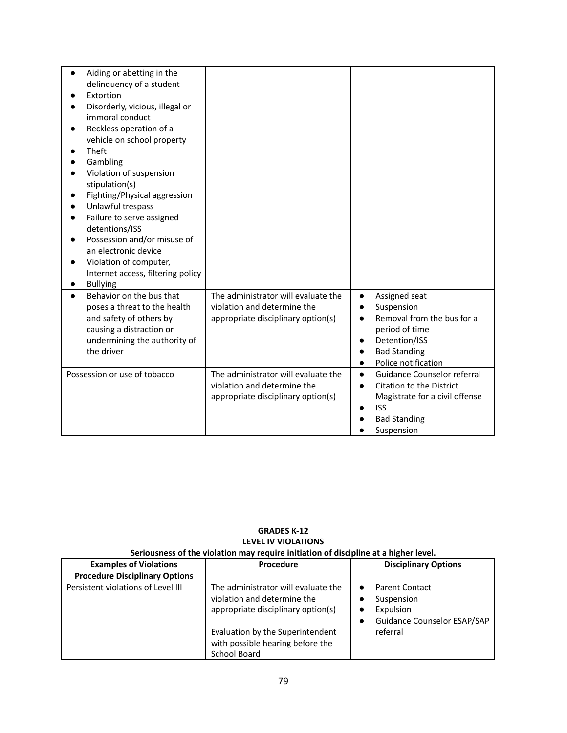| | | |
|---|---|---|
| • Aiding or abetting in the delinquency of a student<br>• Extortion<br>• Disorderly, vicious, illegal or immoral conduct<br>• Reckless operation of a vehicle on school property<br>• Theft<br>• Gambling<br>• Violation of suspension stipulation(s)<br>• Fighting/Physical aggression<br>• Unlawful trespass<br>• Failure to serve assigned detentions/ISS<br>• Possession and/or misuse of an electronic device<br>• Violation of computer, Internet access, filtering policy<br>• Bullying | | |
| • Behavior on the bus that poses a threat to the health and safety of others by causing a distraction or undermining the authority of the driver | The administrator will evaluate the violation and determine the appropriate disciplinary option(s) | • Assigned seat<br>• Suspension<br>• Removal from the bus for a period of time<br>• Detention/ISS<br>• Bad Standing<br>• Police notification |
| Possession or use of tobacco | The administrator will evaluate the violation and determine the appropriate disciplinary option(s) | • Guidance Counselor referral<br>• Citation to the District Magistrate for a civil offense<br>• ISS<br>• Bad Standing<br>• Suspension |

**GRADES K-12**
**LEVEL IV VIOLATIONS**
**Seriousness of the violation may require initiation of discipline at a higher level.**

| Examples of Violations Procedure Disciplinary Options | Procedure | Disciplinary Options |
|---|---|---|
| Persistent violations of Level III | The administrator will evaluate the violation and determine the appropriate disciplinary option(s)<br><br>Evaluation by the Superintendent with possible hearing before the School Board | • Parent Contact<br>• Suspension<br>• Expulsion<br>• Guidance Counselor ESAP/SAP referral |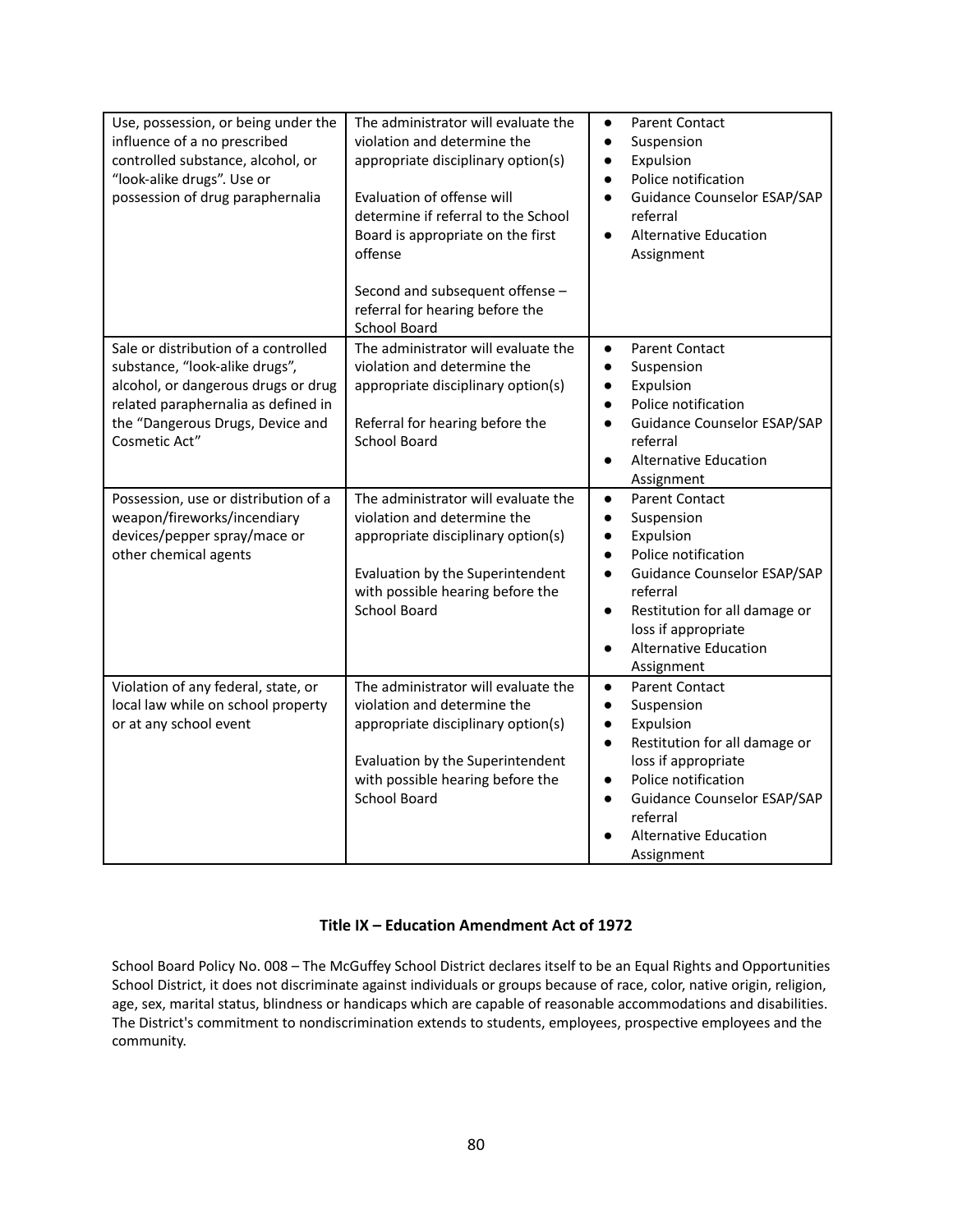| | | |
|---|---|---|
| Use, possession, or being under the influence of a no prescribed controlled substance, alcohol, or "look-alike drugs". Use or possession of drug paraphernalia | The administrator will evaluate the violation and determine the appropriate disciplinary option(s)<br><br>Evaluation of offense will determine if referral to the School Board is appropriate on the first offense<br><br>Second and subsequent offense – referral for hearing before the School Board | • Parent Contact<br>• Suspension<br>• Expulsion<br>• Police notification<br>• Guidance Counselor ESAP/SAP referral<br>• Alternative Education Assignment |
| Sale or distribution of a controlled substance, "look-alike drugs", alcohol, or dangerous drugs or drug related paraphernalia as defined in the "Dangerous Drugs, Device and Cosmetic Act" | The administrator will evaluate the violation and determine the appropriate disciplinary option(s)<br><br>Referral for hearing before the School Board | • Parent Contact<br>• Suspension<br>• Expulsion<br>• Police notification<br>• Guidance Counselor ESAP/SAP referral<br>• Alternative Education Assignment |
| Possession, use or distribution of a weapon/fireworks/incendiary devices/pepper spray/mace or other chemical agents | The administrator will evaluate the violation and determine the appropriate disciplinary option(s)<br><br>Evaluation by the Superintendent with possible hearing before the School Board | • Parent Contact<br>• Suspension<br>• Expulsion<br>• Police notification<br>• Guidance Counselor ESAP/SAP referral<br>• Restitution for all damage or loss if appropriate<br>• Alternative Education Assignment |
| Violation of any federal, state, or local law while on school property or at any school event | The administrator will evaluate the violation and determine the appropriate disciplinary option(s)<br><br>Evaluation by the Superintendent with possible hearing before the School Board | • Parent Contact<br>• Suspension<br>• Expulsion<br>• Restitution for all damage or loss if appropriate<br>• Police notification<br>• Guidance Counselor ESAP/SAP referral<br>• Alternative Education Assignment |

## Title IX – Education Amendment Act of 1972

School Board Policy No. 008 – The McGuffey School District declares itself to be an Equal Rights and Opportunities School District, it does not discriminate against individuals or groups because of race, color, native origin, religion, age, sex, marital status, blindness or handicaps which are capable of reasonable accommodations and disabilities. The District's commitment to nondiscrimination extends to students, employees, prospective employees and the community.